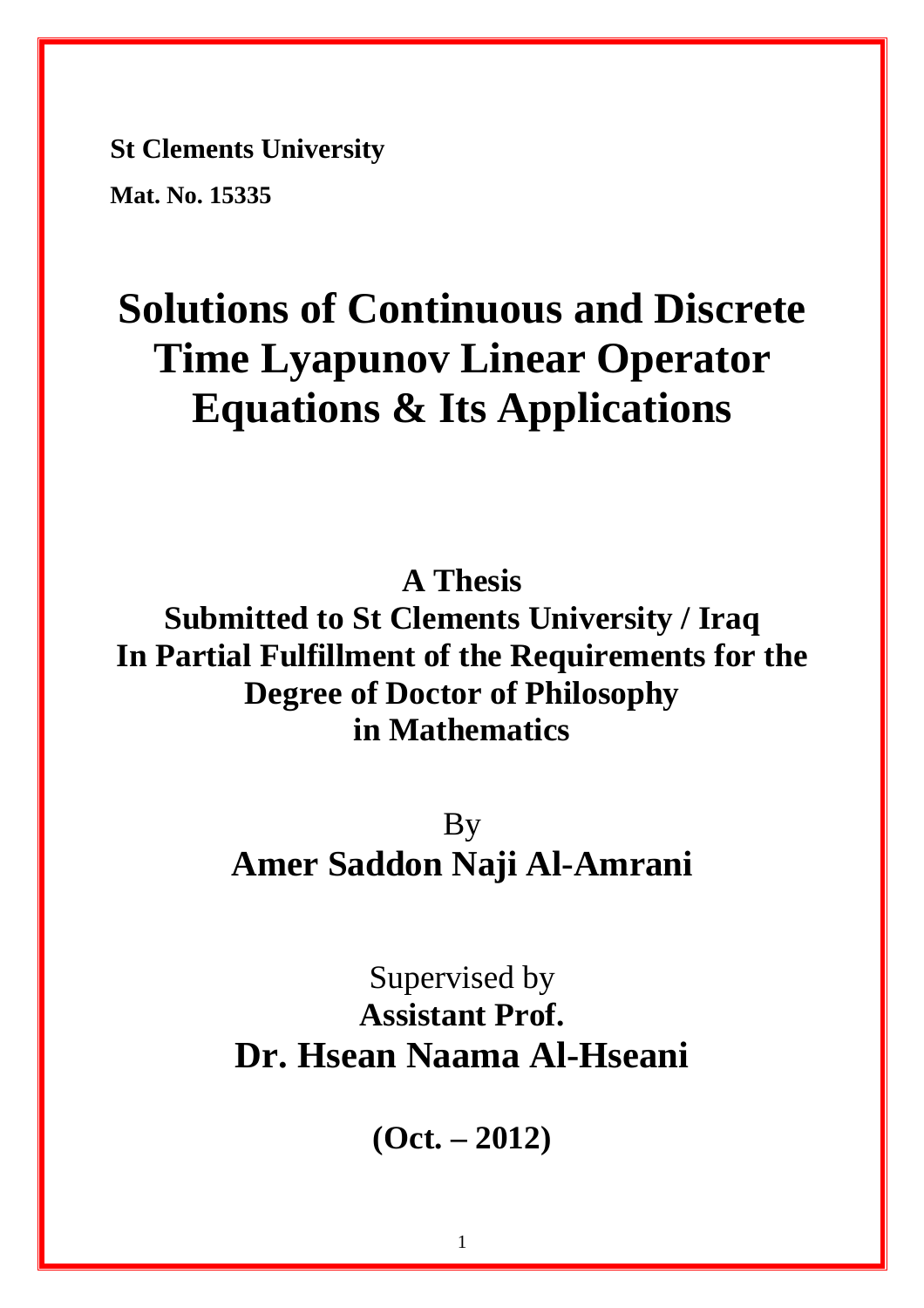**St Clements University**

**Mat. No. 15335**

# Solutions of Continuous and Discrete Time Lyapunov Linear Operator Equations & Its Applications

**A Thesis**
**Submitted to St Clements University / Iraq**
**In Partial Fulfillment of the Requirements for the Degree of Doctor of Philosophy in Mathematics**

By
**Amer Saddon Naji Al-Amrani**

Supervised by
**Assistant Prof.**
**Dr. Hsean Naama Al-Hseani**

**(Oct. – 2012)**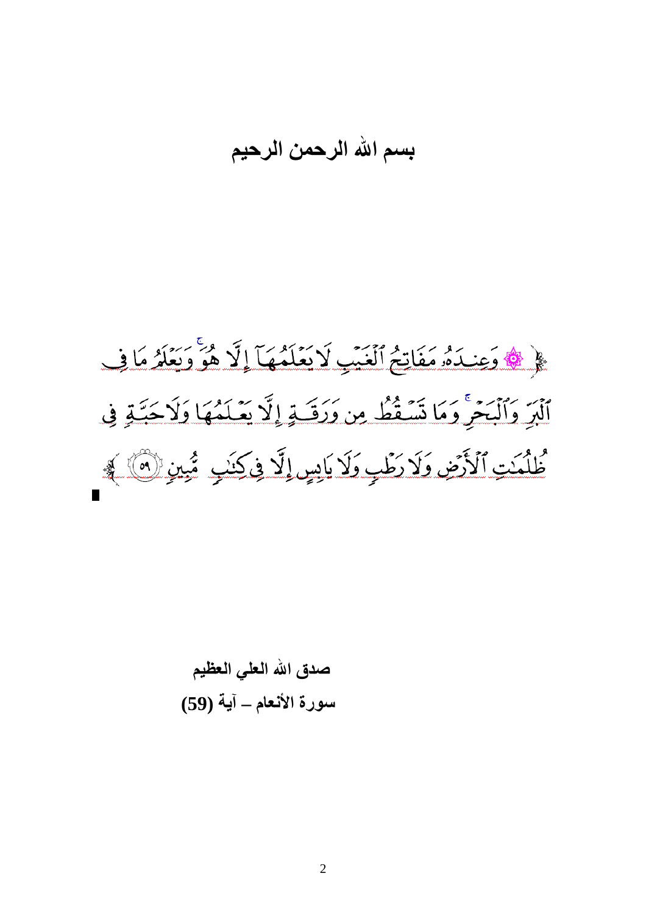# بسم الله الرحمن الرحيم

﴿ ۞ وَعِندَهُۥ مَفَاتِحُ ٱلۡغَيۡبِ لَا يَعۡلَمُهَآ إِلَّا هُوَۚ وَيَعۡلَمُ مَا فِي ٱلۡبَرِّ وَٱلۡبَحۡرِۚ وَمَا تَسۡقُطُ مِن وَرَقَةٍ إِلَّا يَعۡلَمُهَا وَلَا حَبَّةٖ فِي ظُلُمَٰتِ ٱلۡأَرۡضِ وَلَا رَطۡبٖ وَلَا يَابِسٍ إِلَّا فِي كِتَٰبٖ مُّبِينٖ ٥٩ ﴾

**صدق الله العلي العظيم**

**سورة الأنعام – آية (59)**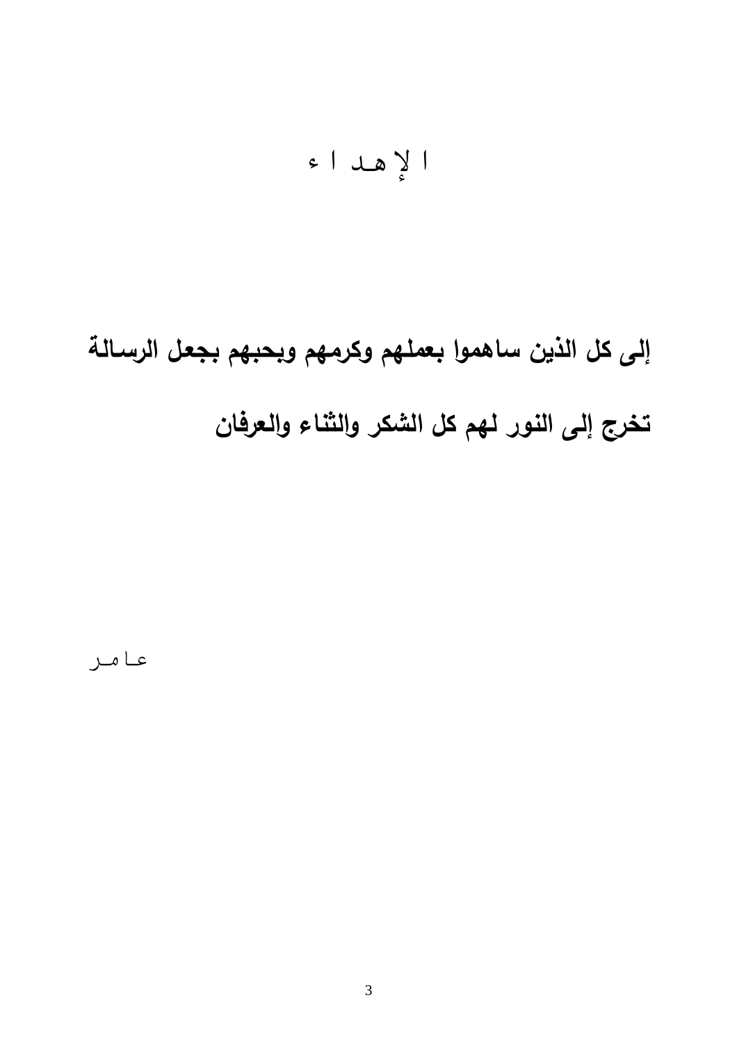# الإهداء

**إلى كل الذين ساهموا بعملهم وكرمهم وبحبهم بجعل الرسالة تخرج إلى النور لهم كل الشكر والثناء والعرفان**

عامر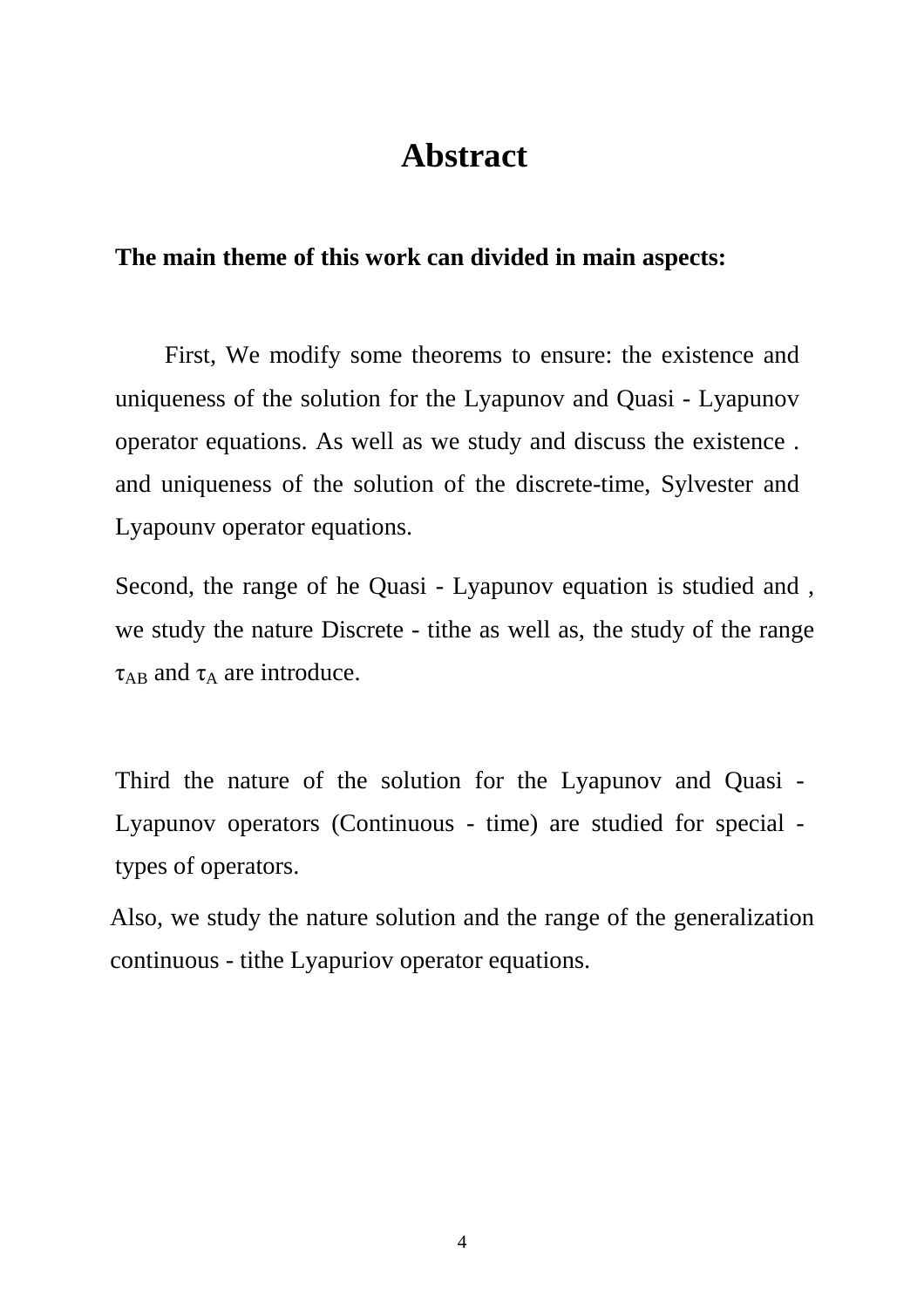# Abstract

**The main theme of this work can divided in main aspects:**

First, We modify some theorems to ensure: the existence and uniqueness of the solution for the Lyapunov and Quasi - Lyapunov operator equations. As well as we study and discuss the existence . and uniqueness of the solution of the discrete-time, Sylvester and Lyapounv operator equations.

Second, the range of he Quasi - Lyapunov equation is studied and , we study the nature Discrete - tithe as well as, the study of the range $\tau_{AB}$ and $\tau_{A}$ are introduce.

Third the nature of the solution for the Lyapunov and Quasi - Lyapunov operators (Continuous - time) are studied for special - types of operators.

Also, we study the nature solution and the range of the generalization continuous - tithe Lyapuriov operator equations.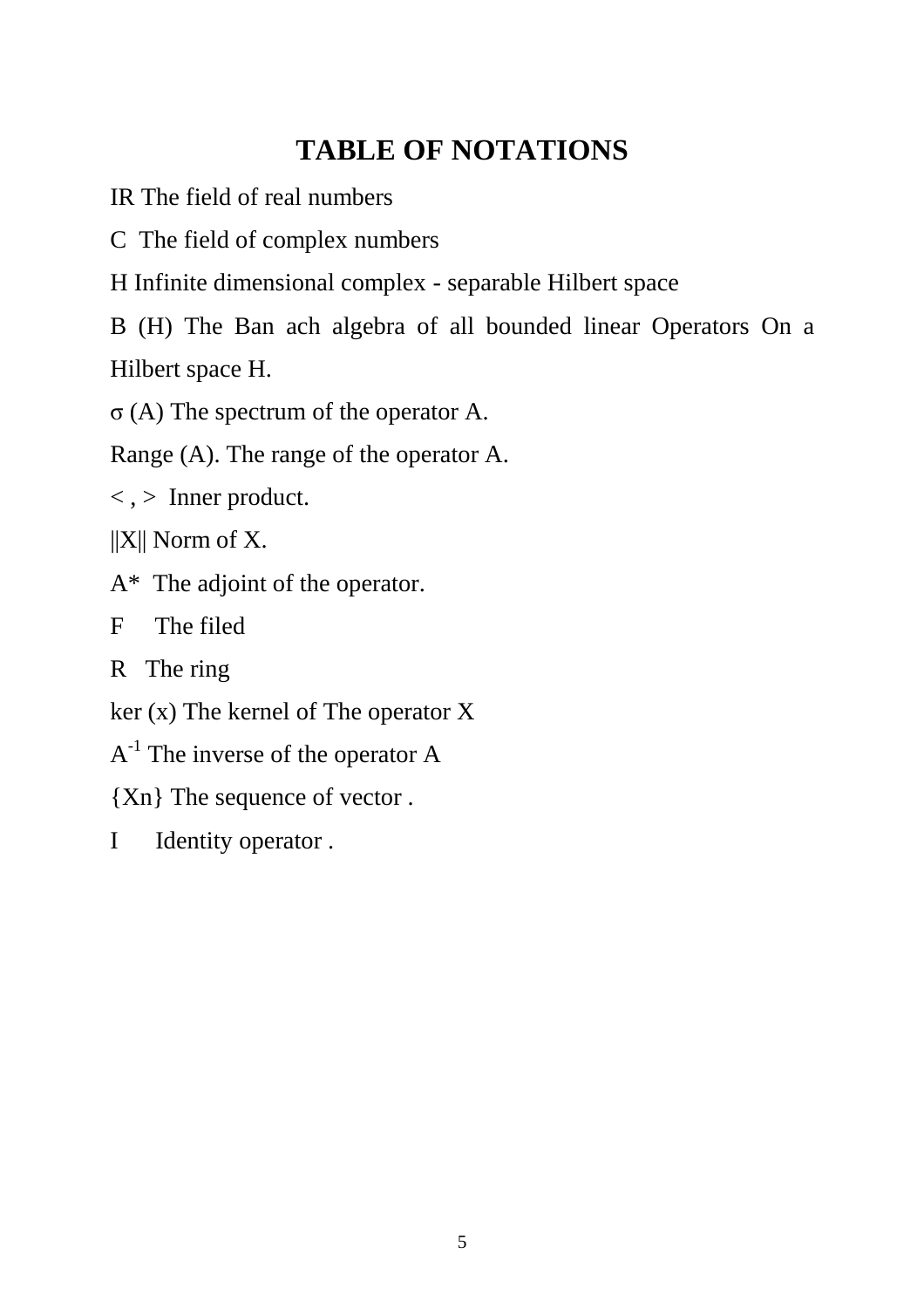# TABLE OF NOTATIONS

IR The field of real numbers

C  The field of complex numbers

H Infinite dimensional complex - separable Hilbert space

B (H) The Ban ach algebra of all bounded linear Operators On a Hilbert space H.

$\sigma$ (A) The spectrum of the operator A.

Range (A). The range of the operator A.

< , >  Inner product.

||X|| Norm of X.

A*  The adjoint of the operator.

F    The filed

R   The ring

ker (x) The kernel of The operator X

$A^{-1}$ The inverse of the operator A

{Xn} The sequence of vector .

I    Identity operator .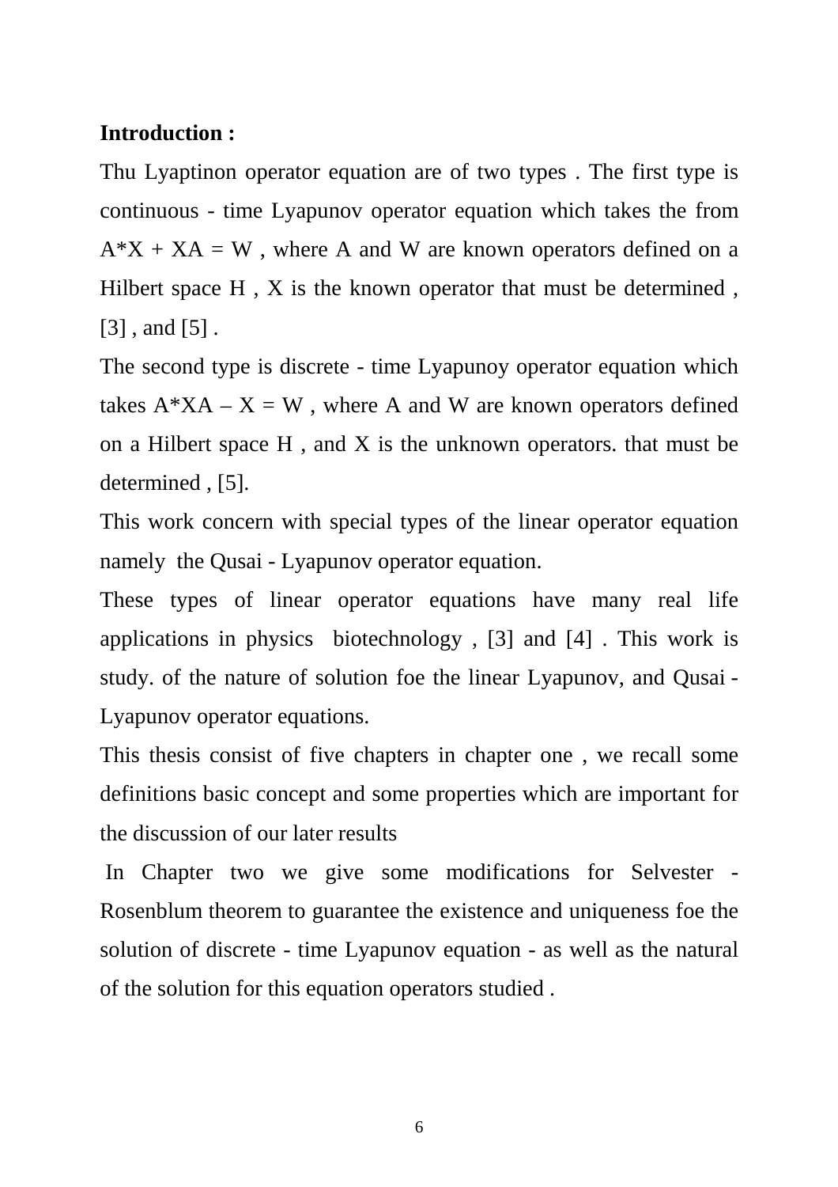**Introduction :**

Thu Lyaptinon operator equation are of two types . The first type is continuous - time Lyapunov operator equation which takes the from $A^*X + XA = W$ , where A and W are known operators defined on a Hilbert space H , X is the known operator that must be determined , [3] , and [5] .

The second type is discrete - time Lyapunoy operator equation which takes $A^*XA - X = W$ , where A and W are known operators defined on a Hilbert space H , and X is the unknown operators. that must be determined , [5].

This work concern with special types of the linear operator equation namely the Qusai - Lyapunov operator equation.

These types of linear operator equations have many real life applications in physics biotechnology , [3] and [4] . This work is study. of the nature of solution foe the linear Lyapunov, and Qusai - Lyapunov operator equations.

This thesis consist of five chapters in chapter one , we recall some definitions basic concept and some properties which are important for the discussion of our later results

In Chapter two we give some modifications for Selvester - Rosenblum theorem to guarantee the existence and uniqueness foe the solution of discrete - time Lyapunov equation - as well as the natural of the solution for this equation operators studied .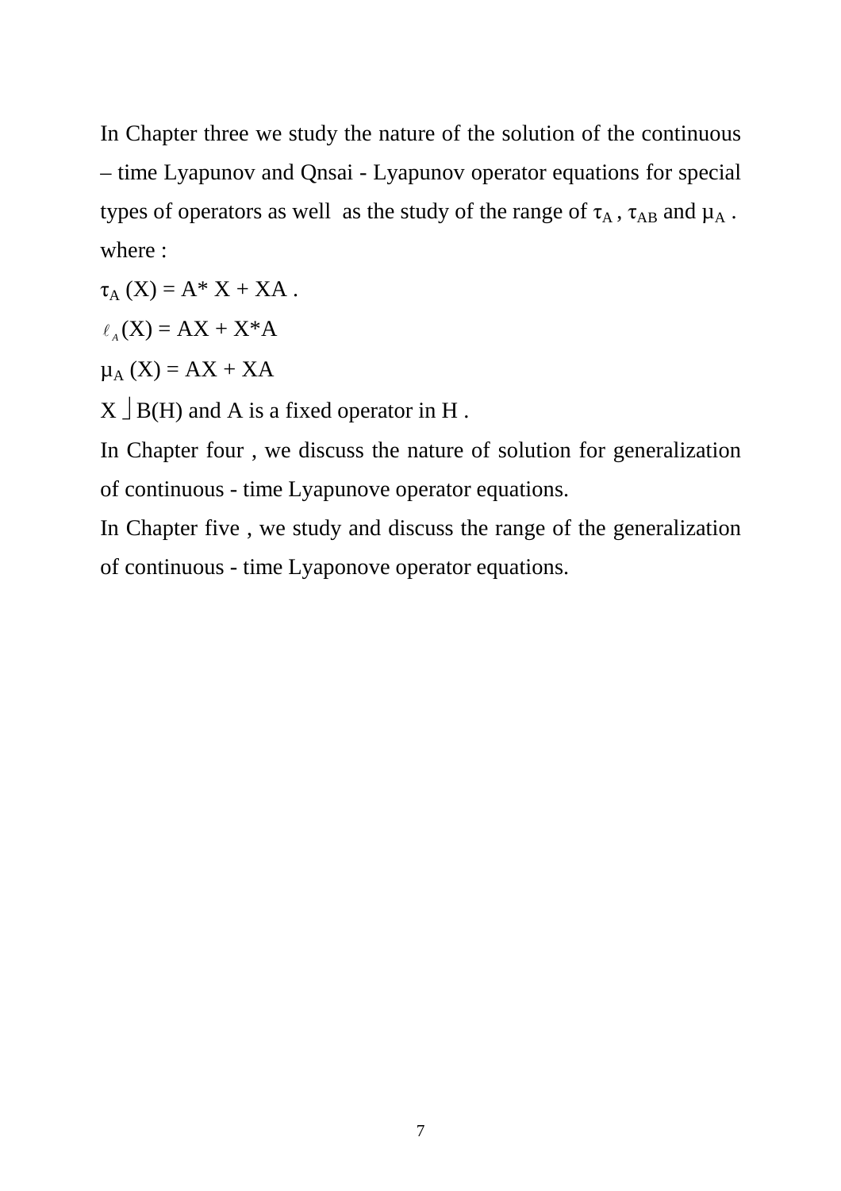In Chapter three we study the nature of the solution of the continuous – time Lyapunov and Qnsai - Lyapunov operator equations for special types of operators as well as the study of the range of $\tau_A$ , $\tau_{AB}$ and $\mu_A$ .

where :

$\tau_A (X) = A^* X + XA$ .

$\ell_A (X) = AX + X^*A$

$\mu_A (X) = AX + XA$

$X \in B(H)$ and A is a fixed operator in H .

In Chapter four , we discuss the nature of solution for generalization of continuous - time Lyapunove operator equations.

In Chapter five , we study and discuss the range of the generalization of continuous - time Lyaponove operator equations.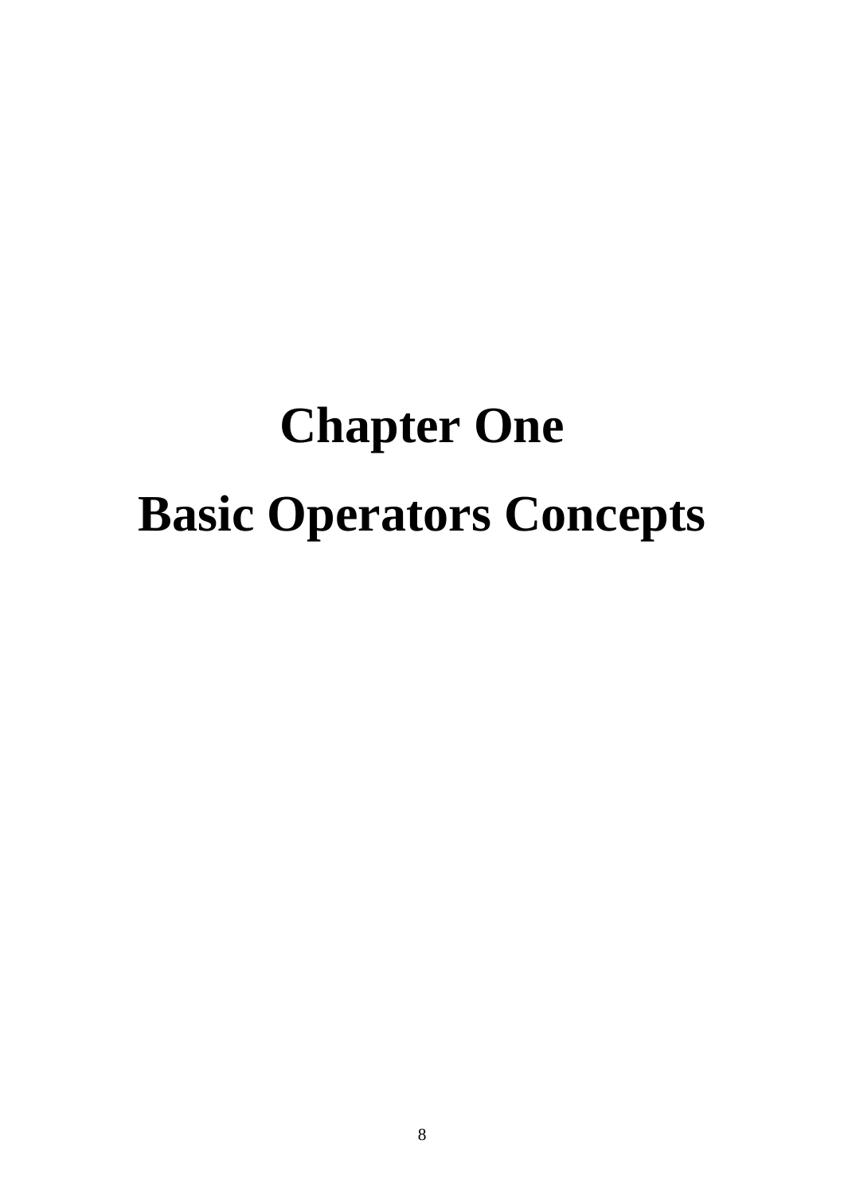# Chapter One

# Basic Operators Concepts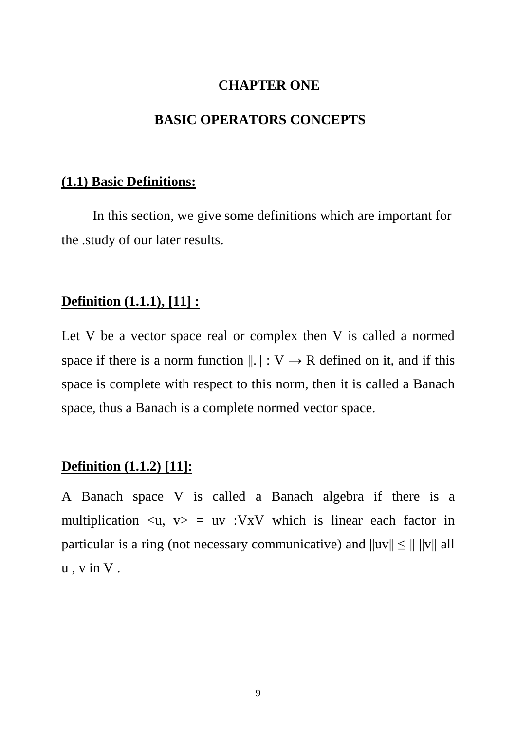# CHAPTER ONE

## BASIC OPERATORS CONCEPTS

**(1.1) Basic Definitions:**

In this section, we give some definitions which are important for the .study of our later results.

**Definition (1.1.1), [11] :**

Let V be a vector space real or complex then V is called a normed space if there is a norm function $\|.\| : V \rightarrow R$ defined on it, and if this space is complete with respect to this norm, then it is called a Banach space, thus a Banach is a complete normed vector space.

**Definition (1.1.2) [11]:**

A Banach space V is called a Banach algebra if there is a multiplication $<u, v> = uv :VxV$ which is linear each factor in particular is a ring (not necessary communicative) and $\|uv\| \leq \| \|\|v\|$ all u , v in V .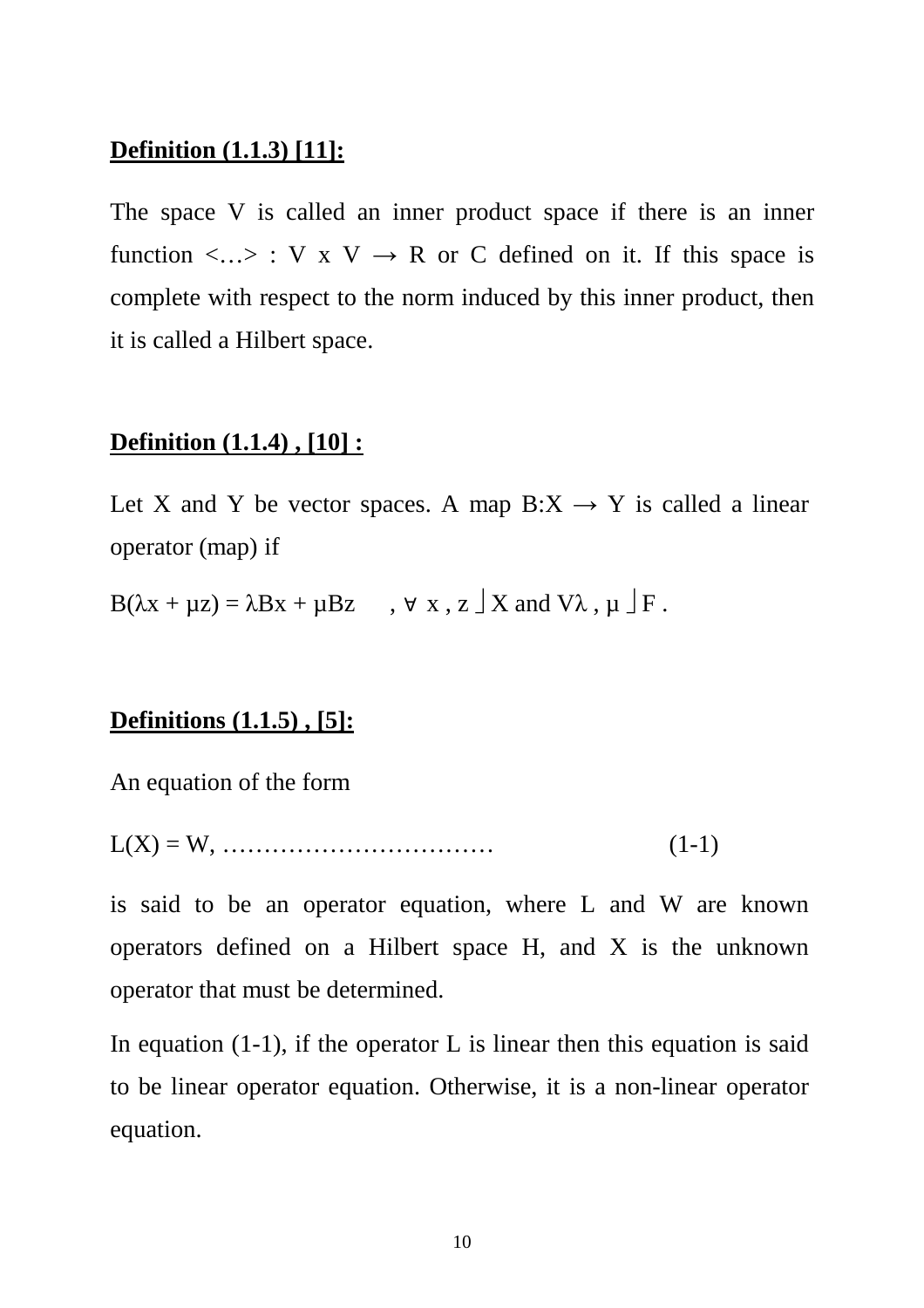**Definition (1.1.3) [11]:**

The space V is called an inner product space if there is an inner function $<\ldots>$ : $V \times V \rightarrow R$ or $C$ defined on it. If this space is complete with respect to the norm induced by this inner product, then it is called a Hilbert space.

**Definition (1.1.4) , [10] :**

Let X and Y be vector spaces. A map $B:X \rightarrow Y$ is called a linear operator (map) if

$B(\lambda x + \mu z) = \lambda Bx + \mu Bz \quad , \forall\ x , z \in X$ and $\forall \lambda , \mu \in F$ .

**Definitions (1.1.5) , [5]:**

An equation of the form

$L(X) = W,$ …………………………… (1-1)

is said to be an operator equation, where L and W are known operators defined on a Hilbert space H, and X is the unknown operator that must be determined.

In equation (1-1), if the operator L is linear then this equation is said to be linear operator equation. Otherwise, it is a non-linear operator equation.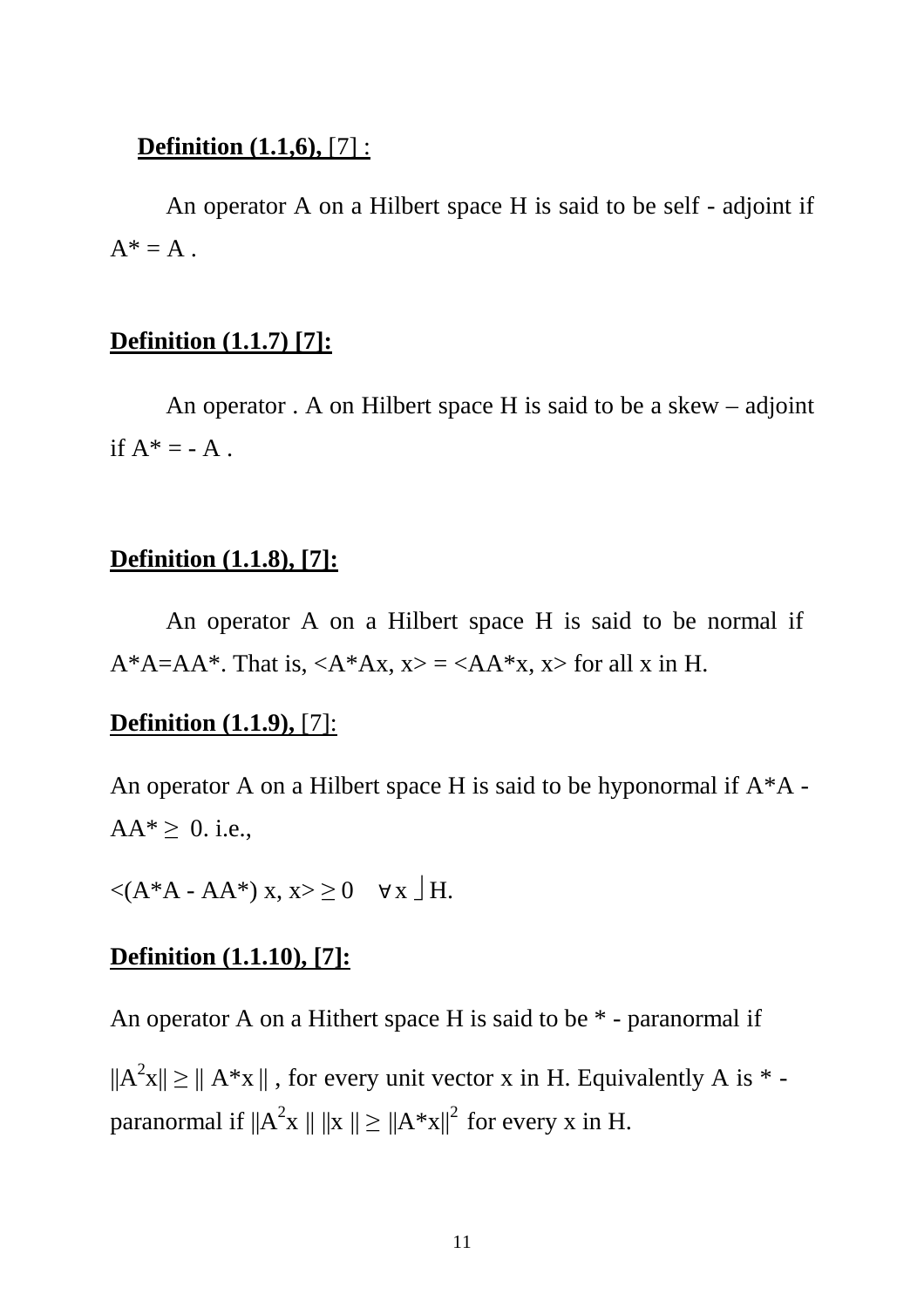**Definition (1.1,6),** [7] :

An operator A on a Hilbert space H is said to be self - adjoint if $A^* = A$ .

**Definition (1.1.7) [7]:**

An operator . A on Hilbert space H is said to be a skew – adjoint if $A^* = -A$ .

**Definition (1.1.8), [7]:**

An operator A on a Hilbert space H is said to be normal if $A^*A=AA^*$. That is, $<A^*Ax, x> = <AA^*x, x>$ for all x in H.

**Definition (1.1.9),** [7]:

An operator A on a Hilbert space H is said to be hyponormal if $A^*A - AA^* \geq 0$. i.e.,

$<(A^*A - AA^*) x, x> \geq 0 \quad \forall x \in H$.

**Definition (1.1.10), [7]:**

An operator A on a Hithert space H is said to be * - paranormal if

$\|A^2x\| \geq \| A^*x \|$ , for every unit vector x in H. Equivalently A is * - paranormal if $\|A^2x \| \|x \| \geq \|A^*x\|^2$ for every x in H.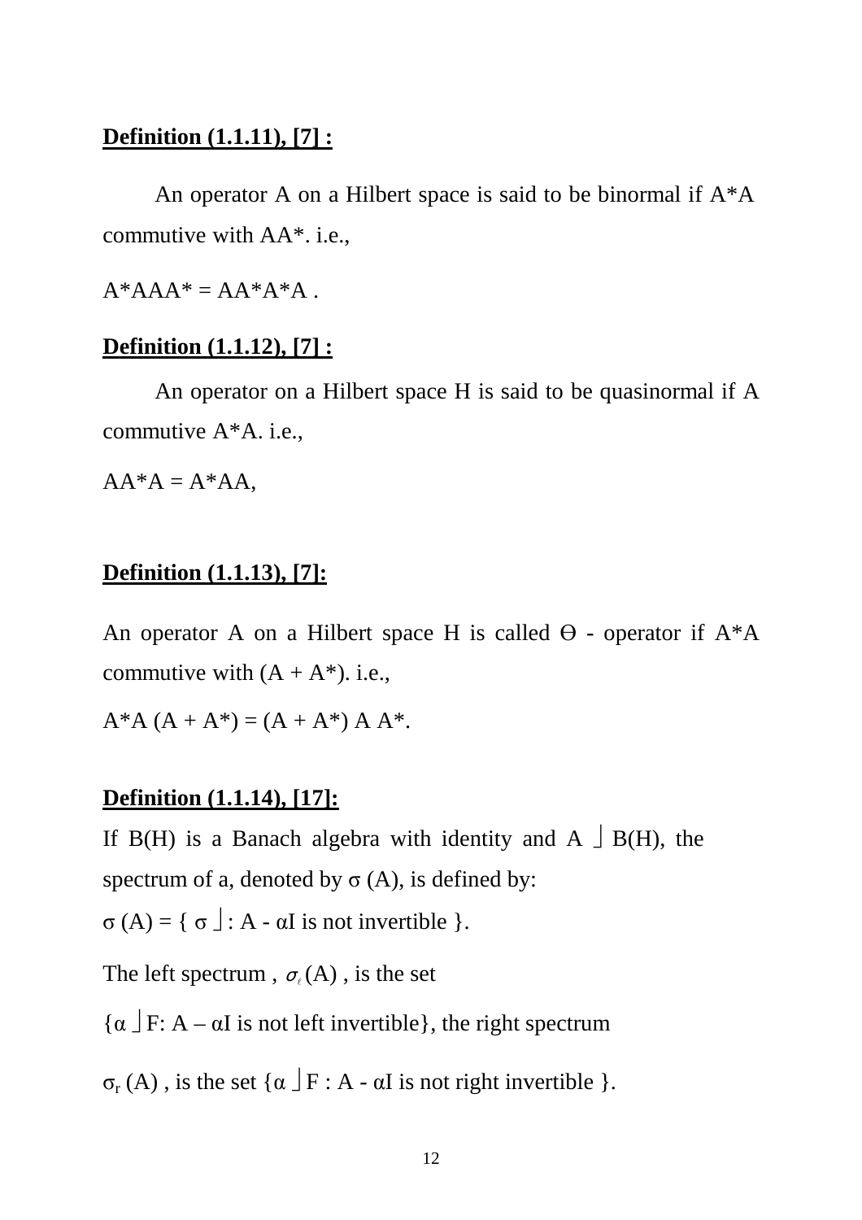**Definition (1.1.11), [7] :**

An operator A on a Hilbert space is said to be binormal if $A^*A$ commutive with $AA^*$. i.e.,

$A^*AAA^* = AA^*A^*A$ .

**Definition (1.1.12), [7] :**

An operator on a Hilbert space H is said to be quasinormal if A commutive $A^*A$. i.e.,

$AA^*A = A^*AA$,

**Definition (1.1.13), [7]:**

An operator A on a Hilbert space H is called Ө - operator if $A^*A$ commutive with $(A + A^*)$. i.e.,

$A^*A (A + A^*) = (A + A^*) A A^*$.

**Definition (1.1.14), [17]:**

If B(H) is a Banach algebra with identity and A ⌋ B(H), the spectrum of a, denoted by $\sigma (A)$, is defined by:

$\sigma (A) = \{ \sigma$ ⌋ : $A - \alpha I$ is not invertible $\}$.

The left spectrum , $\sigma_\ell (A)$ , is the set

$\{\alpha$ ⌋ F: $A - \alpha I$ is not left invertible$\}$, the right spectrum

$\sigma_r (A)$ , is the set $\{\alpha$ ⌋ F : $A - \alpha I$ is not right invertible $\}$.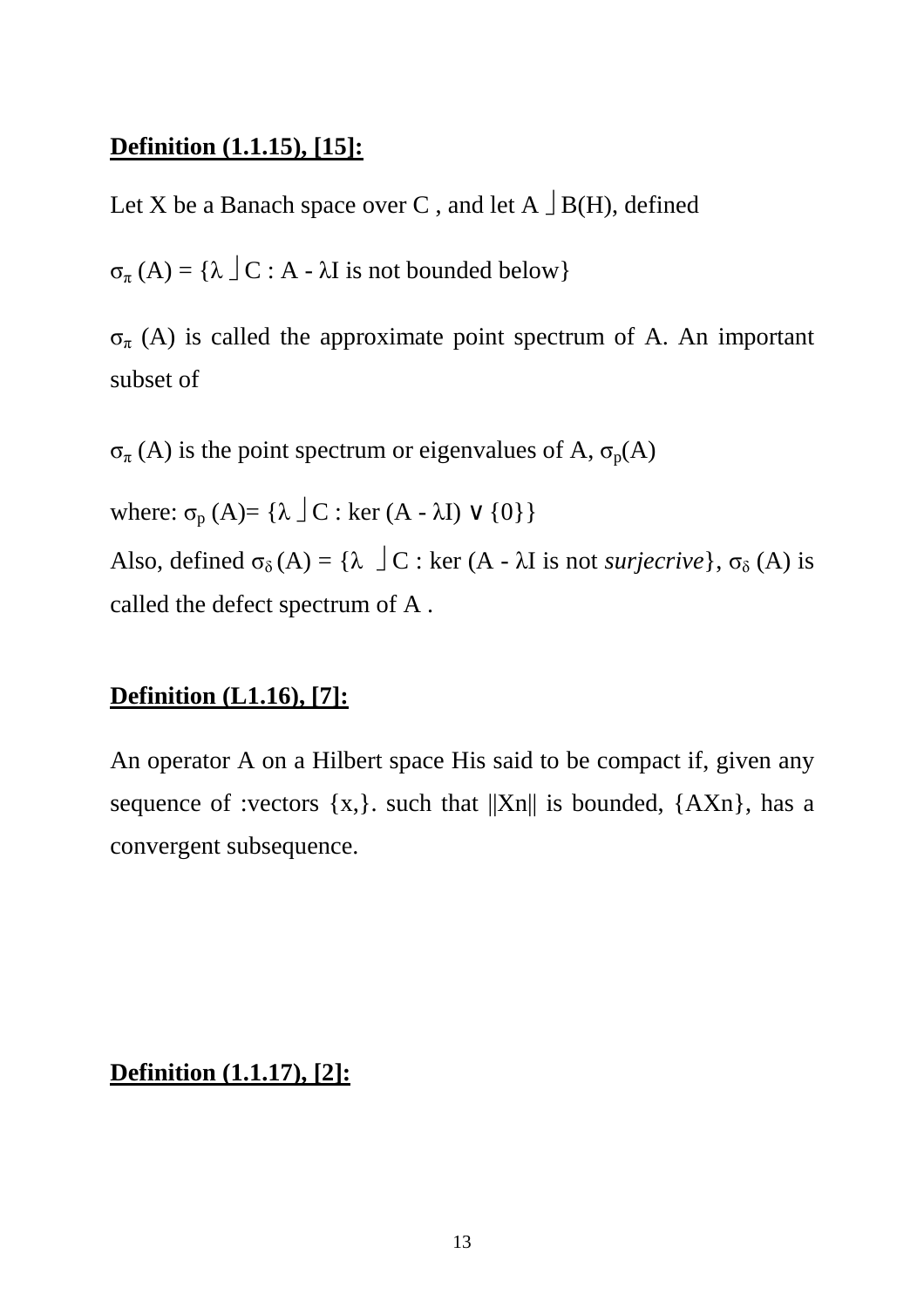**Definition (1.1.15), [15]:**

Let X be a Banach space over C , and let A $\in$ B(H), defined

$\sigma_\pi$ (A) = {$\lambda \in$ C : A - $\lambda$I is not bounded below}

$\sigma_\pi$ (A) is called the approximate point spectrum of A. An important subset of

$\sigma_\pi$ (A) is the point spectrum or eigenvalues of A, $\sigma_p$(A)

where: $\sigma_p$ (A)= {$\lambda \in$ C : ker (A - $\lambda$I) $\vee$ {0}}

Also, defined $\sigma_\delta$ (A) = {$\lambda \in$ C : ker (A - $\lambda$I is not *surjecrive*}, $\sigma_\delta$ (A) is called the defect spectrum of A .

**Definition (L1.16), [7]:**

An operator A on a Hilbert space His said to be compact if, given any sequence of :vectors {x,}. such that ||Xn|| is bounded, {AXn}, has a convergent subsequence.

**Definition (1.1.17), [2]:**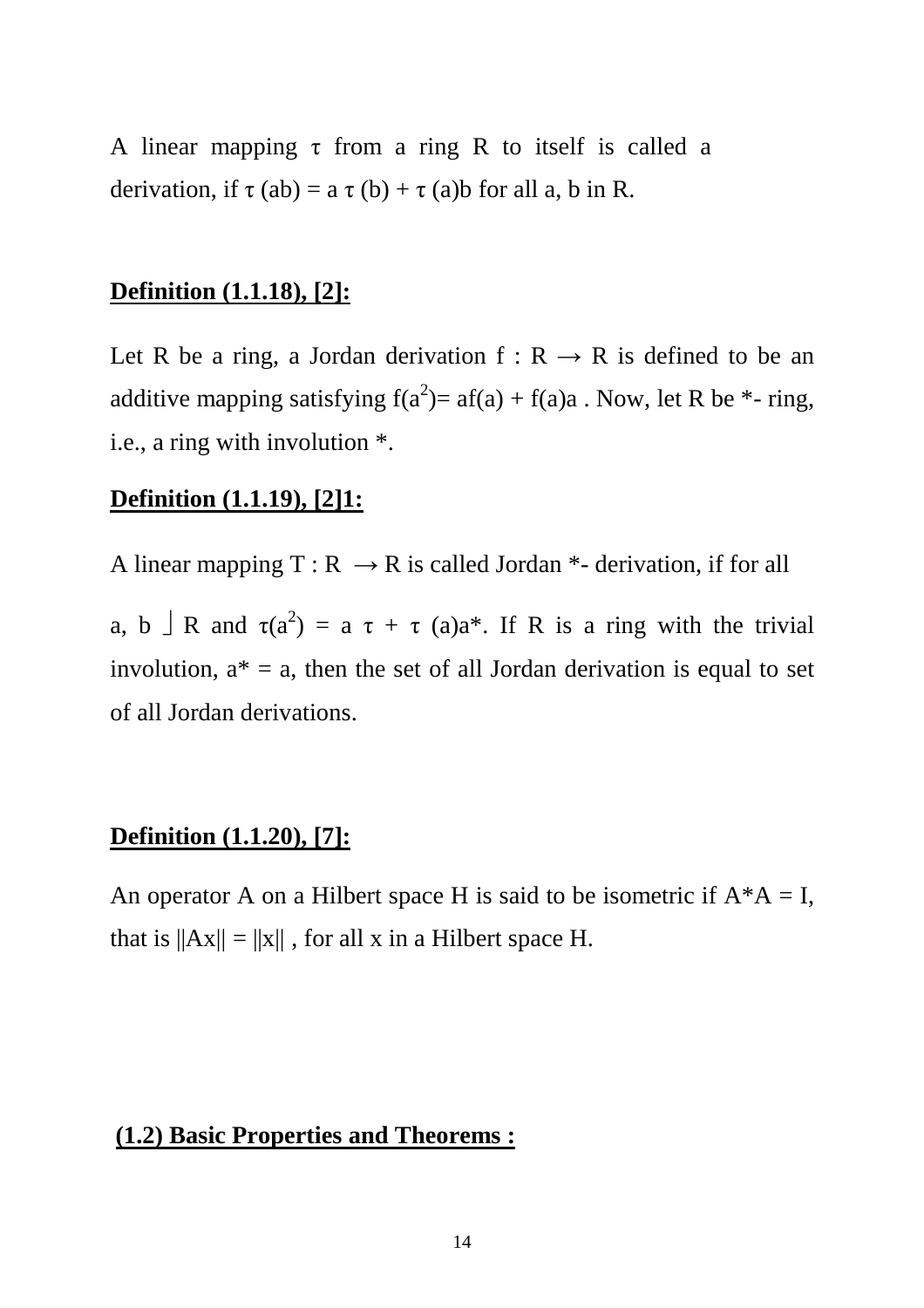A linear mapping $\tau$ from a ring R to itself is called a derivation, if $\tau$ (ab) = a $\tau$ (b) + $\tau$ (a)b for all a, b in R.

**Definition (1.1.18), [2]:**

Let R be a ring, a Jordan derivation f : R $\rightarrow$ R is defined to be an additive mapping satisfying $f(a^2)= af(a) + f(a)a$ . Now, let R be *- ring, i.e., a ring with involution *.

**Definition (1.1.19), [2]1:**

A linear mapping T : R $\rightarrow$ R is called Jordan *- derivation, if for all

a, b ⌋ R and $\tau(a^2)$ = a $\tau$ + $\tau$ (a)a*. If R is a ring with the trivial involution, a* = a, then the set of all Jordan derivation is equal to set of all Jordan derivations.

**Definition (1.1.20), [7]:**

An operator A on a Hilbert space H is said to be isometric if A*A = I, that is $\|Ax\| = \|x\|$ , for all x in a Hilbert space H.

## (1.2) Basic Properties and Theorems :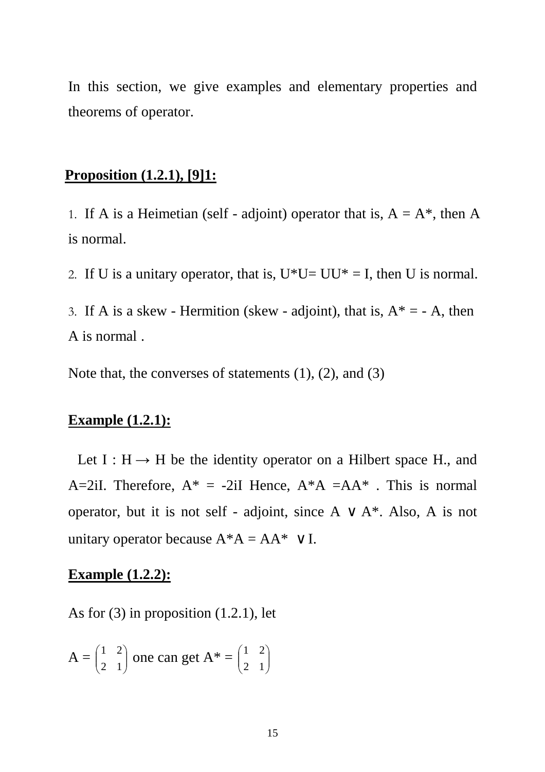In this section, we give examples and elementary properties and theorems of operator.

**Proposition (1.2.1), [9]1:**

1. If A is a Heimetian (self - adjoint) operator that is, $A = A^*$, then A is normal.
2. If U is a unitary operator, that is, $U^*U = UU^* = I$, then U is normal.
3. If A is a skew - Hermition (skew - adjoint), that is, $A^* = -A$, then A is normal .

Note that, the converses of statements (1), (2), and (3)

**Example (1.2.1):**

Let $I : H \rightarrow H$ be the identity operator on a Hilbert space H., and $A = 2iI$. Therefore, $A^* = -2iI$ Hence, $A^*A = AA^*$ . This is normal operator, but it is not self - adjoint, since $A \vee A^*$. Also, A is not unitary operator because $A^*A = AA^* \vee I$.

**Example (1.2.2):**

As for (3) in proposition (1.2.1), let

$A = \begin{pmatrix} 1 & 2 \\ 2 & 1 \end{pmatrix}$ one can get $A^* = \begin{pmatrix} 1 & 2 \\ 2 & 1 \end{pmatrix}$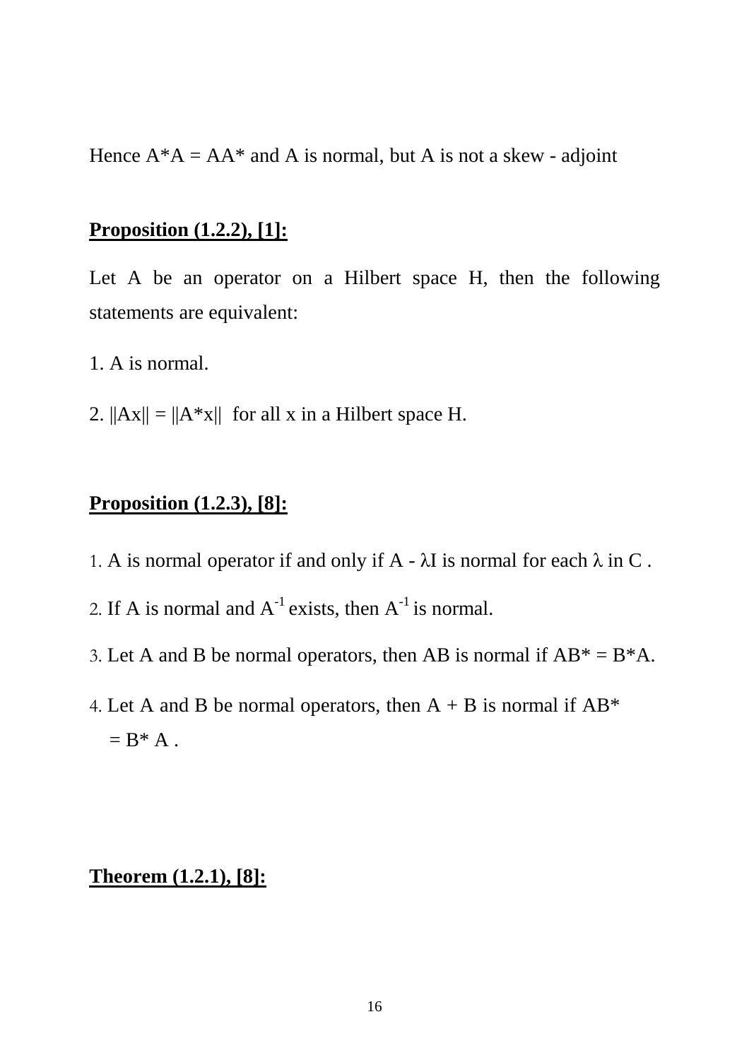Hence $A^*A = AA^*$ and A is normal, but A is not a skew - adjoint

**Proposition (1.2.2), [1]:**

Let A be an operator on a Hilbert space H, then the following statements are equivalent:

1. A is normal.

2. $\|Ax\| = \|A^*x\|$ for all x in a Hilbert space H.

**Proposition (1.2.3), [8]:**

1. A is normal operator if and only if $A - \lambda I$ is normal for each $\lambda$ in C .

2. If A is normal and $A^{-1}$ exists, then $A^{-1}$ is normal.

3. Let A and B be normal operators, then AB is normal if $AB^* = B^*A$.

4. Let A and B be normal operators, then $A + B$ is normal if $AB^* = B^* A$ .

**Theorem (1.2.1), [8]:**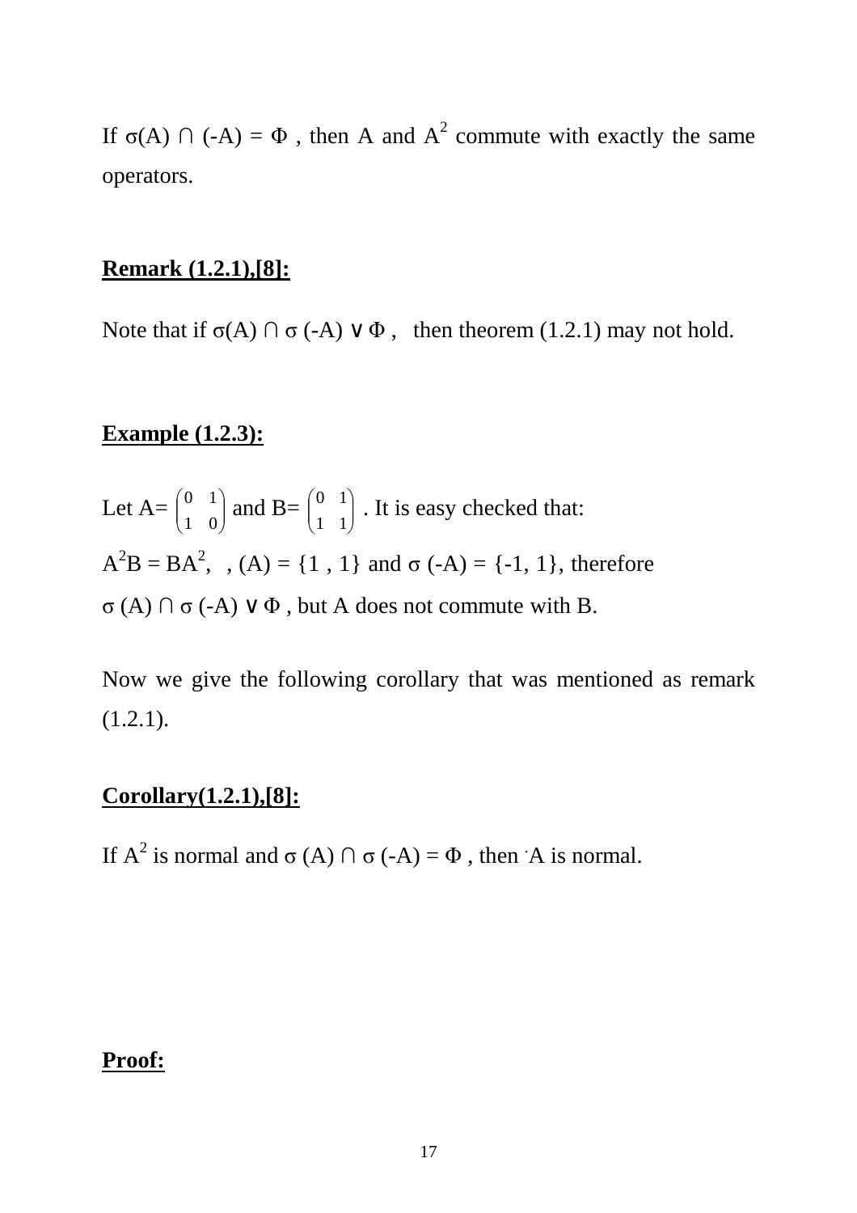If $\sigma(A) \cap (-A) = \Phi$ , then A and $A^2$ commute with exactly the same operators.

**Remark (1.2.1),[8]:**

Note that if $\sigma(A) \cap \sigma(-A) \vee \Phi$ , then theorem (1.2.1) may not hold.

**Example (1.2.3):**

Let A= $\begin{pmatrix} 0 & 1 \\ 1 & 0 \end{pmatrix}$ and B= $\begin{pmatrix} 0 & 1 \\ 1 & 1 \end{pmatrix}$ . It is easy checked that:

$A^2B = BA^2$, , (A) = {1 , 1} and $\sigma$ (-A) = {-1, 1}, therefore

$\sigma(A) \cap \sigma(-A) \vee \Phi$ , but A does not commute with B.

Now we give the following corollary that was mentioned as remark (1.2.1).

**Corollary(1.2.1),[8]:**

If $A^2$ is normal and $\sigma(A) \cap \sigma(-A) = \Phi$ , then A is normal.

**Proof:**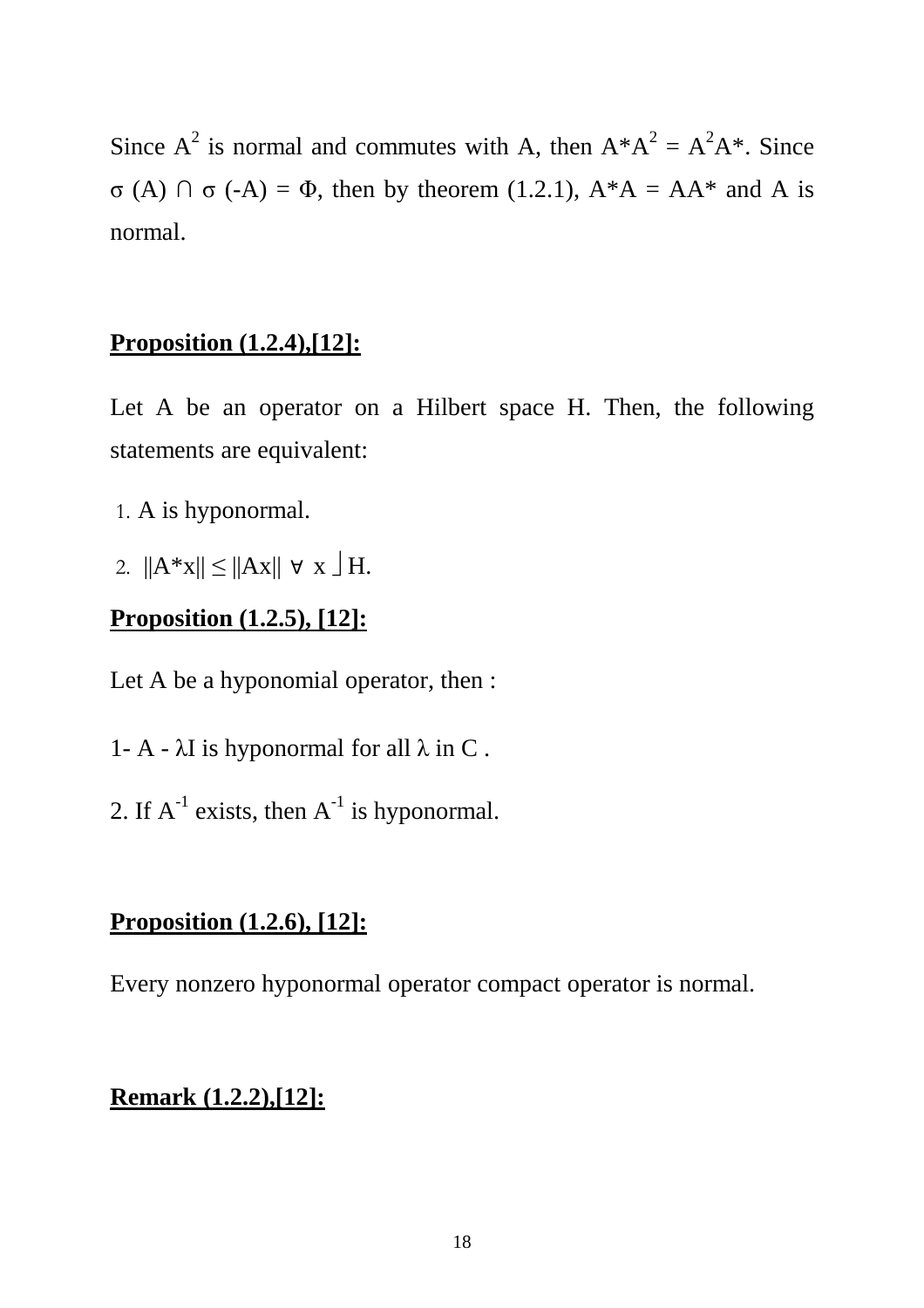Since $A^2$ is normal and commutes with A, then $A^*A^2 = A^2A^*$. Since $\sigma(A) \cap \sigma(-A) = \Phi$, then by theorem (1.2.1), $A^*A = AA^*$ and A is normal.

**<u>Proposition (1.2.4),[12]:</u>**

Let A be an operator on a Hilbert space H. Then, the following statements are equivalent:

1. A is hyponormal.
2. $\|A^*x\| \leq \|Ax\| \;\forall\; x \in H$.

**<u>Proposition (1.2.5), [12]:</u>**

Let A be a hyponomial operator, then :

1- $A - \lambda I$ is hyponormal for all $\lambda$ in C .

2. If $A^{-1}$ exists, then $A^{-1}$ is hyponormal.

**<u>Proposition (1.2.6), [12]:</u>**

Every nonzero hyponormal operator compact operator is normal.

**<u>Remark (1.2.2),[12]:</u>**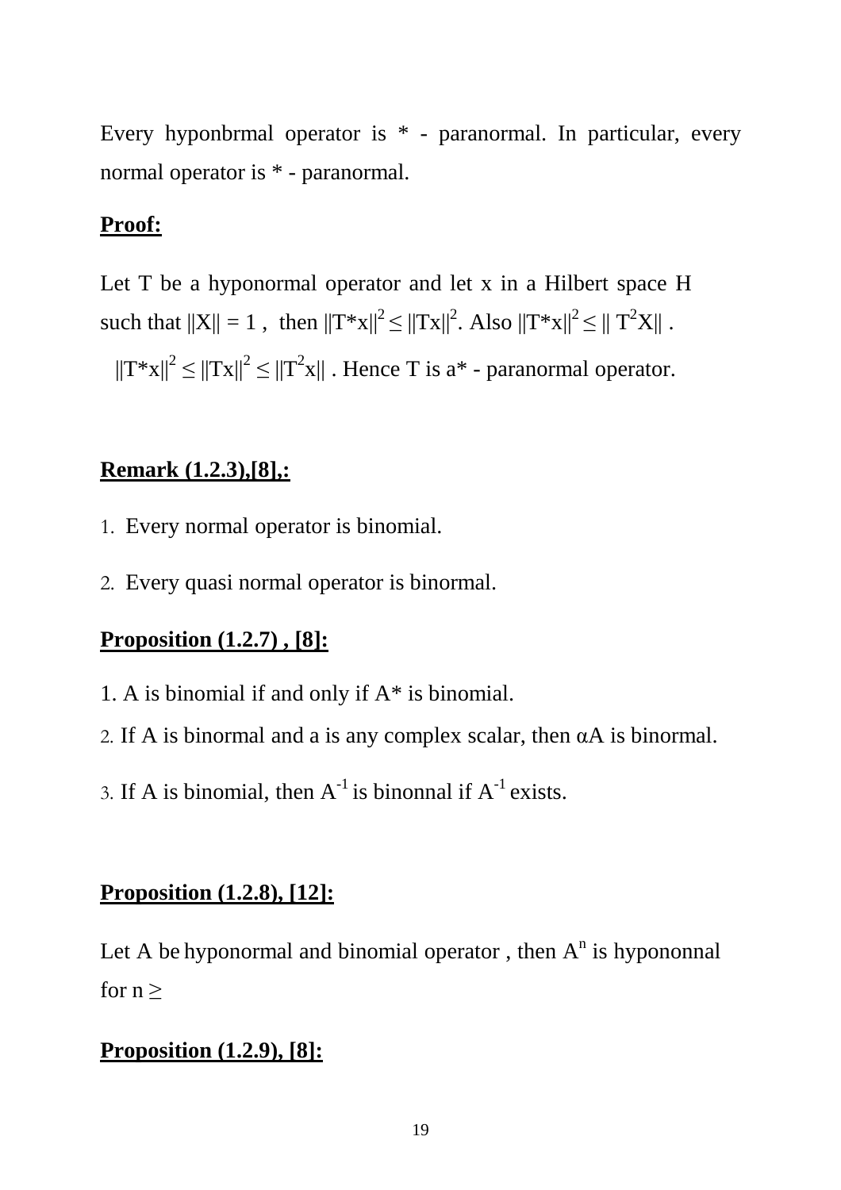Every hyponbrmal operator is * - paranormal. In particular, every normal operator is * - paranormal.

**Proof:**

Let T be a hyponormal operator and let x in a Hilbert space H such that $\|X\| = 1$ , then $\|T^*x\|^2 \leq \|Tx\|^2$. Also $\|T^*x\|^2 \leq \| T^2X\|$ .

$\|T^*x\|^2 \leq \|Tx\|^2 \leq \|T^2x\|$ . Hence T is a* - paranormal operator.

**Remark (1.2.3),[8],:**

1. Every normal operator is binomial.
2. Every quasi normal operator is binormal.

**Proposition (1.2.7) , [8]:**

1. A is binomial if and only if A* is binomial.
2. If A is binormal and a is any complex scalar, then αA is binormal.
3. If A is binomial, then $A^{-1}$ is binonnal if $A^{-1}$ exists.

**Proposition (1.2.8), [12]:**

Let A be hyponormal and binomial operator , then $A^n$ is hypononnal for n ≥

**Proposition (1.2.9), [8]:**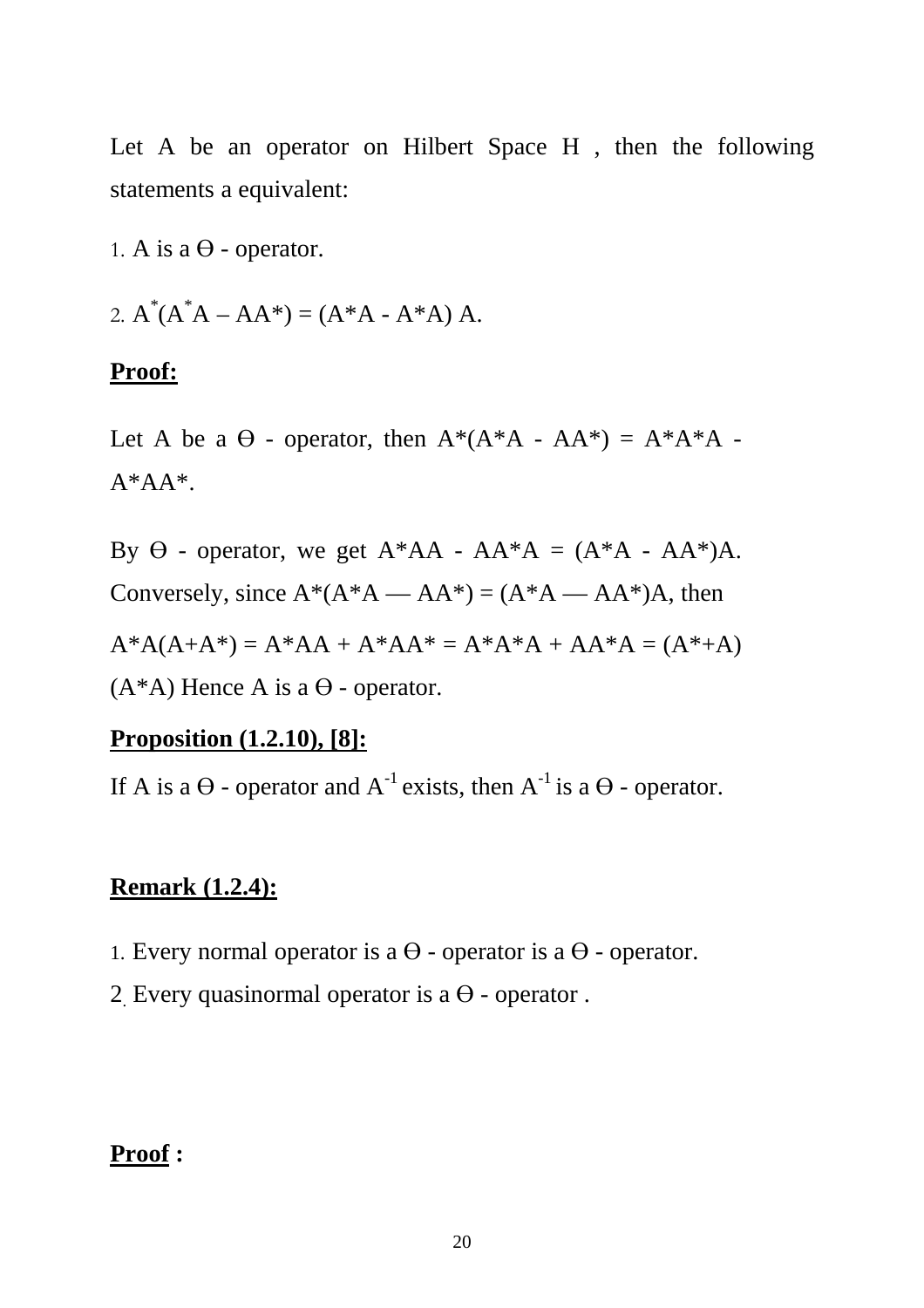Let A be an operator on Hilbert Space H , then the following statements a equivalent:

1. A is a Θ - operator.

2. $A^*(A^*A – AA^*) = (A^*A - A^*A) A$.

**Proof:**

Let A be a Θ - operator, then $A^*(A^*A - AA^*) = A^*A^*A - A^*AA^*$.

By Θ - operator, we get $A^*AA - AA^*A = (A^*A - AA^*)A$. Conversely, since $A^*(A^*A — AA^*) = (A^*A — AA^*)A$, then

$A^*A(A+A^*) = A^*AA + A^*AA^* = A^*A^*A + AA^*A = (A^*+A)(A^*A)$ Hence A is a Θ - operator.

**Proposition (1.2.10), [8]:**

If A is a Θ - operator and $A^{-1}$ exists, then $A^{-1}$ is a Θ - operator.

**Remark (1.2.4):**

1. Every normal operator is a Θ - operator is a Θ - operator.
2. Every quasinormal operator is a Θ - operator .

**Proof** :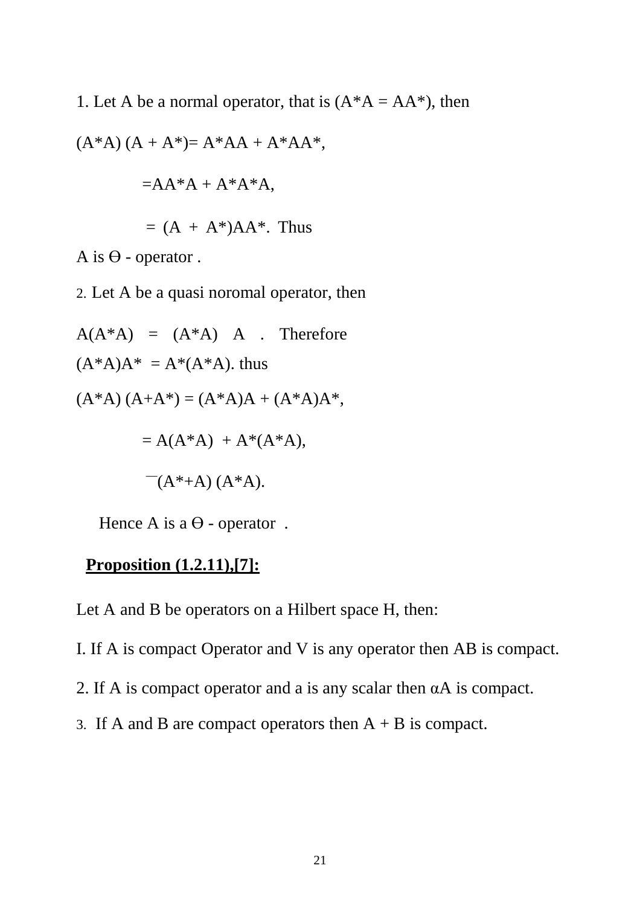1. Let A be a normal operator, that is ($A^*A = AA^*$), then

$$(A^*A)(A + A^*) = A^*AA + A^*AA^*,$$

$$= AA^*A + A^*A^*A,$$

$$= (A + A^*)AA^*. \text{ Thus}$$

A is ϴ - operator .

2. Let A be a quasi noromal operator, then

$A(A^*A) = (A^*A)A$ . Therefore

$(A^*A)A^* = A^*(A^*A)$. thus

$$(A^*A)(A+A^*) = (A^*A)A + (A^*A)A^*,$$

$$= A(A^*A) + A^*(A^*A),$$

$$\text{—}(A^*+A)(A^*A).$$

Hence A is a ϴ - operator .

**Proposition (1.2.11),[7]:**

Let A and B be operators on a Hilbert space H, then:

I. If A is compact Operator and V is any operator then AB is compact.

2. If A is compact operator and a is any scalar then $\alpha A$ is compact.

3. If A and B are compact operators then $A + B$ is compact.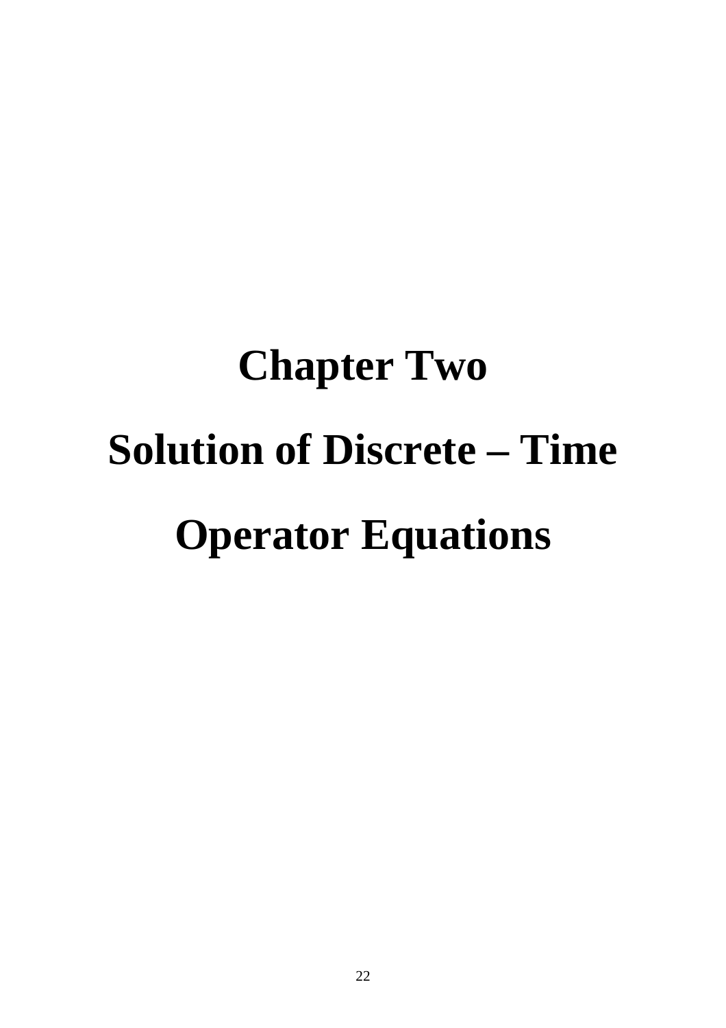# Chapter Two

# Solution of Discrete – Time Operator Equations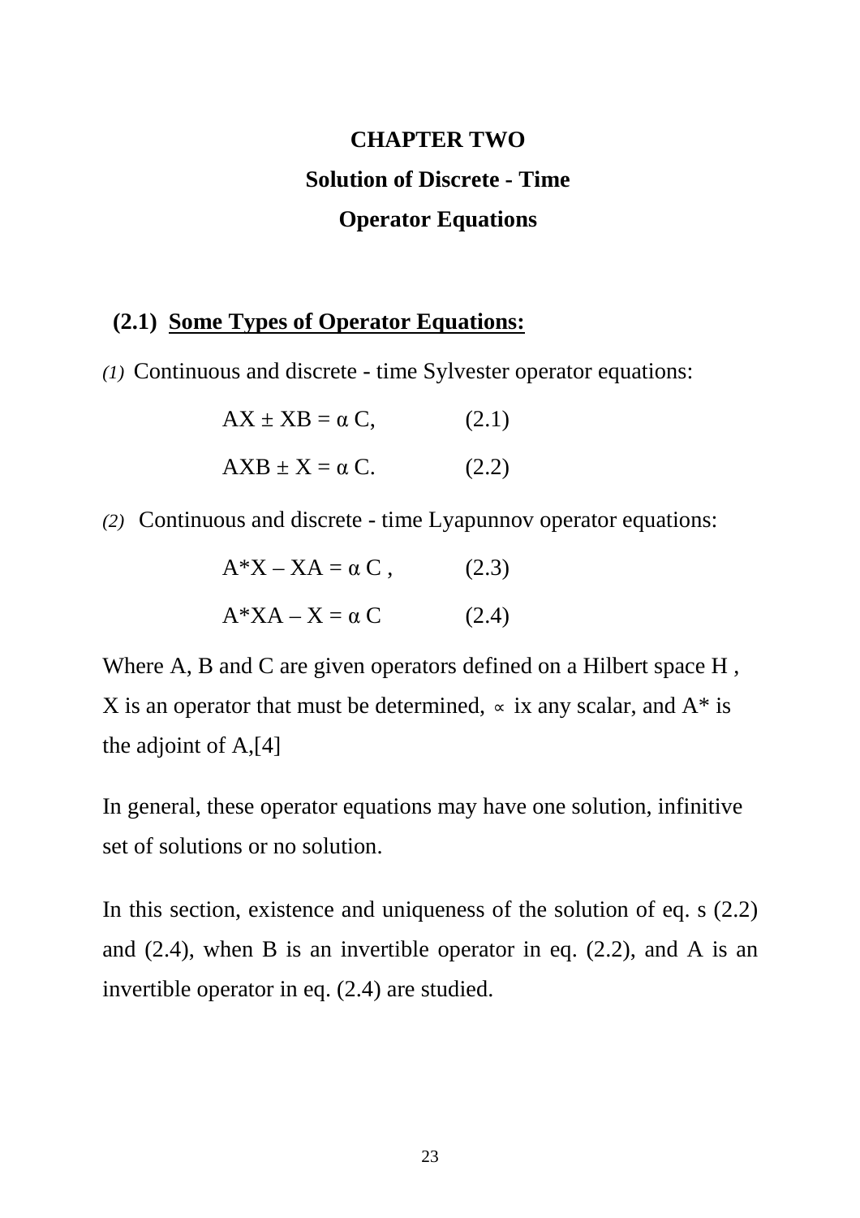# CHAPTER TWO

# Solution of Discrete - Time Operator Equations

## (2.1) Some Types of Operator Equations:

*(1)* Continuous and discrete - time Sylvester operator equations:

$$AX \pm XB = \alpha C, \qquad (2.1)$$

$$AXB \pm X = \alpha C. \qquad (2.2)$$

*(2)* Continuous and discrete - time Lyapunnov operator equations:

$$A^*X - XA = \alpha C, \qquad (2.3)$$

$$A^*XA - X = \alpha C \qquad (2.4)$$

Where A, B and C are given operators defined on a Hilbert space H , X is an operator that must be determined, $\propto$ ix any scalar, and $A^*$ is the adjoint of A,[4]

In general, these operator equations may have one solution, infinitive set of solutions or no solution.

In this section, existence and uniqueness of the solution of eq. s (2.2) and (2.4), when B is an invertible operator in eq. (2.2), and A is an invertible operator in eq. (2.4) are studied.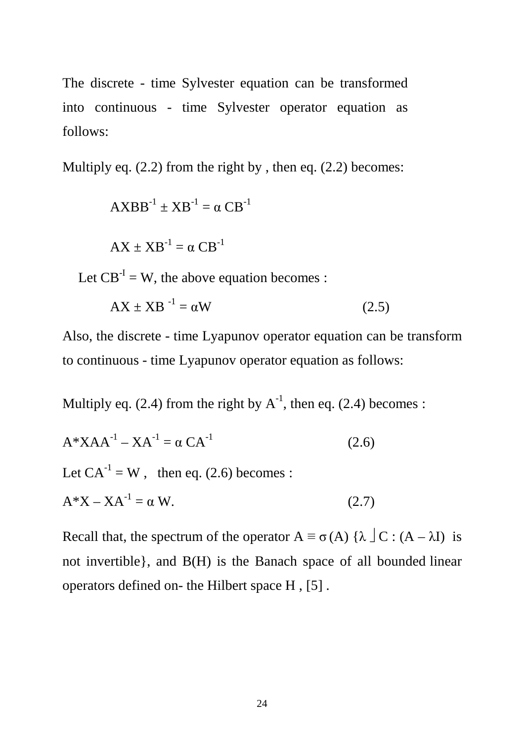The discrete - time Sylvester equation can be transformed into continuous - time Sylvester operator equation as follows:

Multiply eq. (2.2) from the right by , then eq. (2.2) becomes:

$$AXBB^{-1} \pm XB^{-1} = \alpha\, CB^{-1}$$

$$AX \pm XB^{-1} = \alpha\, CB^{-1}$$

Let $CB^{-I} = W$, the above equation becomes :

$$AX \pm XB^{-1} = \alpha W \tag{2.5}$$

Also, the discrete - time Lyapunov operator equation can be transform to continuous - time Lyapunov operator equation as follows:

Multiply eq. (2.4) from the right by $A^{-1}$, then eq. (2.4) becomes :

$$A^{*}XAA^{-1} - XA^{-1} = \alpha\, CA^{-1} \tag{2.6}$$

Let $CA^{-1} = W$ , then eq. (2.6) becomes :

$$A^{*}X - XA^{-1} = \alpha\, W. \tag{2.7}$$

Recall that, the spectrum of the operator $A \equiv \sigma(A)\ \{\lambda \in C : (A - \lambda I)$ is not invertible}, and B(H) is the Banach space of all bounded linear operators defined on- the Hilbert space H , [5] .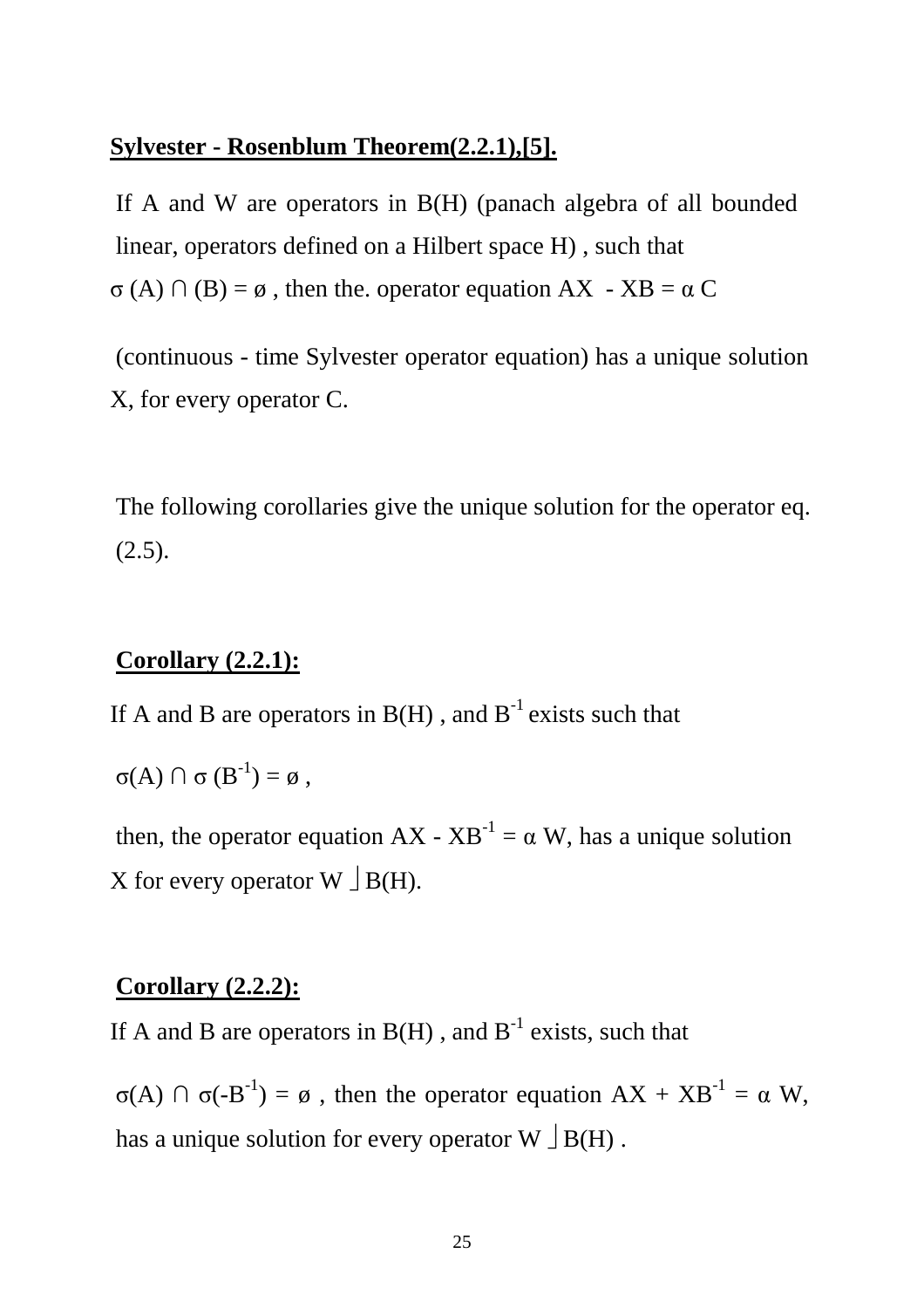**Sylvester - Rosenblum Theorem(2.2.1),[5].**

If A and W are operators in B(H) (panach algebra of all bounded linear, operators defined on a Hilbert space H) , such that $\sigma(A) \cap (B) = \emptyset$ , then the. operator equation $AX - XB = \alpha C$

(continuous - time Sylvester operator equation) has a unique solution X, for every operator C.

The following corollaries give the unique solution for the operator eq. (2.5).

**Corollary (2.2.1):**

If A and B are operators in B(H) , and $B^{-1}$ exists such that

$\sigma(A) \cap \sigma(B^{-1}) = \emptyset$ ,

then, the operator equation $AX - XB^{-1} = \alpha W$, has a unique solution X for every operator $W \in B(H)$.

**Corollary (2.2.2):**

If A and B are operators in B(H) , and $B^{-1}$ exists, such that

$\sigma(A) \cap \sigma(-B^{-1}) = \emptyset$ , then the operator equation $AX + XB^{-1} = \alpha W$, has a unique solution for every operator $W \in B(H)$ .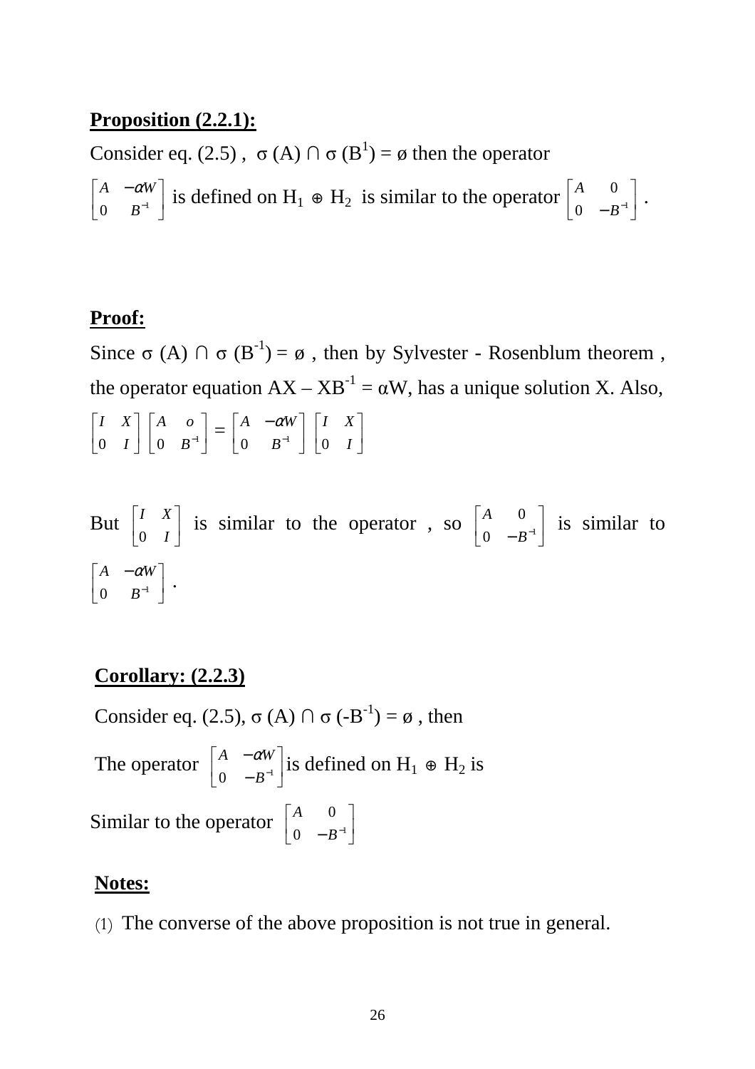**Proposition (2.2.1):**

Consider eq. (2.5) , $\sigma(A) \cap \sigma(B^{1}) = \emptyset$ then the operator

$\begin{bmatrix} A & -\alpha W \\ 0 & B^{-1} \end{bmatrix}$ is defined on $H_1 \oplus H_2$ is similar to the operator $\begin{bmatrix} A & 0 \\ 0 & -B^{-1} \end{bmatrix}$ .

**Proof:**

Since $\sigma(A) \cap \sigma(B^{-1}) = \emptyset$ , then by Sylvester - Rosenblum theorem , the operator equation $AX - XB^{-1} = \alpha W$, has a unique solution X. Also,

$$\begin{bmatrix} I & X \\ 0 & I \end{bmatrix} \begin{bmatrix} A & o \\ 0 & B^{-1} \end{bmatrix} = \begin{bmatrix} A & -\alpha W \\ 0 & B^{-1} \end{bmatrix} \begin{bmatrix} I & X \\ 0 & I \end{bmatrix}$$

But $\begin{bmatrix} I & X \\ 0 & I \end{bmatrix}$ is similar to the operator , so $\begin{bmatrix} A & 0 \\ 0 & -B^{-1} \end{bmatrix}$ is similar to $\begin{bmatrix} A & -\alpha W \\ 0 & B^{-1} \end{bmatrix}$ .

**Corollary: (2.2.3)**

Consider eq. (2.5), $\sigma(A) \cap \sigma(-B^{-1}) = \emptyset$ , then

The operator $\begin{bmatrix} A & -\alpha W \\ 0 & -B^{-1} \end{bmatrix}$ is defined on $H_1 \oplus H_2$ is

Similar to the operator $\begin{bmatrix} A & 0 \\ 0 & -B^{-1} \end{bmatrix}$

**Notes:**

(1) The converse of the above proposition is not true in general.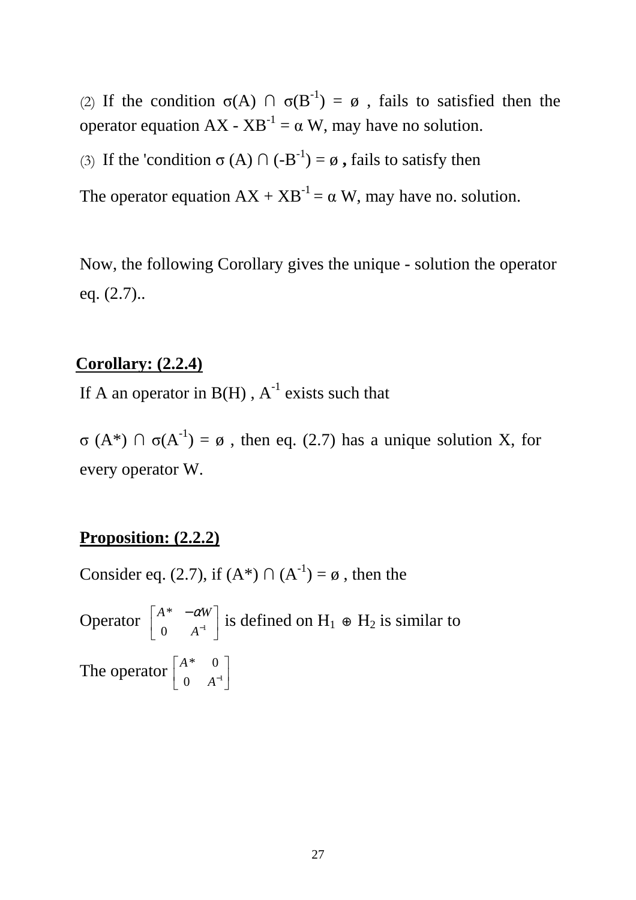(2) If the condition $\sigma(A) \cap \sigma(B^{-1}) = \emptyset$ , fails to satisfied then the operator equation $AX - XB^{-1} = \alpha W$, may have no solution.

(3) If the 'condition $\sigma(A) \cap (-B^{-1}) = \emptyset$ **,** fails to satisfy then

The operator equation $AX + XB^{-1} = \alpha W$, may have no. solution.

Now, the following Corollary gives the unique - solution the operator eq. (2.7)..

**Corollary: (2.2.4)**

If A an operator in B(H) , $A^{-1}$ exists such that

$\sigma(A^*) \cap \sigma(A^{-1}) = \emptyset$ , then eq. (2.7) has a unique solution X, for every operator W.

**Proposition: (2.2.2)**

Consider eq. (2.7), if $(A^*) \cap (A^{-1}) = \emptyset$ , then the

Operator $\begin{bmatrix} A^* & -\alpha W \\ 0 & A^{-1} \end{bmatrix}$ is defined on $H_1 \oplus H_2$ is similar to

The operator $\begin{bmatrix} A^* & 0 \\ 0 & A^{-1} \end{bmatrix}$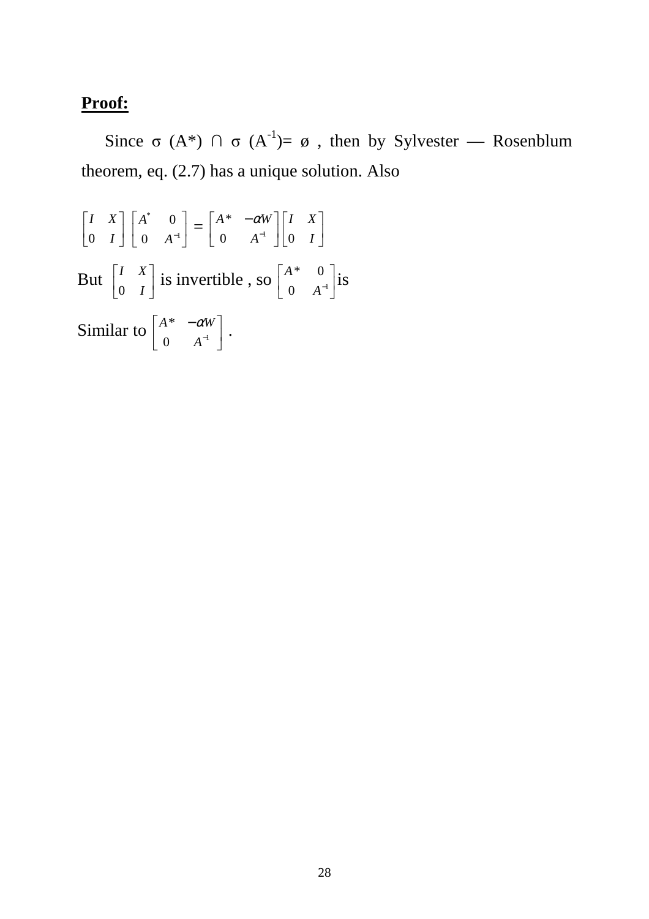**Proof:**

Since σ (A*) ∩ σ ($A^{-1}$)= ø , then by Sylvester — Rosenblum theorem, eq. (2.7) has a unique solution. Also

$$\begin{bmatrix} I & X \\ 0 & I \end{bmatrix} \begin{bmatrix} A^* & 0 \\ 0 & A^{-1} \end{bmatrix} = \begin{bmatrix} A^* & -\alpha W \\ 0 & A^{-1} \end{bmatrix} \begin{bmatrix} I & X \\ 0 & I \end{bmatrix}$$

But $\begin{bmatrix} I & X \\ 0 & I \end{bmatrix}$ is invertible , so $\begin{bmatrix} A^* & 0 \\ 0 & A^{-1} \end{bmatrix}$ is

Similar to $\begin{bmatrix} A^* & -\alpha W \\ 0 & A^{-1} \end{bmatrix}$ .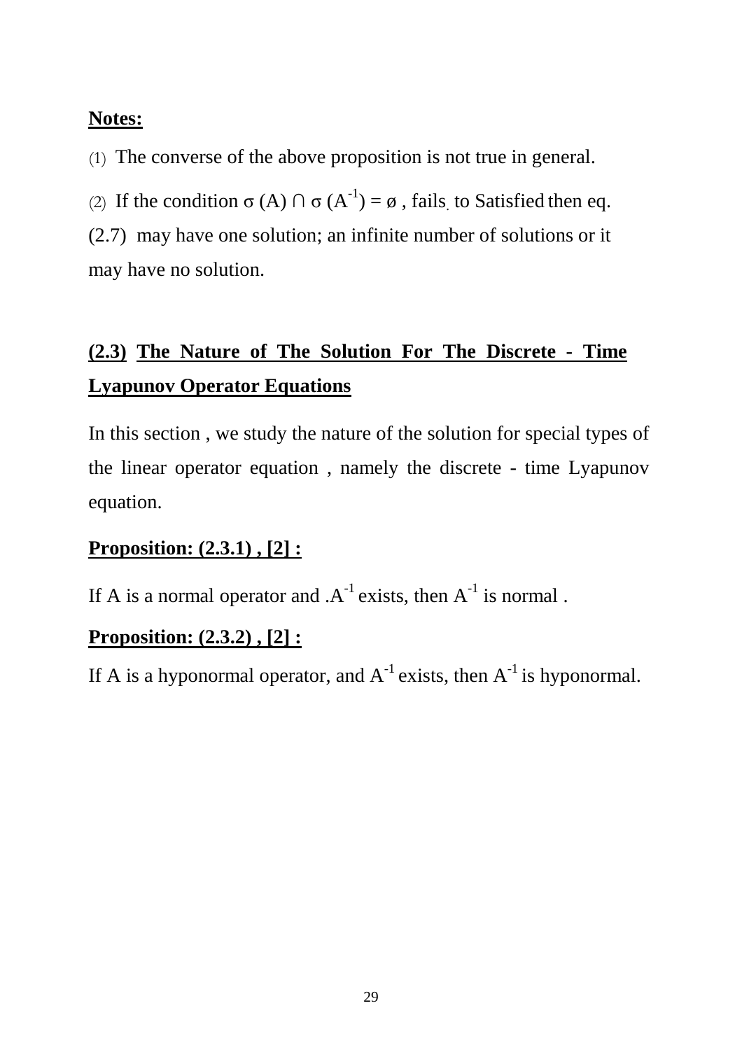**Notes:**

(1) The converse of the above proposition is not true in general.

(2) If the condition $\sigma(A) \cap \sigma(A^{-1}) = \emptyset$ , fails. to Satisfied then eq. (2.7) may have one solution; an infinite number of solutions or it may have no solution.

## (2.3) The Nature of The Solution For The Discrete - Time Lyapunov Operator Equations

In this section , we study the nature of the solution for special types of the linear operator equation , namely the discrete - time Lyapunov equation.

**Proposition: (2.3.1) , [2] :**

If A is a normal operator and .$A^{-1}$ exists, then $A^{-1}$ is normal .

**Proposition: (2.3.2) , [2] :**

If A is a hyponormal operator, and $A^{-1}$ exists, then $A^{-1}$ is hyponormal.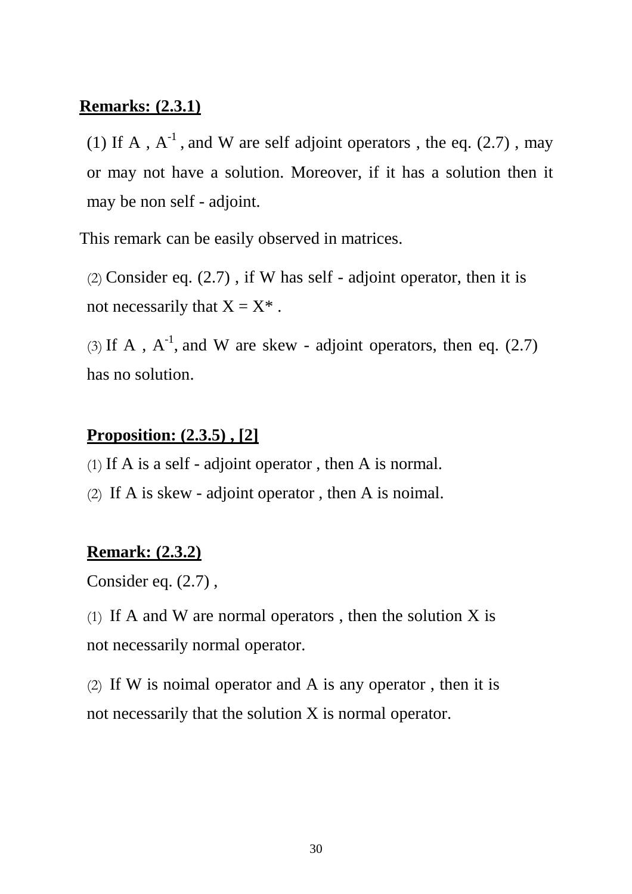**Remarks: (2.3.1)**

(1) If A , $A^{-1}$ , and W are self adjoint operators , the eq. (2.7) , may or may not have a solution. Moreover, if it has a solution then it may be non self - adjoint.

This remark can be easily observed in matrices.

(2) Consider eq. (2.7) , if W has self - adjoint operator, then it is not necessarily that $X = X^*$ .

(3) If A , $A^{-1}$, and W are skew - adjoint operators, then eq. (2.7) has no solution.

**Proposition: (2.3.5) , [2]**

(1) If A is a self - adjoint operator , then A is normal.

(2) If A is skew - adjoint operator , then A is noimal.

**Remark: (2.3.2)**

Consider eq. (2.7) ,

(1) If A and W are normal operators , then the solution X is not necessarily normal operator.

(2) If W is noimal operator and A is any operator , then it is not necessarily that the solution X is normal operator.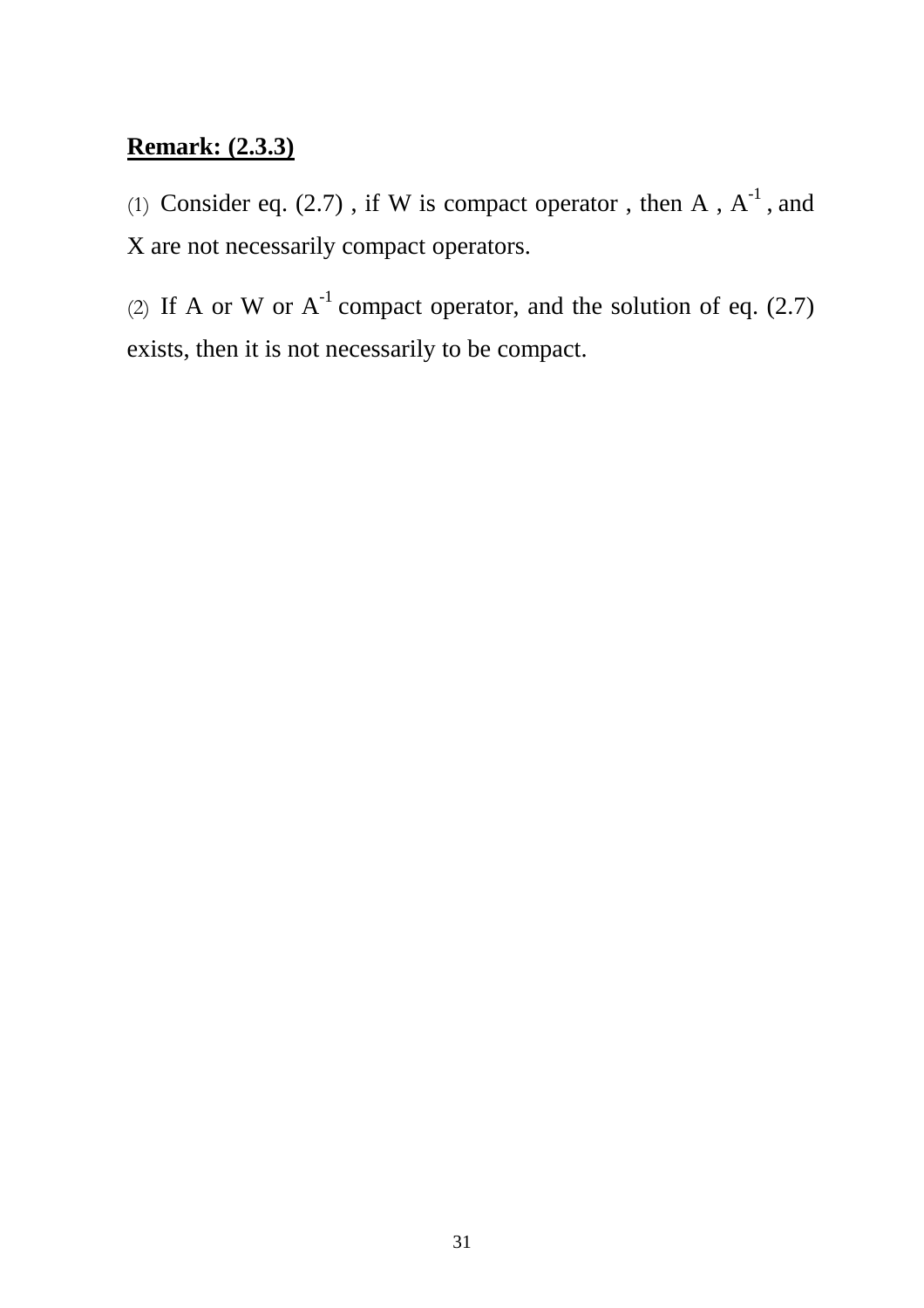**Remark: (2.3.3)**

(1) Consider eq. (2.7) , if W is compact operator , then A , $A^{-1}$ , and X are not necessarily compact operators.

(2) If A or W or $A^{-1}$ compact operator, and the solution of eq. (2.7) exists, then it is not necessarily to be compact.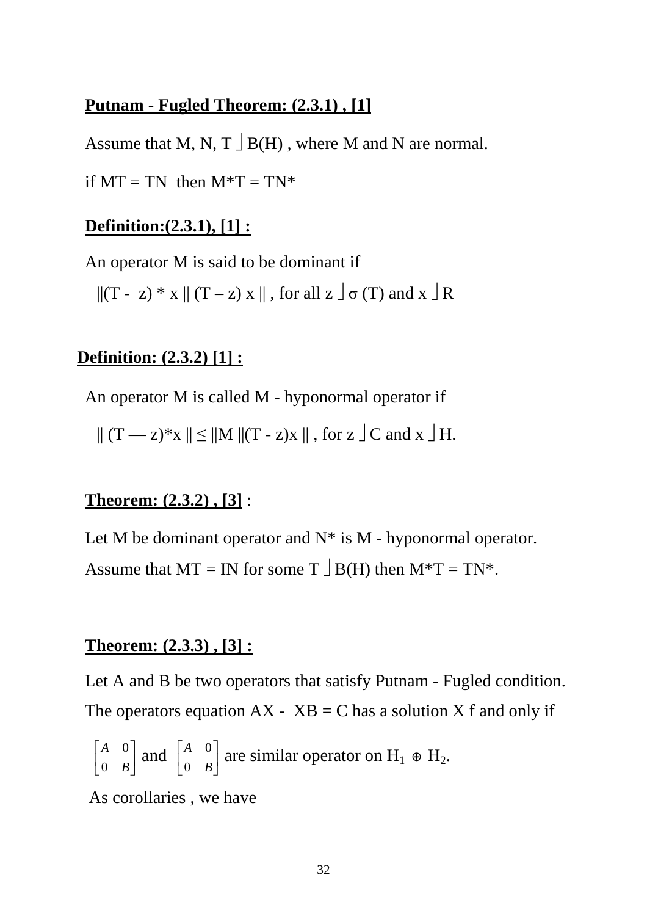**Putnam - Fugled Theorem: (2.3.1) , [1]**

Assume that M, N, T ⌡B(H) , where M and N are normal.

if MT = TN then M*T = TN*

**Definition:(2.3.1), [1] :**

An operator M is said to be dominant if

||(T - z) * x || (T – z) x || , for all z ⌡σ (T) and x ⌡R

**Definition: (2.3.2) [1] :**

An operator M is called M - hyponormal operator if

|| (T — z)*x || ≤ ||M ||(T - z)x || , for z ⌡C and x ⌡H.

**Theorem: (2.3.2) , [3]** :

Let M be dominant operator and N* is M - hyponormal operator. Assume that MT = IN for some T ⌡B(H) then M*T = TN*.

**Theorem: (2.3.3) , [3] :**

Let A and B be two operators that satisfy Putnam - Fugled condition. The operators equation AX - XB = C has a solution X f and only if

$\begin{bmatrix} A & 0 \\ 0 & B \end{bmatrix}$ and $\begin{bmatrix} A & 0 \\ 0 & B \end{bmatrix}$ are similar operator on $H_1 \oplus H_2$.

As corollaries , we have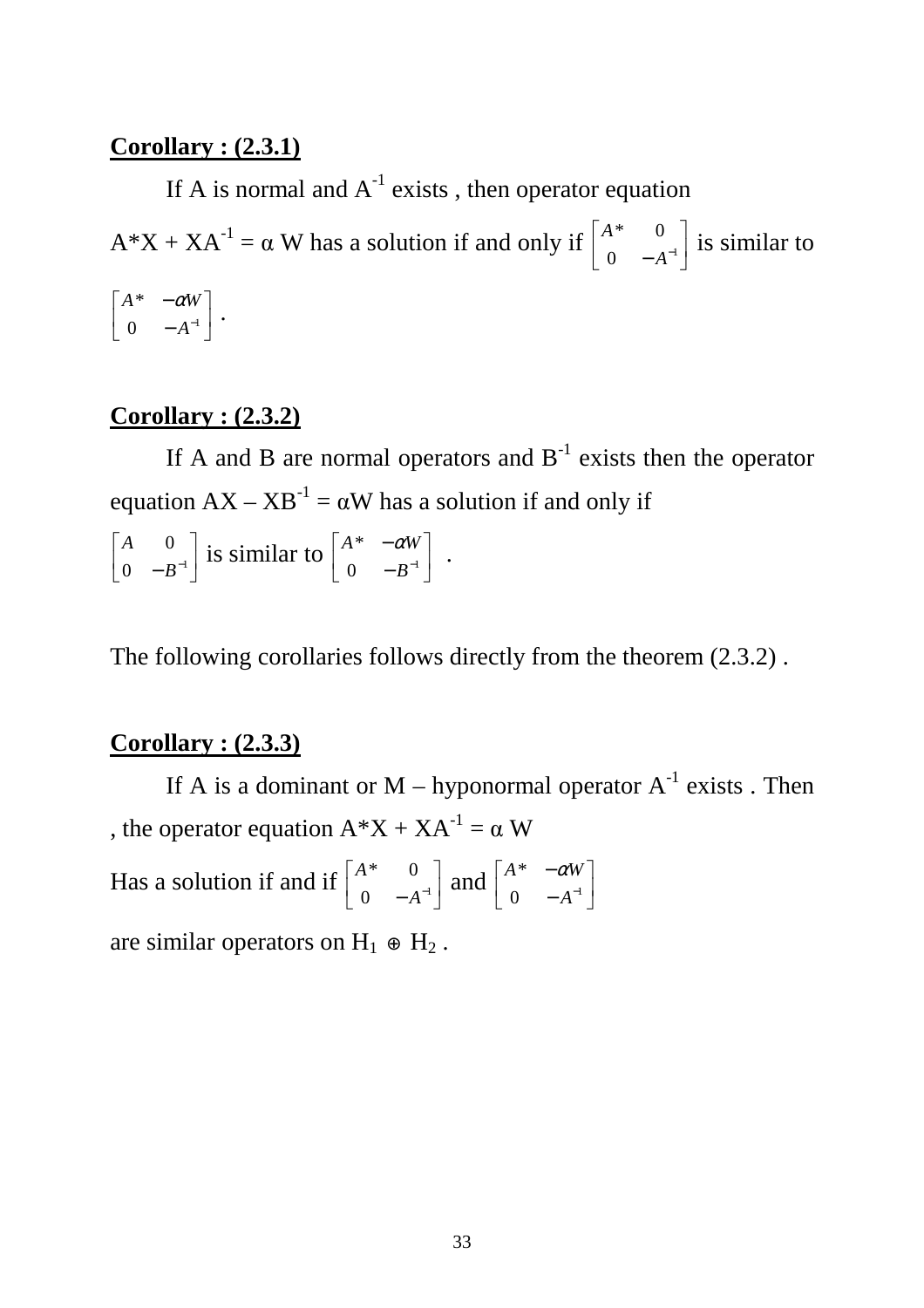**Corollary : (2.3.1)**

If A is normal and $A^{-1}$ exists , then operator equation $A^*X + XA^{-1} = \alpha W$ has a solution if and only if $\begin{bmatrix} A^* & 0 \\ 0 & -A^{-1} \end{bmatrix}$ is similar to $\begin{bmatrix} A^* & -\alpha W \\ 0 & -A^{-1} \end{bmatrix}$ .

**Corollary : (2.3.2)**

If A and B are normal operators and $B^{-1}$ exists then the operator equation $AX - XB^{-1} = \alpha W$ has a solution if and only if $\begin{bmatrix} A & 0 \\ 0 & -B^{-1} \end{bmatrix}$ is similar to $\begin{bmatrix} A^* & -\alpha W \\ 0 & -B^{-1} \end{bmatrix}$ .

The following corollaries follows directly from the theorem (2.3.2) .

**Corollary : (2.3.3)**

If A is a dominant or M – hyponormal operator $A^{-1}$ exists . Then , the operator equation $A^*X + XA^{-1} = \alpha W$

Has a solution if and if $\begin{bmatrix} A^* & 0 \\ 0 & -A^{-1} \end{bmatrix}$ and $\begin{bmatrix} A^* & -\alpha W \\ 0 & -A^{-1} \end{bmatrix}$

are similar operators on $H_1 \oplus H_2$ .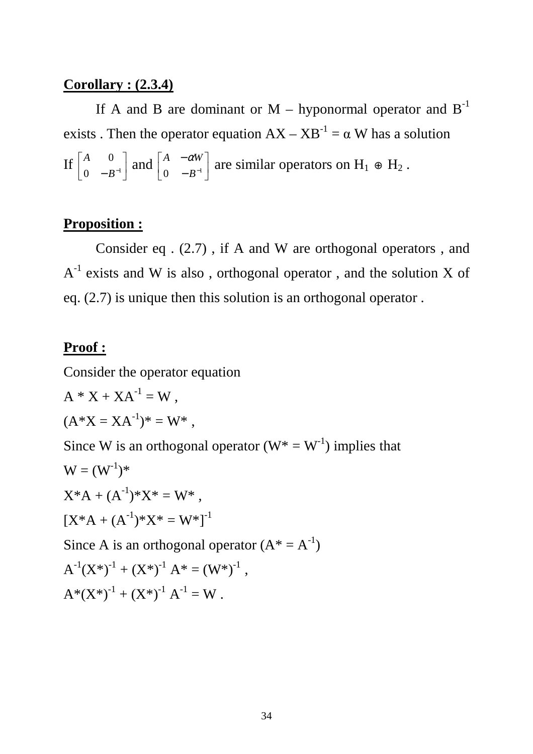**Corollary : (2.3.4)**

If A and B are dominant or M – hyponormal operator and $B^{-1}$ exists . Then the operator equation $AX – XB^{-1} = \alpha W$ has a solution If $\begin{bmatrix} A & 0 \\ 0 & -B^{-1} \end{bmatrix}$ and $\begin{bmatrix} A & -\alpha W \\ 0 & -B^{-1} \end{bmatrix}$ are similar operators on $H_1 \oplus H_2$ .

**Proposition :**

Consider eq . (2.7) , if A and W are orthogonal operators , and $A^{-1}$ exists and W is also , orthogonal operator , and the solution X of eq. (2.7) is unique then this solution is an orthogonal operator .

**Proof :**

Consider the operator equation

$A * X + XA^{-1} = W$ ,

$(A*X = XA^{-1})* = W*$ ,

Since W is an orthogonal operator ($W* = W^{-1}$) implies that

$W = (W^{-1})*$

$X*A + (A^{-1})*X* = W*$ ,

$[X*A + (A^{-1})*X* = W*]^{-1}$

Since A is an orthogonal operator ($A* = A^{-1}$)

$A^{-1}(X*)^{-1} + (X*)^{-1} A* = (W*)^{-1}$ ,

$A*(X*)^{-1} + (X*)^{-1} A^{-1} = W$ .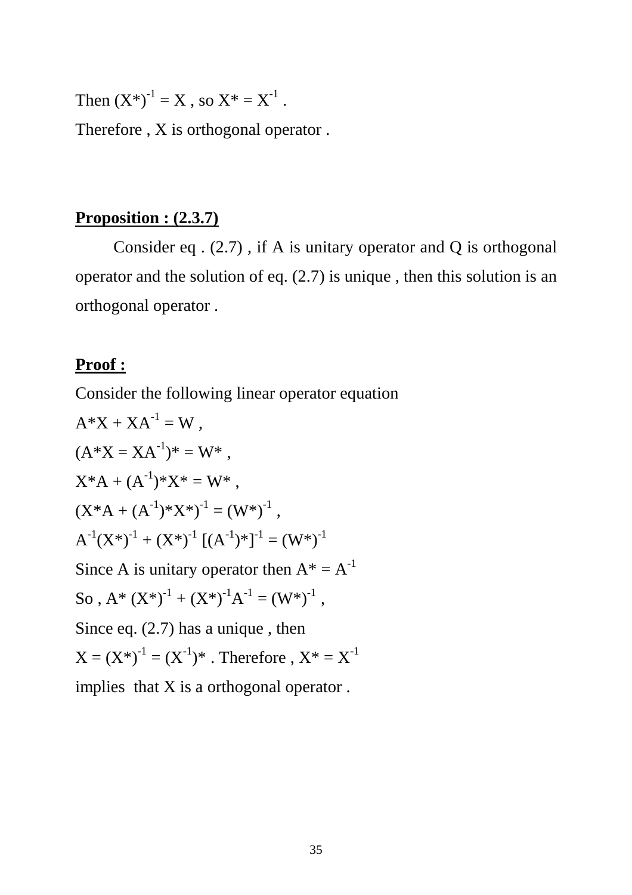Then $(X^*)^{-1} = X$ , so $X^* = X^{-1}$ .

Therefore , X is orthogonal operator .

**Proposition : (2.3.7)**

Consider eq . (2.7) , if A is unitary operator and Q is orthogonal operator and the solution of eq. (2.7) is unique , then this solution is an orthogonal operator .

**Proof :**

Consider the following linear operator equation

$A^*X + XA^{-1} = W$ ,

$(A^*X = XA^{-1})^* = W^*$ ,

$X^*A + (A^{-1})^*X^* = W^*$ ,

$(X^*A + (A^{-1})^*X^*)^{-1} = (W^*)^{-1}$ ,

$A^{-1}(X^*)^{-1} + (X^*)^{-1}[(A^{-1})^*]^{-1} = (W^*)^{-1}$

Since A is unitary operator then $A^* = A^{-1}$

So , $A^*(X^*)^{-1} + (X^*)^{-1}A^{-1} = (W^*)^{-1}$ ,

Since eq. (2.7) has a unique , then

$X = (X^*)^{-1} = (X^{-1})^*$ . Therefore , $X^* = X^{-1}$

implies that X is a orthogonal operator .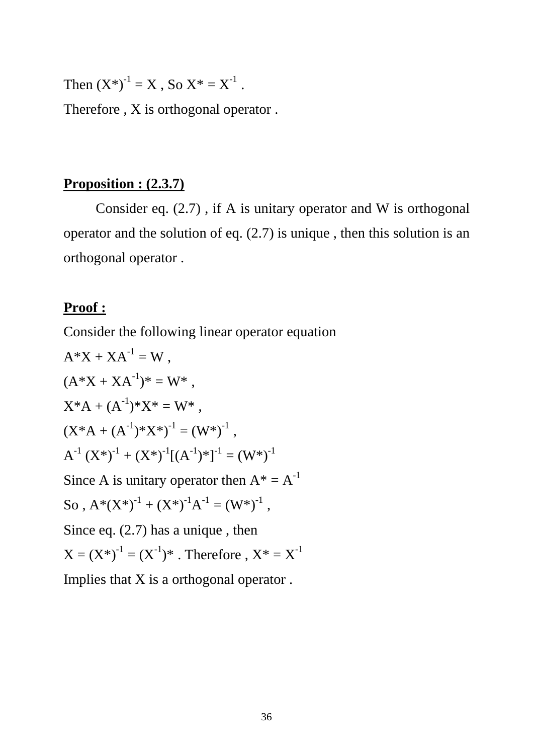Then $(X^*)^{-1} = X$ , So $X^* = X^{-1}$ .

Therefore , X is orthogonal operator .

**Proposition : (2.3.7)**

Consider eq. (2.7) , if A is unitary operator and W is orthogonal operator and the solution of eq. (2.7) is unique , then this solution is an orthogonal operator .

**Proof :**

Consider the following linear operator equation

$A^*X + XA^{-1} = W$ ,

$(A^*X + XA^{-1})^* = W^*$ ,

$X^*A + (A^{-1})^*X^* = W^*$ ,

$(X^*A + (A^{-1})^*X^*)^{-1} = (W^*)^{-1}$ ,

$A^{-1} (X^*)^{-1} + (X^*)^{-1}[(A^{-1})^*]^{-1} = (W^*)^{-1}$

Since A is unitary operator then $A^* = A^{-1}$

So , $A^*(X^*)^{-1} + (X^*)^{-1}A^{-1} = (W^*)^{-1}$ ,

Since eq. (2.7) has a unique , then

$X = (X^*)^{-1} = (X^{-1})^*$ . Therefore , $X^* = X^{-1}$

Implies that X is a orthogonal operator .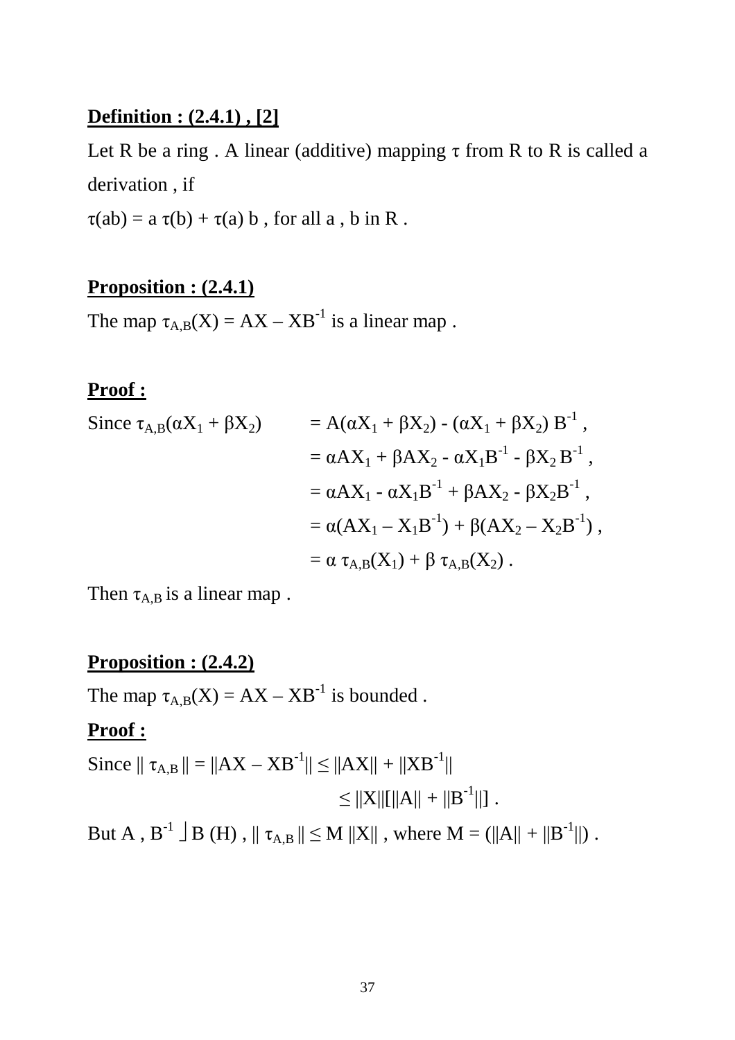**Definition : (2.4.1) , [2]**

Let R be a ring . A linear (additive) mapping $\tau$ from R to R is called a derivation , if

$\tau(ab) = a\,\tau(b) + \tau(a)\,b$ , for all a , b in R .

**Proposition : (2.4.1)**

The map $\tau_{A,B}(X) = AX - XB^{-1}$ is a linear map .

**Proof :**

$$
\begin{aligned}
\text{Since } \tau_{A,B}(\alpha X_1 + \beta X_2) &= A(\alpha X_1 + \beta X_2) - (\alpha X_1 + \beta X_2)\,B^{-1} , \\
&= \alpha AX_1 + \beta AX_2 - \alpha X_1 B^{-1} - \beta X_2\,B^{-1} , \\
&= \alpha AX_1 - \alpha X_1 B^{-1} + \beta AX_2 - \beta X_2 B^{-1} , \\
&= \alpha(AX_1 - X_1 B^{-1}) + \beta(AX_2 - X_2 B^{-1}) , \\
&= \alpha\,\tau_{A,B}(X_1) + \beta\,\tau_{A,B}(X_2) .
\end{aligned}
$$

Then $\tau_{A,B}$ is a linear map .

**Proposition : (2.4.2)**

The map $\tau_{A,B}(X) = AX - XB^{-1}$ is bounded .

**Proof :**

$$
\begin{aligned}
\text{Since } \|\tau_{A,B}\| = \|AX - XB^{-1}\| &\leq \|AX\| + \|XB^{-1}\| \\
&\leq \|X\|[\|A\| + \|B^{-1}\|] .
\end{aligned}
$$

But $A , B^{-1} \in B(H)$ , $\|\tau_{A,B}\| \leq M\,\|X\|$ , where $M = (\|A\| + \|B^{-1}\|)$ .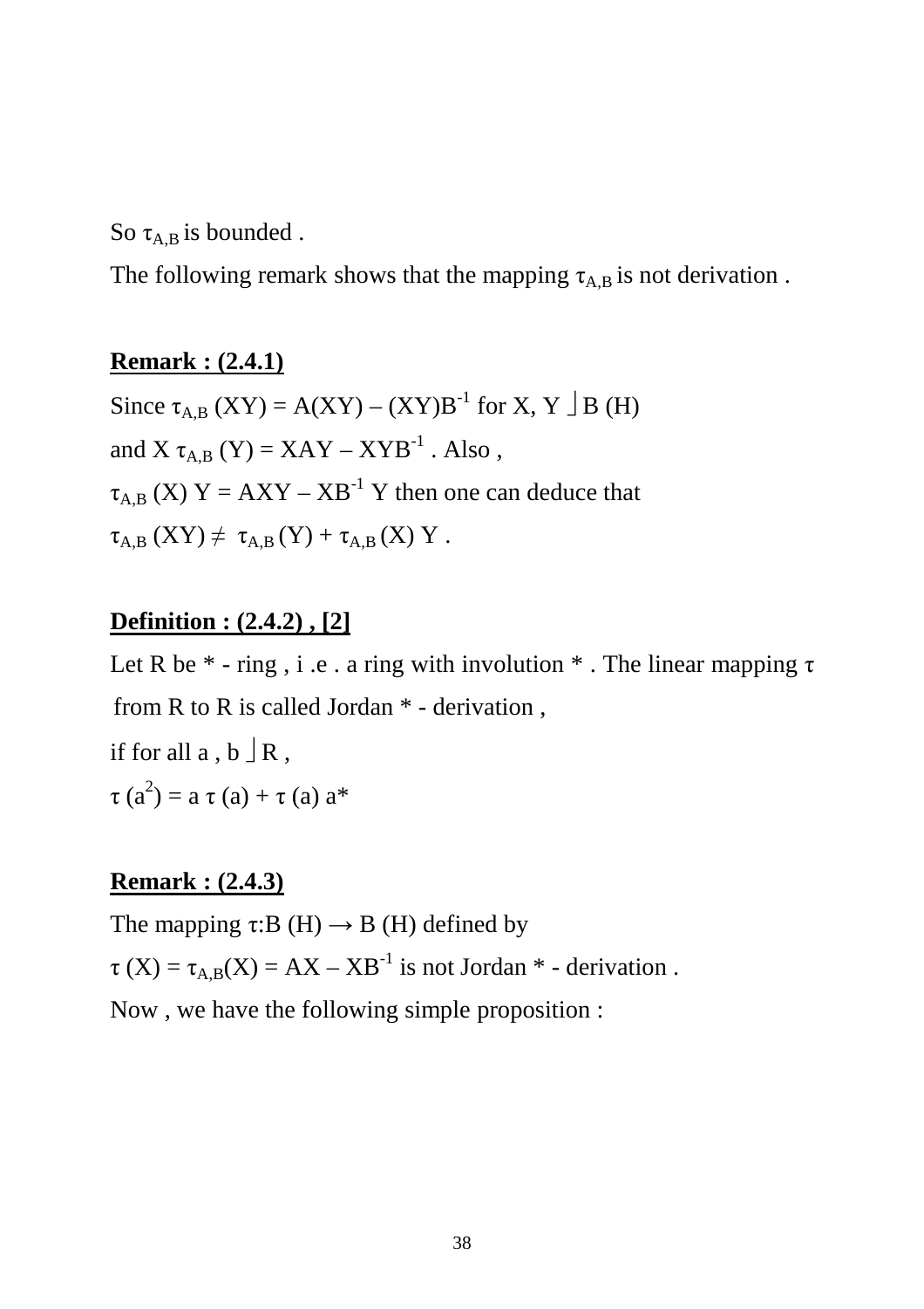So $\tau_{A,B}$ is bounded .

The following remark shows that the mapping $\tau_{A,B}$ is not derivation .

**Remark : (2.4.1)**

Since $\tau_{A,B}(XY) = A(XY) - (XY)B^{-1}$ for $X, Y \in B(H)$

and $X\,\tau_{A,B}(Y) = XAY - XYB^{-1}$ . Also ,

$\tau_{A,B}(X)\,Y = AXY - XB^{-1}Y$ then one can deduce that

$\tau_{A,B}(XY) \neq \tau_{A,B}(Y) + \tau_{A,B}(X)\,Y$ .

**Definition : (2.4.2) , [2]**

Let R be * - ring , i .e . a ring with involution * . The linear mapping $\tau$ from R to R is called Jordan * - derivation ,

if for all a , b $\in$ R ,

$\tau(a^2) = a\,\tau(a) + \tau(a)\,a^*$

**Remark : (2.4.3)**

The mapping $\tau: B(H) \to B(H)$ defined by

$\tau(X) = \tau_{A,B}(X) = AX - XB^{-1}$ is not Jordan * - derivation .

Now , we have the following simple proposition :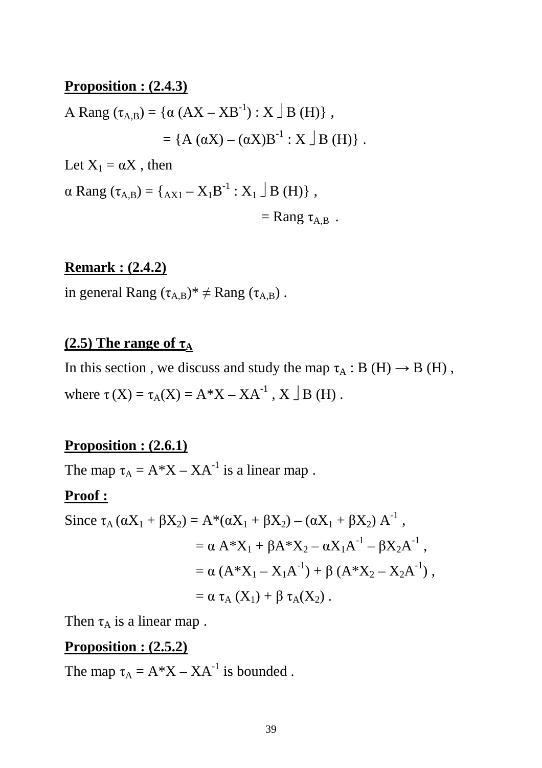**Proposition : (2.4.3)**

$A$ Rang $(\tau_{A,B}) = \{\alpha\,(AX - XB^{-1}) : X \in B\,(H)\}$ ,

$= \{A\,(\alpha X) - (\alpha X)B^{-1} : X \in B\,(H)\}$ .

Let $X_1 = \alpha X$ , then

$\alpha$ Rang $(\tau_{A,B}) = \{_{AX1} - X_1B^{-1} : X_1 \in B\,(H)\}$ ,

$=$ Rang $\tau_{A,B}$ .

**Remark : (2.4.2)**

in general Rang $(\tau_{A,B})^* \neq$ Rang $(\tau_{A,B})$ .

## (2.5) The range of $\tau_A$

In this section , we discuss and study the map $\tau_A : B\,(H) \rightarrow B\,(H)$ , where $\tau\,(X) = \tau_A(X) = A^*X - XA^{-1}$ , $X \in B\,(H)$ .

**Proposition : (2.6.1)**

The map $\tau_A = A^*X - XA^{-1}$ is a linear map .

**Proof :**

Since $\tau_A\,(\alpha X_1 + \beta X_2) = A^*(\alpha X_1 + \beta X_2) - (\alpha X_1 + \beta X_2)\,A^{-1}$ ,

$= \alpha\,A^*X_1 + \beta A^*X_2 - \alpha X_1A^{-1} - \beta X_2A^{-1}$ ,

$= \alpha\,(A^*X_1 - X_1A^{-1}) + \beta\,(A^*X_2 - X_2A^{-1})$ ,

$= \alpha\,\tau_A\,(X_1) + \beta\,\tau_A(X_2)$ .

Then $\tau_A$ is a linear map .

**Proposition : (2.5.2)**

The map $\tau_A = A^*X - XA^{-1}$ is bounded .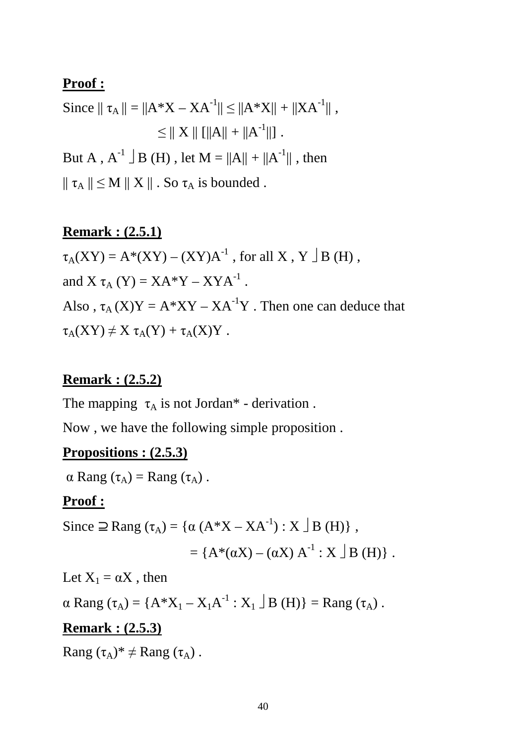**Proof :**

Since $\| \tau_A \| = \|A^*X - XA^{-1}\| \leq \|A^*X\| + \|XA^{-1}\|$ ,

$$\leq \| X \| [\|A\| + \|A^{-1}\|] .$$

But A , $A^{-1} \in B(H)$ , let $M = \|A\| + \|A^{-1}\|$ , then

$\| \tau_A \| \leq M \| X \|$ . So $\tau_A$ is bounded .

**Remark : (2.5.1)**

$\tau_A(XY) = A^*(XY) - (XY)A^{-1}$ , for all X , Y $\in B(H)$ ,

and $X \tau_A(Y) = XA^*Y - XYA^{-1}$ .

Also , $\tau_A(X)Y = A^*XY - XA^{-1}Y$ . Then one can deduce that

$\tau_A(XY) \neq X \tau_A(Y) + \tau_A(X)Y$ .

**Remark : (2.5.2)**

The mapping $\tau_A$ is not Jordan* - derivation .

Now , we have the following simple proposition .

**Propositions : (2.5.3)**

$\alpha$ Rang $(\tau_A)$ = Rang $(\tau_A)$ .

**Proof :**

Since $\supseteq$ Rang $(\tau_A) = \{\alpha (A^*X - XA^{-1}) : X \in B(H)\}$ ,

$$= \{A^*(\alpha X) - (\alpha X) A^{-1} : X \in B(H)\} .$$

Let $X_1 = \alpha X$ , then

$\alpha$ Rang $(\tau_A) = \{A^*X_1 - X_1A^{-1} : X_1 \in B(H)\}$ = Rang $(\tau_A)$ .

**Remark : (2.5.3)**

Rang $(\tau_A)^* \neq$ Rang $(\tau_A)$ .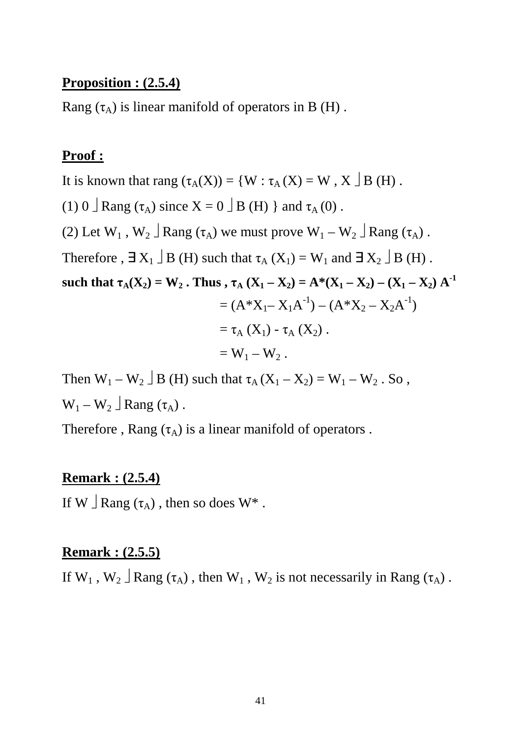**Proposition : (2.5.4)**

Rang ($\tau_A$) is linear manifold of operators in B (H) .

**Proof :**

It is known that rang ($\tau_A(X)$) = {W : $\tau_A$ (X) = W , X $\in$ B (H) .

(1) 0 $\in$ Rang ($\tau_A$) since X = 0 $\in$ B (H) } and $\tau_A$ (0) .

(2) Let $W_1$ , $W_2$ $\in$ Rang ($\tau_A$) we must prove $W_1 - W_2$ $\in$ Rang ($\tau_A$) .

Therefore , $\exists$ $X_1$ $\in$ B (H) such that $\tau_A$ ($X_1$) = $W_1$ and $\exists$ $X_2$ $\in$ B (H) .

**such that $\tau_A(X_2) = W_2$ . Thus , $\tau_A$ $(X_1 - X_2) = A^*(X_1 - X_2) - (X_1 - X_2) A^{-1}$**

$$= (A^*X_1 - X_1A^{-1}) - (A^*X_2 - X_2A^{-1})$$

$$= \tau_A (X_1) - \tau_A (X_2) .$$

$$= W_1 - W_2 .$$

Then $W_1 - W_2$ $\in$ B (H) such that $\tau_A$ $(X_1 - X_2) = W_1 - W_2$ . So ,

$W_1 - W_2$ $\in$ Rang ($\tau_A$) .

Therefore , Rang ($\tau_A$) is a linear manifold of operators .

**Remark : (2.5.4)**

If W $\in$ Rang ($\tau_A$) , then so does W* .

**Remark : (2.5.5)**

If $W_1$ , $W_2$ $\in$ Rang ($\tau_A$) , then $W_1$ , $W_2$ is not necessarily in Rang ($\tau_A$) .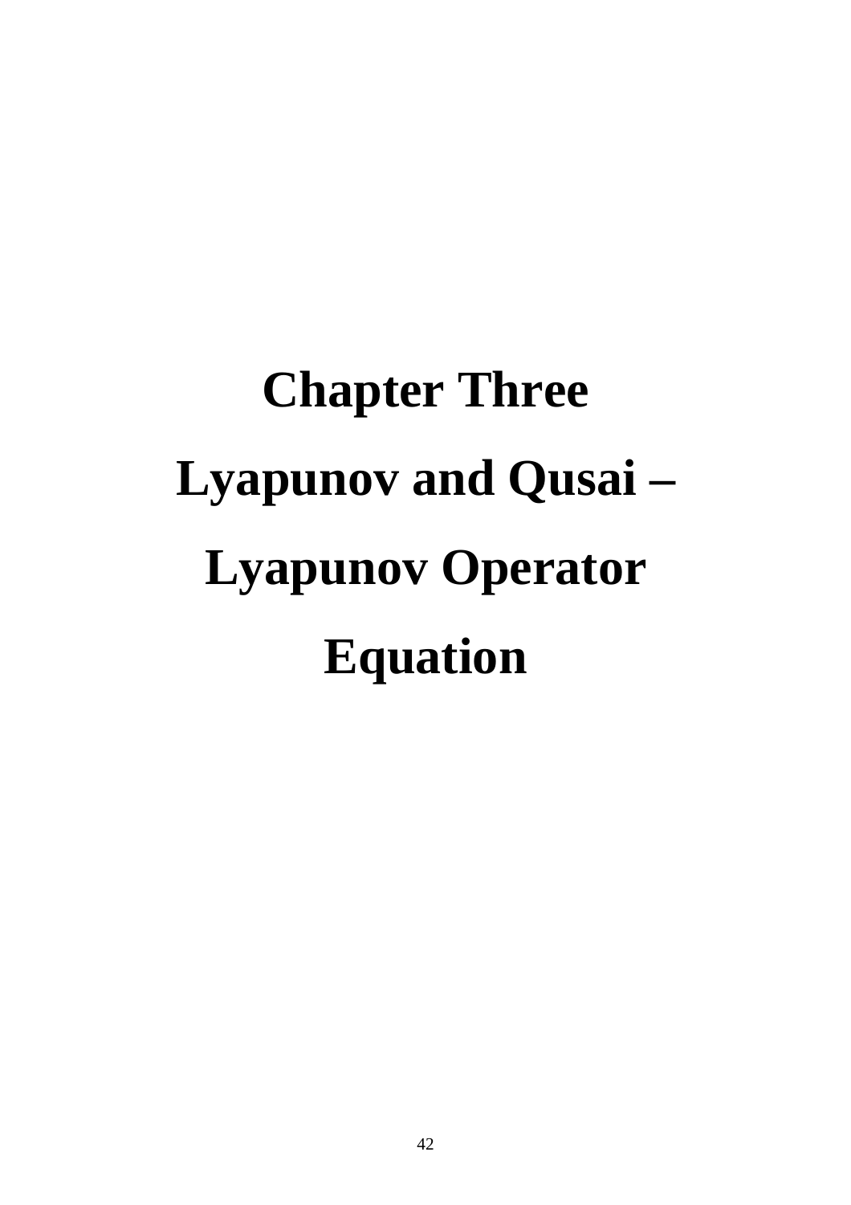# Chapter Three

# Lyapunov and Qusai – Lyapunov Operator Equation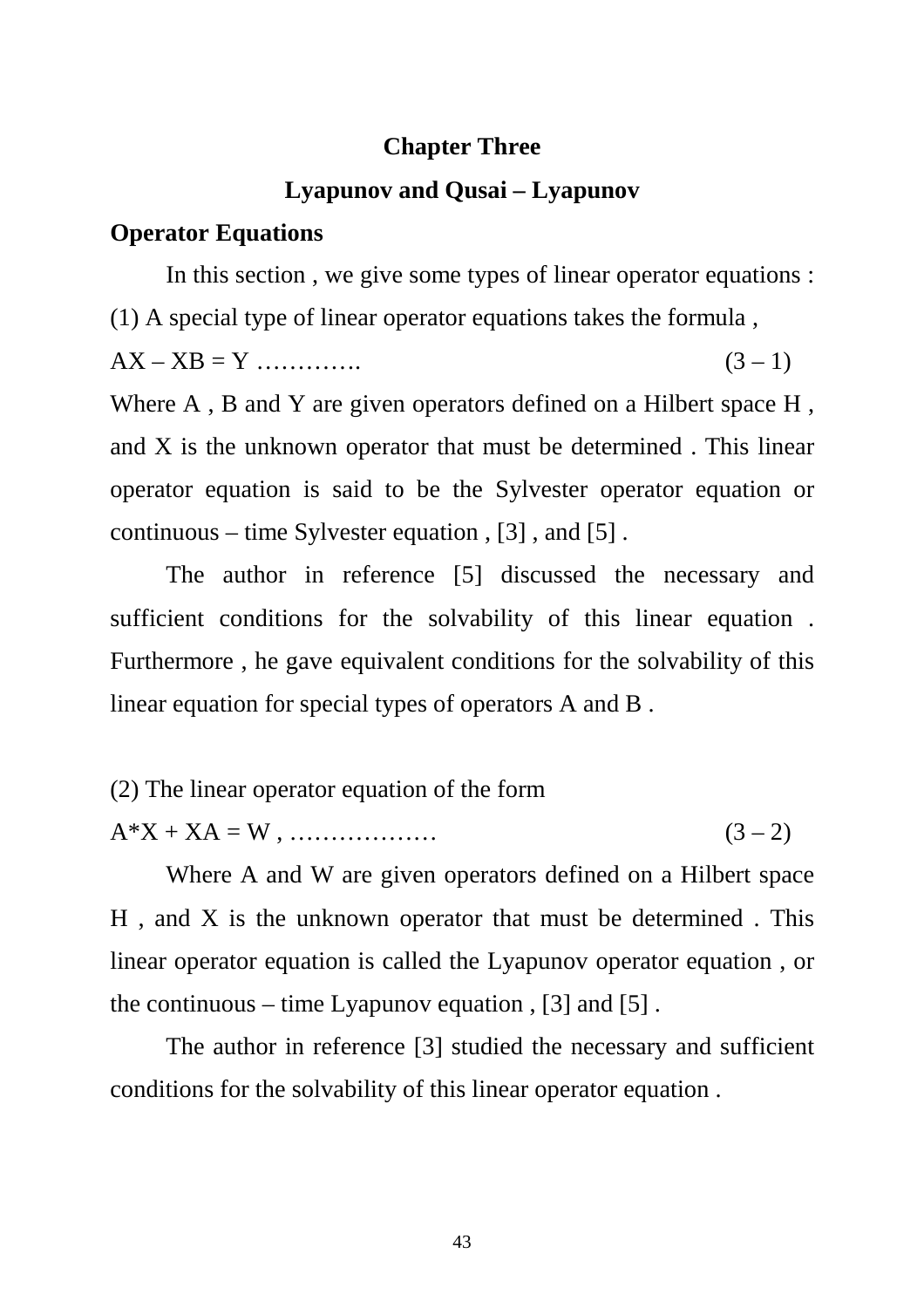# Chapter Three

## Lyapunov and Qusai – Lyapunov

### Operator Equations

In this section , we give some types of linear operator equations :

(1) A special type of linear operator equations takes the formula ,

$$AX - XB = Y \quad \ldots\ldots\ldots\ldots \qquad (3-1)$$

Where A , B and Y are given operators defined on a Hilbert space H , and X is the unknown operator that must be determined . This linear operator equation is said to be the Sylvester operator equation or continuous – time Sylvester equation , [3] , and [5] .

The author in reference [5] discussed the necessary and sufficient conditions for the solvability of this linear equation . Furthermore , he gave equivalent conditions for the solvability of this linear equation for special types of operators A and B .

(2) The linear operator equation of the form

$$A^*X + XA = W \, , \quad \ldots\ldots\ldots\ldots\ldots\ldots \qquad (3-2)$$

Where A and W are given operators defined on a Hilbert space H , and X is the unknown operator that must be determined . This linear operator equation is called the Lyapunov operator equation , or the continuous – time Lyapunov equation , [3] and [5] .

The author in reference [3] studied the necessary and sufficient conditions for the solvability of this linear operator equation .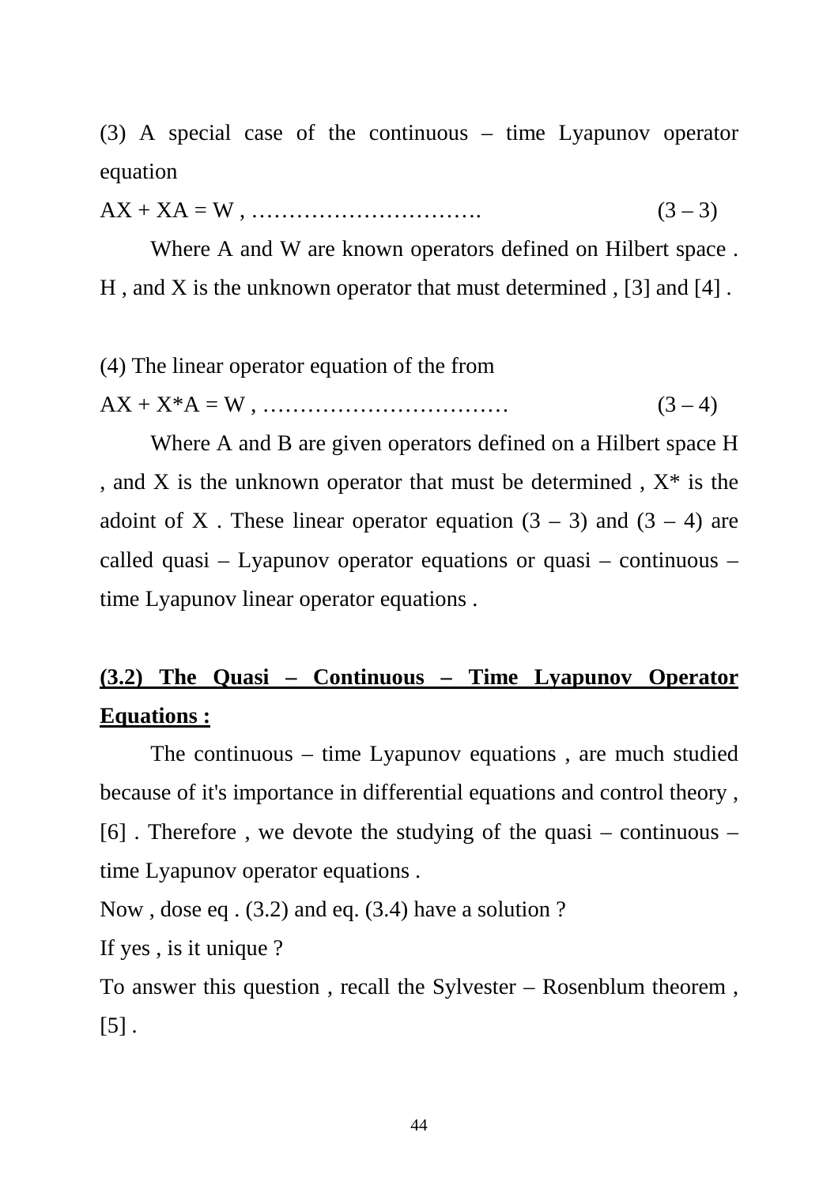(3) A special case of the continuous – time Lyapunov operator equation

$AX + XA = W$ , …………………………. (3 – 3)

Where A and W are known operators defined on Hilbert space . H , and X is the unknown operator that must determined , [3] and [4] .

(4) The linear operator equation of the from

$AX + X^*A = W$ , …………………………… (3 – 4)

Where A and B are given operators defined on a Hilbert space H , and X is the unknown operator that must be determined , $X^*$ is the adoint of X . These linear operator equation (3 – 3) and (3 – 4) are called quasi – Lyapunov operator equations or quasi – continuous – time Lyapunov linear operator equations .

## **(3.2) The Quasi – Continuous – Time Lyapunov Operator Equations :**

The continuous – time Lyapunov equations , are much studied because of it's importance in differential equations and control theory , [6] . Therefore , we devote the studying of the quasi – continuous – time Lyapunov operator equations .

Now , dose eq . (3.2) and eq. (3.4) have a solution ?

If yes , is it unique ?

To answer this question , recall the Sylvester – Rosenblum theorem , [5] .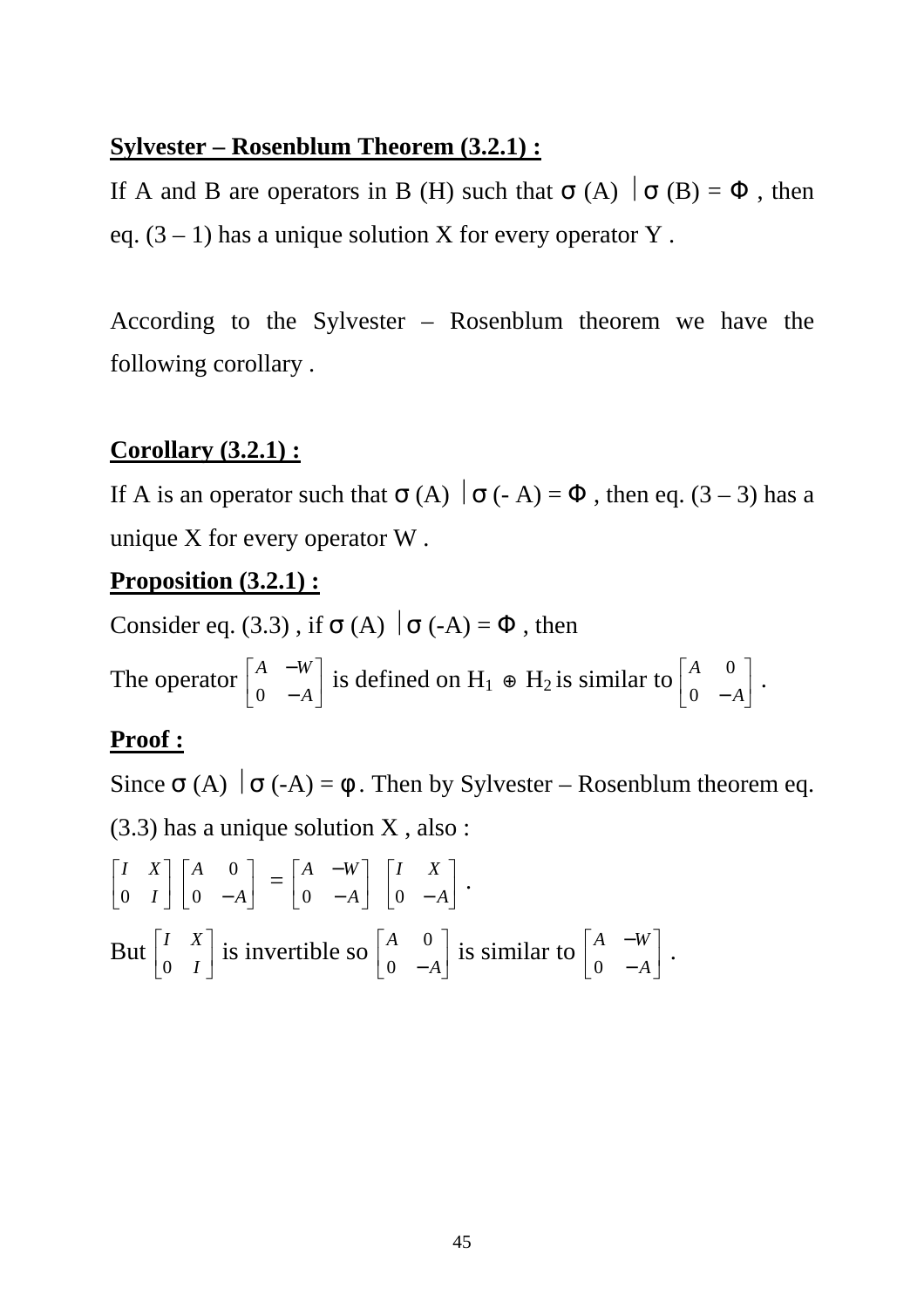**Sylvester – Rosenblum Theorem (3.2.1) :**

If A and B are operators in B (H) such that $\sigma(A) \cap \sigma(B) = \Phi$ , then eq. (3 – 1) has a unique solution X for every operator Y .

According to the Sylvester – Rosenblum theorem we have the following corollary .

**Corollary (3.2.1) :**

If A is an operator such that $\sigma(A) \cap \sigma(-A) = \Phi$ , then eq. (3 – 3) has a unique X for every operator W .

**Proposition (3.2.1) :**

Consider eq. (3.3) , if $\sigma(A) \cap \sigma(-A) = \Phi$ , then

The operator $\begin{bmatrix} A & -W \\ 0 & -A \end{bmatrix}$ is defined on $H_1 \oplus H_2$ is similar to $\begin{bmatrix} A & 0 \\ 0 & -A \end{bmatrix}$ .

**Proof :**

Since $\sigma(A) \cap \sigma(-A) = \phi$. Then by Sylvester – Rosenblum theorem eq. (3.3) has a unique solution X , also :

$$\begin{bmatrix} I & X \\ 0 & I \end{bmatrix} \begin{bmatrix} A & 0 \\ 0 & -A \end{bmatrix} = \begin{bmatrix} A & -W \\ 0 & -A \end{bmatrix} \begin{bmatrix} I & X \\ 0 & -A \end{bmatrix} .$$

But $\begin{bmatrix} I & X \\ 0 & I \end{bmatrix}$ is invertible so $\begin{bmatrix} A & 0 \\ 0 & -A \end{bmatrix}$ is similar to $\begin{bmatrix} A & -W \\ 0 & -A \end{bmatrix}$ .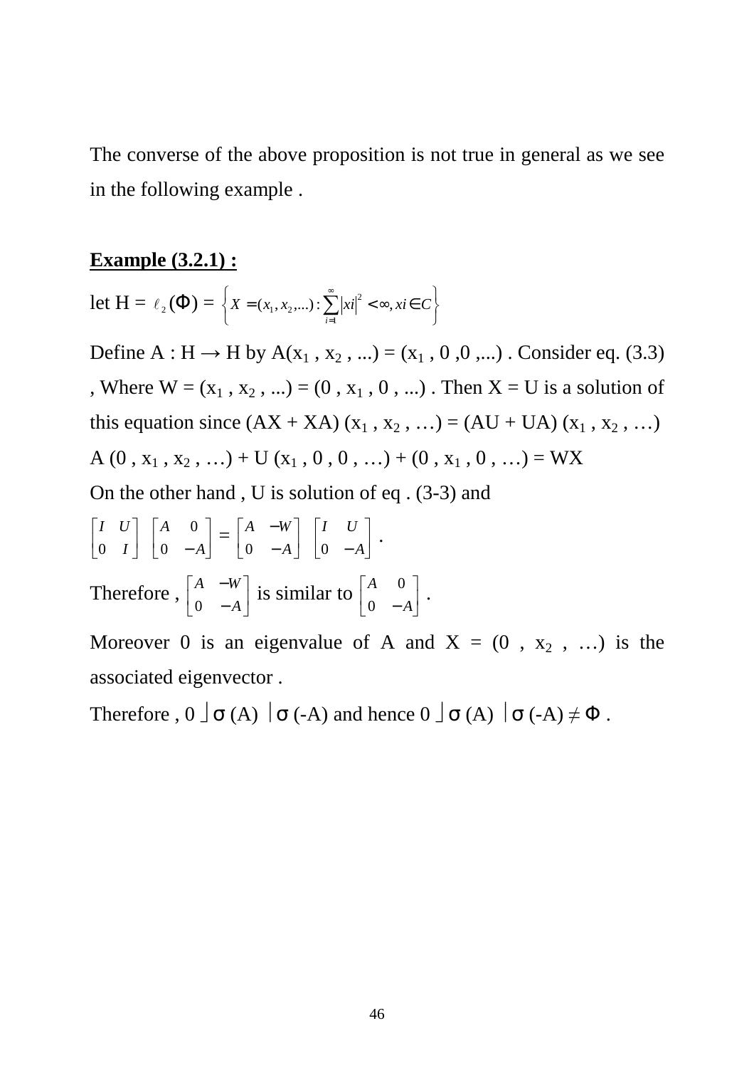The converse of the above proposition is not true in general as we see in the following example .

**Example (3.2.1) :**

let H = $\ell_2(\Phi) = \left\{ X = (x_1, x_2, \ldots) : \sum_{i=1}^{\infty} |xi|^2 < \infty, xi \in C \right\}$

Define A : H → H by A($x_1$ , $x_2$ , ...) = ($x_1$ , 0 ,0 ,...) . Consider eq. (3.3) , Where W = ($x_1$ , $x_2$ , ...) = (0 , $x_1$ , 0 , ...) . Then X = U is a solution of this equation since (AX + XA) ($x_1$ , $x_2$ , …) = (AU + UA) ($x_1$ , $x_2$ , …)

A (0 , $x_1$ , $x_2$ , …) + U ($x_1$ , 0 , 0 , …) + (0 , $x_1$ , 0 , …) = WX

On the other hand , U is solution of eq . (3-3) and

$$\begin{bmatrix} I & U \\ 0 & I \end{bmatrix} \begin{bmatrix} A & 0 \\ 0 & -A \end{bmatrix} = \begin{bmatrix} A & -W \\ 0 & -A \end{bmatrix} \begin{bmatrix} I & U \\ 0 & -A \end{bmatrix} .$$

Therefore , $\begin{bmatrix} A & -W \\ 0 & -A \end{bmatrix}$ is similar to $\begin{bmatrix} A & 0 \\ 0 & -A \end{bmatrix}$ .

Moreover 0 is an eigenvalue of A and X = (0 , $x_2$ , …) is the associated eigenvector .

Therefore , $0 \in \sigma(A) \cap \sigma(-A)$ and hence $0 \in \sigma(A) \cap \sigma(-A) \neq \Phi$ .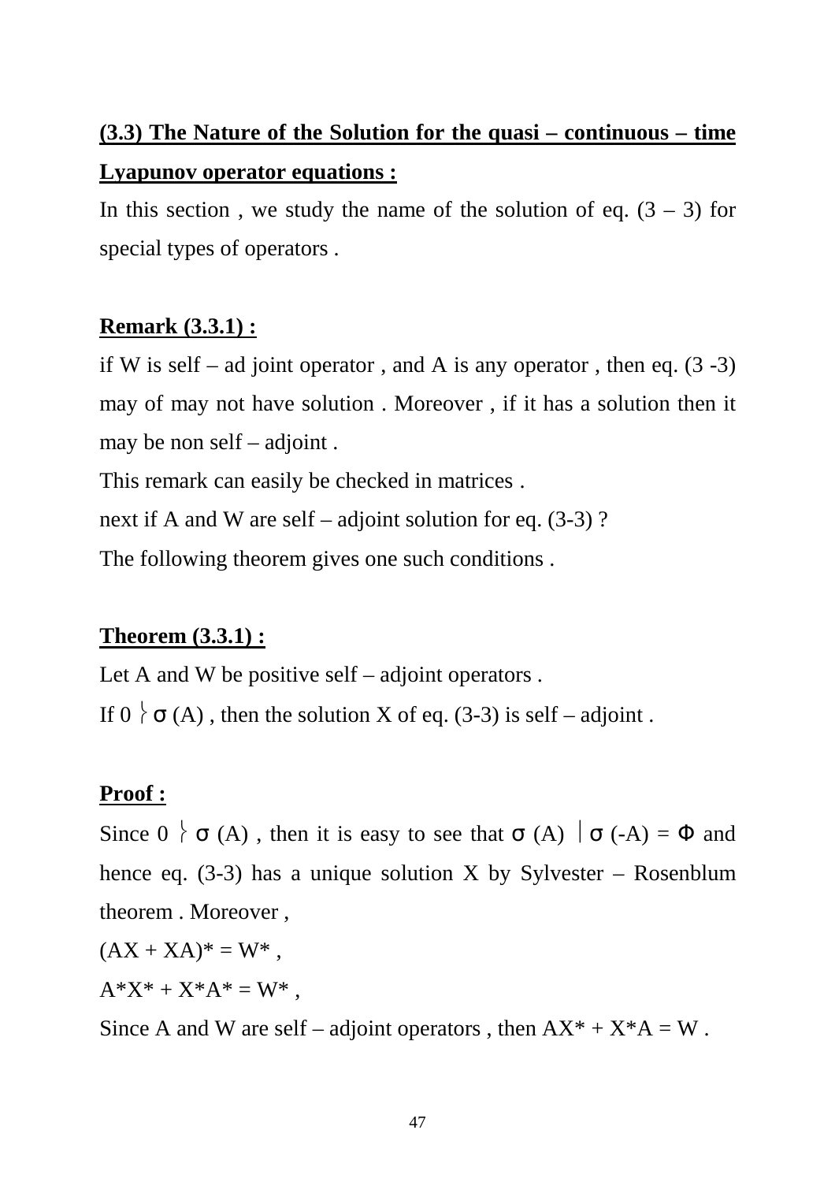**(3.3) The Nature of the Solution for the quasi – continuous – time Lyapunov operator equations :**

In this section , we study the name of the solution of eq. (3 – 3) for special types of operators .

**Remark (3.3.1) :**

if W is self – ad joint operator , and A is any operator , then eq. (3 -3) may of may not have solution . Moreover , if it has a solution then it may be non self – adjoint .

This remark can easily be checked in matrices .

next if A and W are self – adjoint solution for eq. (3-3) ?

The following theorem gives one such conditions .

**Theorem (3.3.1) :**

Let A and W be positive self – adjoint operators .

If $0 \notin \sigma(A)$ , then the solution X of eq. (3-3) is self – adjoint .

**Proof :**

Since $0 \notin \sigma(A)$ , then it is easy to see that $\sigma(A) \cap \sigma(-A) = \Phi$ and hence eq. (3-3) has a unique solution X by Sylvester – Rosenblum theorem . Moreover ,

$(AX + XA)^* = W^*$ ,

$A^*X^* + X^*A^* = W^*$ ,

Since A and W are self – adjoint operators , then $AX^* + X^*A = W$ .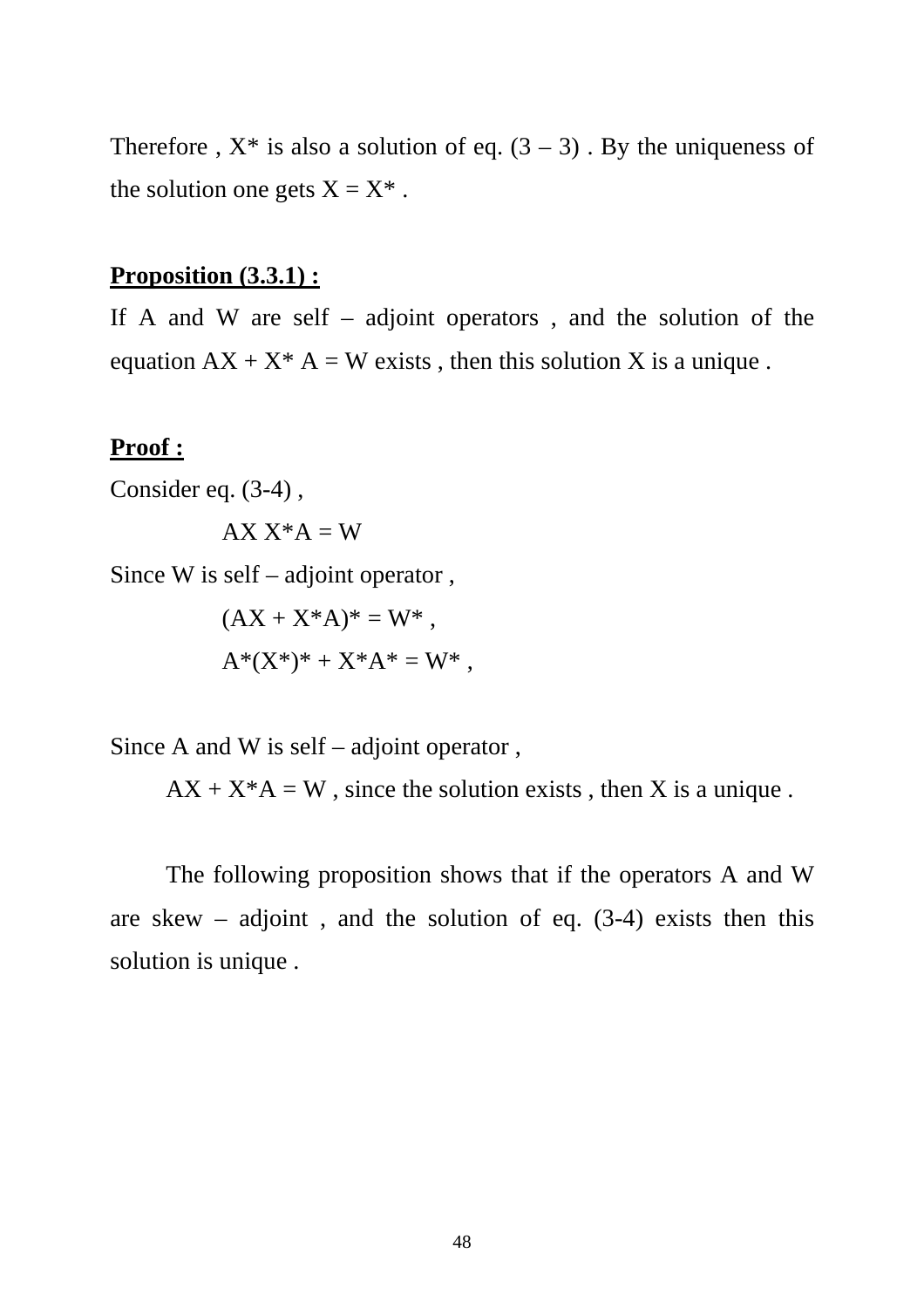Therefore , $X^*$ is also a solution of eq. (3 – 3) . By the uniqueness of the solution one gets $X = X^*$ .

**Proposition (3.3.1) :**

If A and W are self – adjoint operators , and the solution of the equation $AX + X^* A = W$ exists , then this solution X is a unique .

**Proof :**

Consider eq. (3-4) ,

$$AX\ X^*A = W$$

Since W is self – adjoint operator ,

$$(AX + X^*A)^* = W^* ,$$

$$A^*(X^*)^* + X^*A^* = W^* ,$$

Since A and W is self – adjoint operator ,

$AX + X^*A = W$ , since the solution exists , then X is a unique .

The following proposition shows that if the operators A and W are skew – adjoint , and the solution of eq. (3-4) exists then this solution is unique .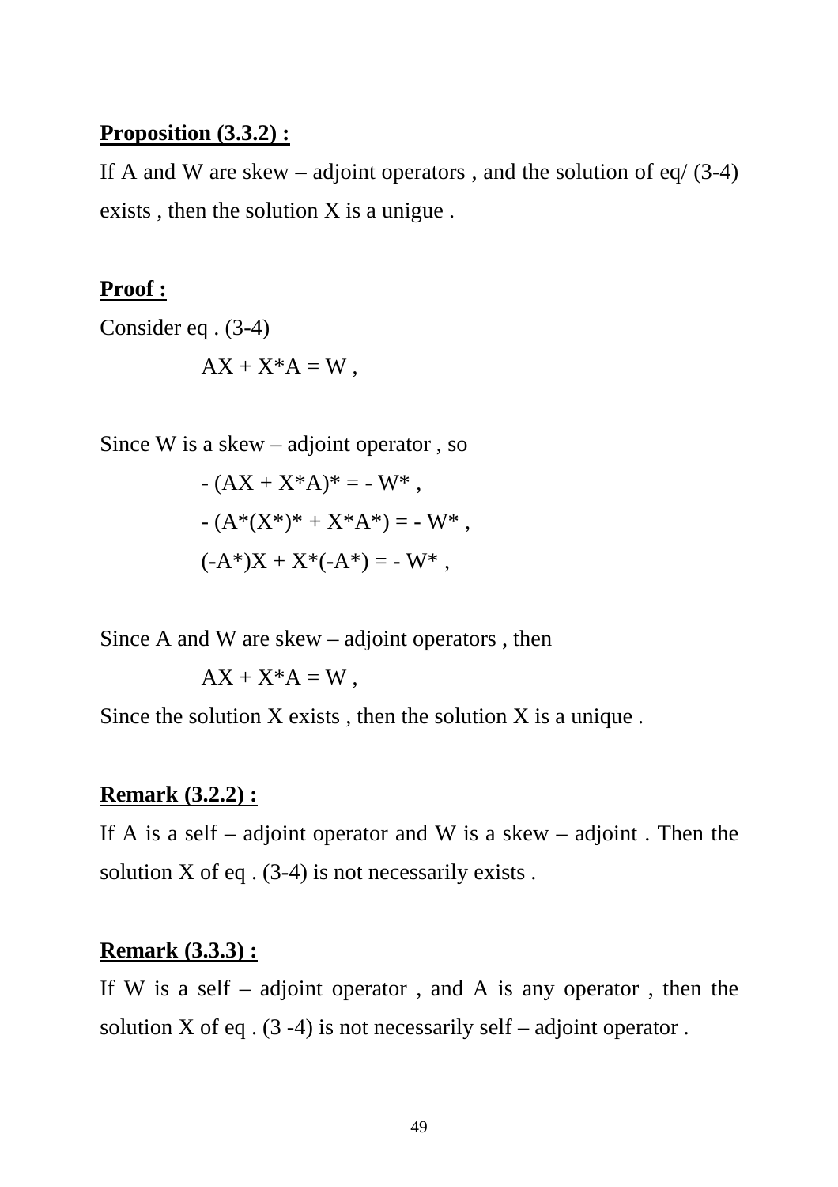**Proposition (3.3.2) :**

If A and W are skew – adjoint operators , and the solution of eq/ (3-4) exists , then the solution X is a unigue .

**Proof :**

Consider eq . (3-4)

$$AX + X^*A = W ,$$

Since W is a skew – adjoint operator , so

$$- (AX + X^*A)^* = - W^* ,$$

$$- (A^*(X^*)^* + X^*A^*) = - W^* ,$$

$$(-A^*)X + X^*(-A^*) = - W^* ,$$

Since A and W are skew – adjoint operators , then

$$AX + X^*A = W ,$$

Since the solution X exists , then the solution X is a unique .

**Remark (3.2.2) :**

If A is a self – adjoint operator and W is a skew – adjoint . Then the solution X of eq . (3-4) is not necessarily exists .

**Remark (3.3.3) :**

If W is a self – adjoint operator , and A is any operator , then the solution X of eq . (3 -4) is not necessarily self – adjoint operator .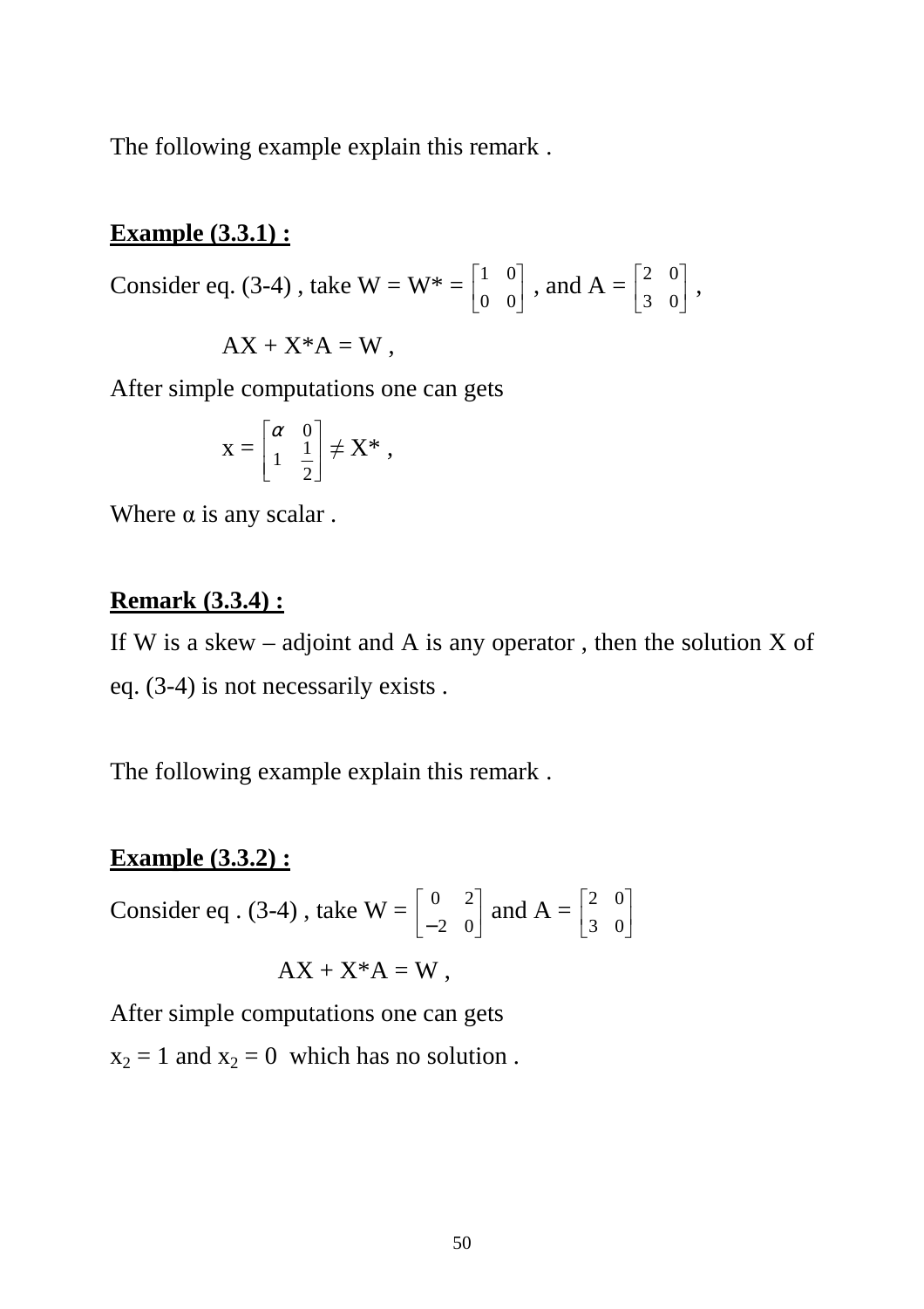The following example explain this remark .

**Example (3.3.1) :**

Consider eq. (3-4) , take W = W* = $\begin{bmatrix} 1 & 0 \\ 0 & 0 \end{bmatrix}$ , and A = $\begin{bmatrix} 2 & 0 \\ 3 & 0 \end{bmatrix}$ ,

$$AX + X^*A = W ,$$

After simple computations one can gets

$$x = \begin{bmatrix} \alpha & 0 \\ 1 & \frac{1}{2} \end{bmatrix} \neq X^* ,$$

Where α is any scalar .

**Remark (3.3.4) :**

If W is a skew – adjoint and A is any operator , then the solution X of eq. (3-4) is not necessarily exists .

The following example explain this remark .

**Example (3.3.2) :**

Consider eq . (3-4) , take W = $\begin{bmatrix} 0 & 2 \\ -2 & 0 \end{bmatrix}$ and A = $\begin{bmatrix} 2 & 0 \\ 3 & 0 \end{bmatrix}$

$$AX + X^*A = W ,$$

After simple computations one can gets

$x_2 = 1$ and $x_2 = 0$ which has no solution .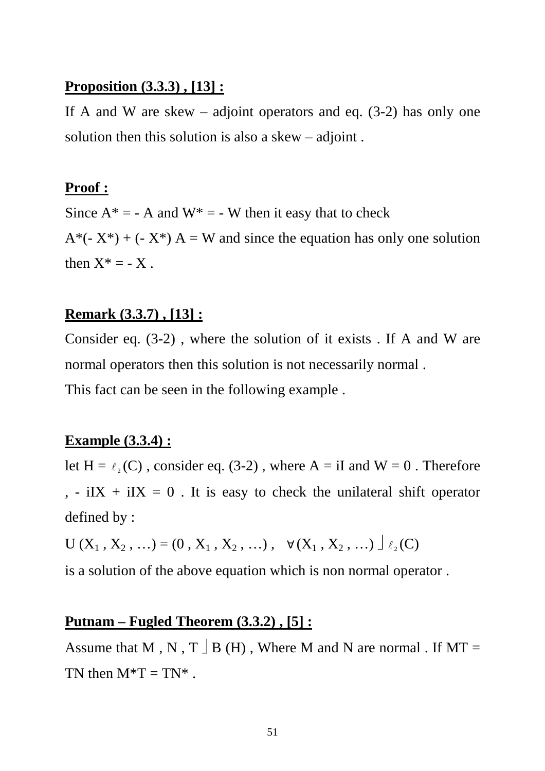**Proposition (3.3.3) , [13] :**

If A and W are skew – adjoint operators and eq. (3-2) has only one solution then this solution is also a skew – adjoint .

**Proof :**

Since $A^* = -A$ and $W^* = -W$ then it easy that to check

$A^*(-X^*) + (-X^*)A = W$ and since the equation has only one solution then $X^* = -X$ .

**Remark (3.3.7) , [13] :**

Consider eq. (3-2) , where the solution of it exists . If A and W are normal operators then this solution is not necessarily normal .

This fact can be seen in the following example .

**Example (3.3.4) :**

let $H = \ell_2(\mathbb{C})$ , consider eq. (3-2) , where $A = iI$ and $W = 0$ . Therefore , $-iIX + iIX = 0$ . It is easy to check the unilateral shift operator defined by :

$U(X_1, X_2, \ldots) = (0, X_1, X_2, \ldots)$ , $\forall (X_1, X_2, \ldots) \in \ell_2(\mathbb{C})$

is a solution of the above equation which is non normal operator .

**Putnam – Fugled Theorem (3.3.2) , [5] :**

Assume that $M, N, T \in B(H)$ , Where M and N are normal . If $MT = TN$ then $M^*T = TN^*$ .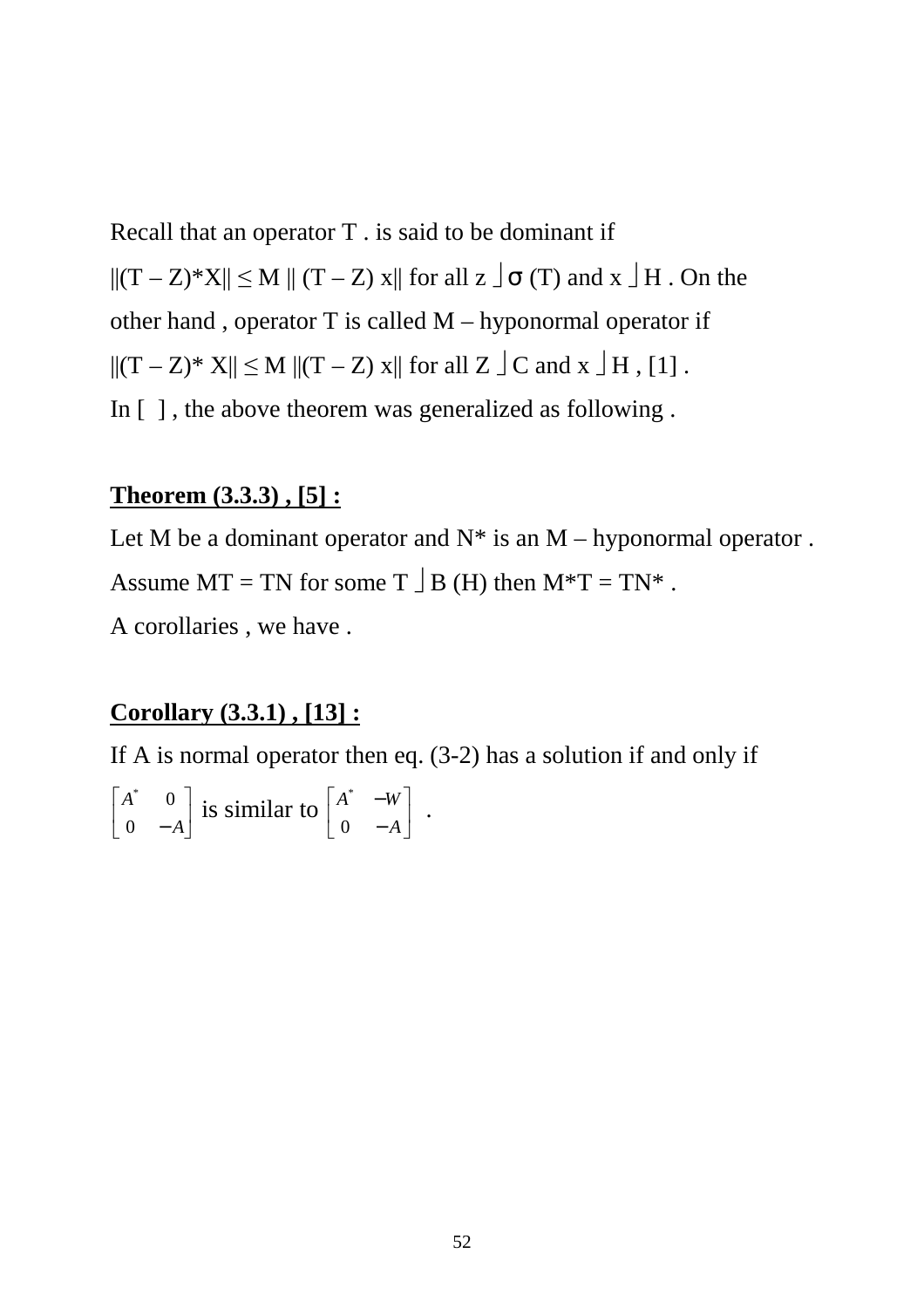Recall that an operator T . is said to be dominant if

$\|(T - Z)^* X\| \leq M \| (T - Z) x\|$ for all $z \in \sigma(T)$ and $x \in H$ . On the other hand , operator T is called M – hyponormal operator if

$\|(T - Z)^* X\| \leq M \|(T - Z) x\|$ for all $Z \in C$ and $x \in H$ , [1] .

In [ ] , the above theorem was generalized as following .

**Theorem (3.3.3) , [5] :**

Let M be a dominant operator and N* is an M – hyponormal operator . Assume MT = TN for some $T \in B(H)$ then M*T = TN* .

A corollaries , we have .

**Corollary (3.3.1) , [13] :**

If A is normal operator then eq. (3-2) has a solution if and only if $\begin{bmatrix} A^* & 0 \\ 0 & -A \end{bmatrix}$ is similar to $\begin{bmatrix} A^* & -W \\ 0 & -A \end{bmatrix}$ .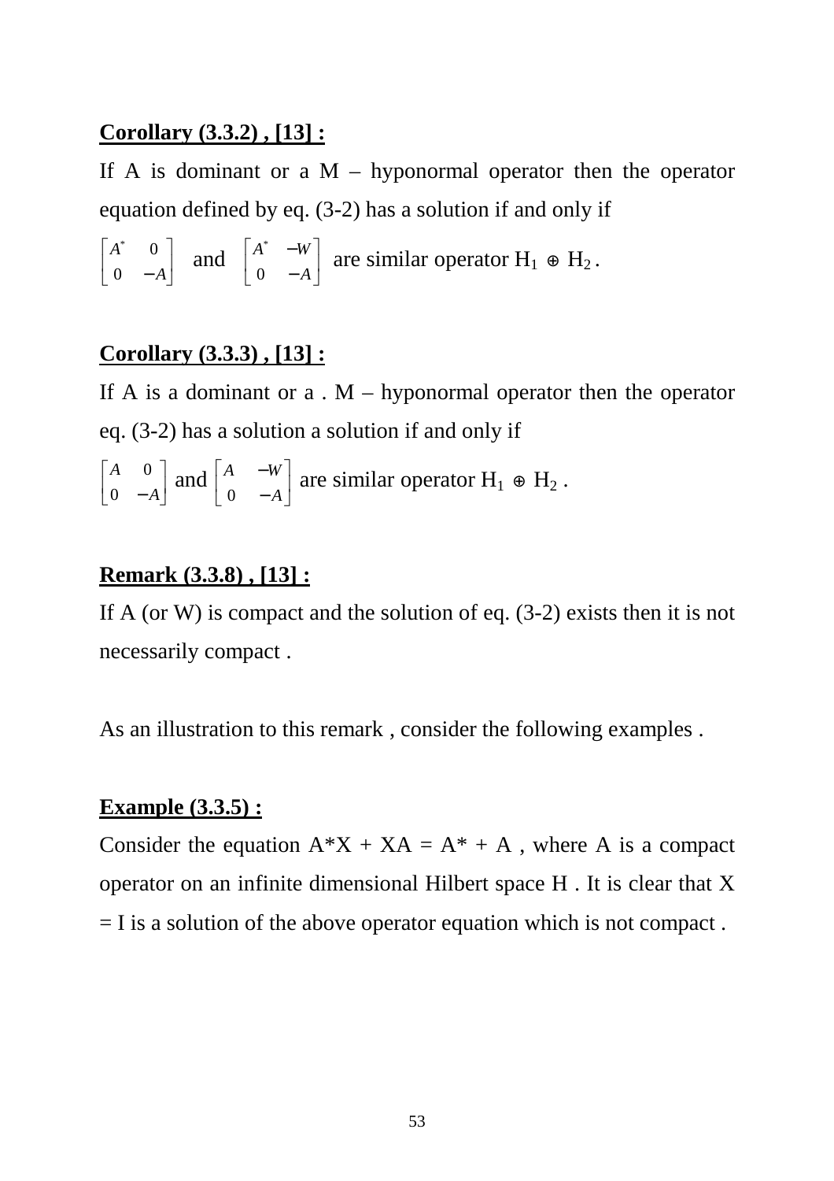**<u>Corollary (3.3.2) , [13] :</u>**

If A is dominant or a M – hyponormal operator then the operator equation defined by eq. (3-2) has a solution if and only if

$\begin{bmatrix} A^* & 0 \\ 0 & -A \end{bmatrix}$ and $\begin{bmatrix} A^* & -W \\ 0 & -A \end{bmatrix}$ are similar operator $H_1 \oplus H_2$ .

**<u>Corollary (3.3.3) , [13] :</u>**

If A is a dominant or a . M – hyponormal operator then the operator eq. (3-2) has a solution a solution if and only if

$\begin{bmatrix} A & 0 \\ 0 & -A \end{bmatrix}$ and $\begin{bmatrix} A & -W \\ 0 & -A \end{bmatrix}$ are similar operator $H_1 \oplus H_2$ .

**<u>Remark (3.3.8) , [13] :</u>**

If A (or W) is compact and the solution of eq. (3-2) exists then it is not necessarily compact .

As an illustration to this remark , consider the following examples .

**<u>Example (3.3.5) :</u>**

Consider the equation $A^*X + XA = A^* + A$ , where A is a compact operator on an infinite dimensional Hilbert space H . It is clear that X = I is a solution of the above operator equation which is not compact .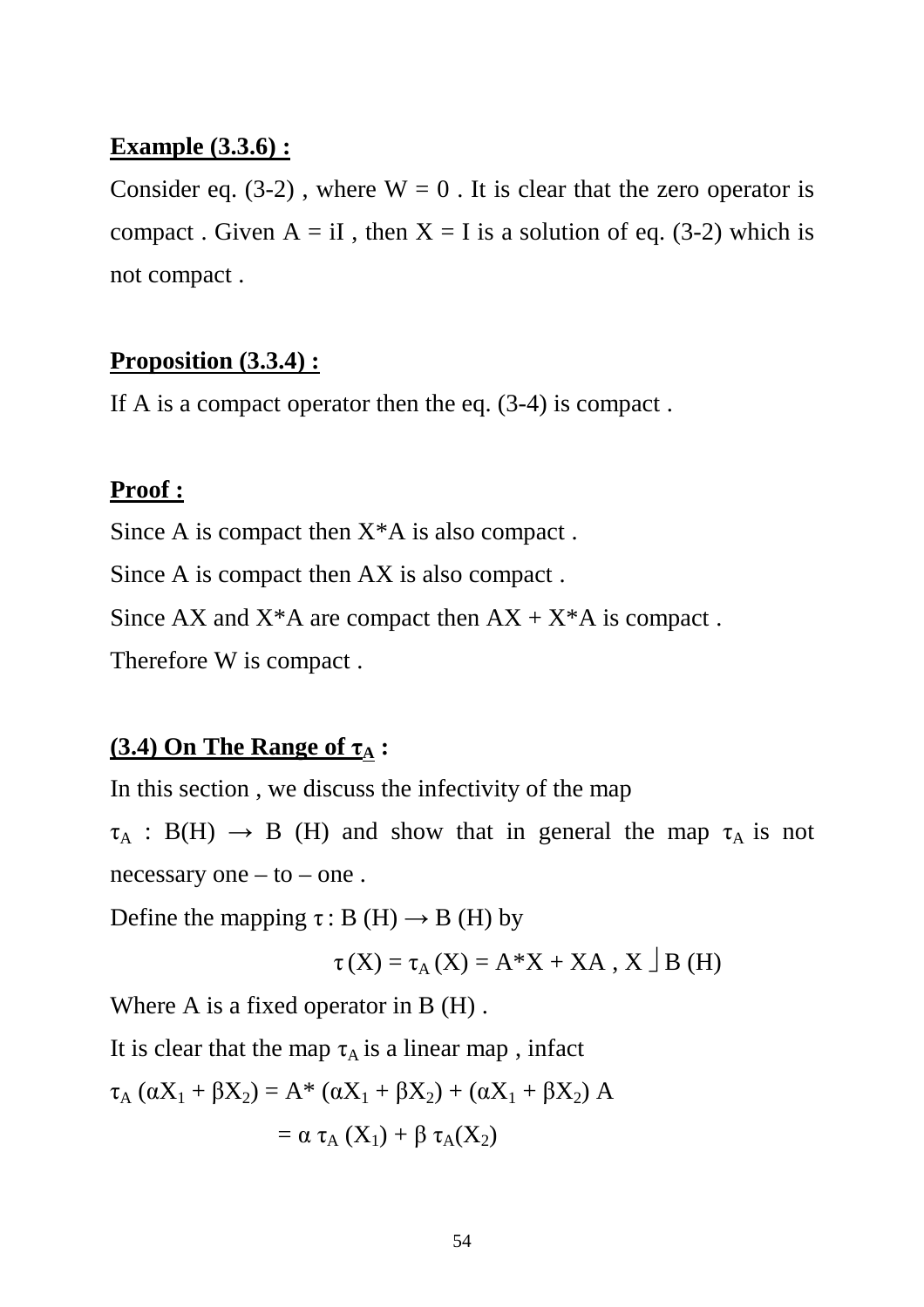**Example (3.3.6) :**

Consider eq. (3-2) , where $W = 0$ . It is clear that the zero operator is compact . Given $A = iI$ , then $X = I$ is a solution of eq. (3-2) which is not compact .

**Proposition (3.3.4) :**

If A is a compact operator then the eq. (3-4) is compact .

**Proof :**

Since A is compact then $X^*A$ is also compact .

Since A is compact then $AX$ is also compact .

Since $AX$ and $X^*A$ are compact then $AX + X^*A$ is compact .

Therefore W is compact .

**(3.4) On The Range of $\tau_A$ :**

In this section , we discuss the infectivity of the map

$\tau_A : B(H) \to B(H)$ and show that in general the map $\tau_A$ is not necessary one – to – one .

Define the mapping $\tau : B(H) \to B(H)$ by

$$\tau(X) = \tau_A(X) = A^*X + XA \, , \; X \in B(H)$$

Where A is a fixed operator in B (H) .

It is clear that the map $\tau_A$ is a linear map , infact

$$\tau_A(\alpha X_1 + \beta X_2) = A^*(\alpha X_1 + \beta X_2) + (\alpha X_1 + \beta X_2)A$$

$$= \alpha\, \tau_A(X_1) + \beta\, \tau_A(X_2)$$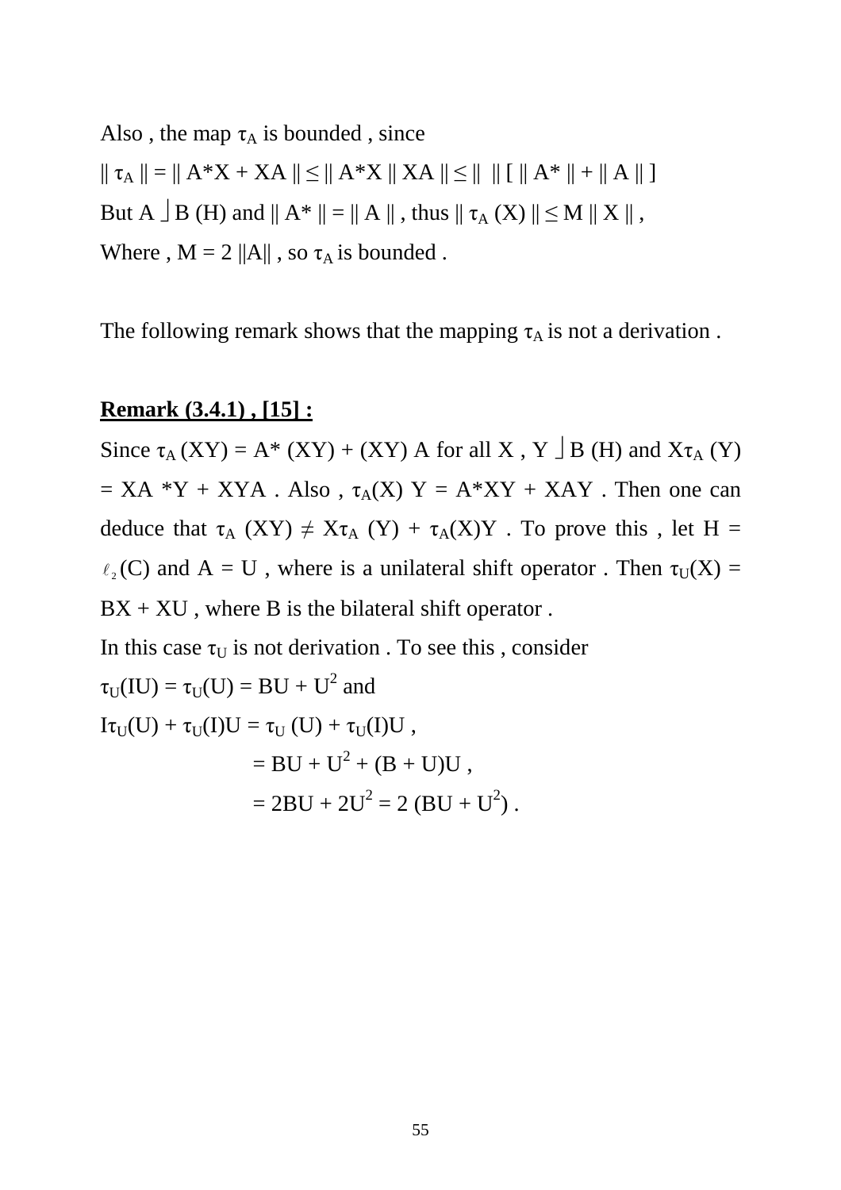Also , the map $\tau_A$ is bounded , since

$\| \tau_A \| = \| A^*X + XA \| \leq \| A^*X \| XA \| \leq \| \; \| [ \| A^* \| + \| A \| ]$

But $A \in B(H)$ and $\| A^* \| = \| A \|$ , thus $\| \tau_A (X) \| \leq M \| X \|$ ,

Where , $M = 2 \|A\|$ , so $\tau_A$ is bounded .

The following remark shows that the mapping $\tau_A$ is not a derivation .

**Remark (3.4.1) , [15] :**

Since $\tau_A (XY) = A^* (XY) + (XY) A$ for all $X , Y \in B(H)$ and $X\tau_A (Y) = XA^*Y + XYA$ . Also , $\tau_A(X) Y = A^*XY + XAY$ . Then one can deduce that $\tau_A (XY) \neq X\tau_A (Y) + \tau_A(X)Y$ . To prove this , let $H = \ell_2(C)$ and $A = U$ , where is a unilateral shift operator . Then $\tau_U(X) = BX + XU$ , where B is the bilateral shift operator .

In this case $\tau_U$ is not derivation . To see this , consider

$\tau_U(IU) = \tau_U(U) = BU + U^2$ and

$$
\begin{aligned}
I\tau_U(U) + \tau_U(I)U &= \tau_U (U) + \tau_U(I)U , \\
&= BU + U^2 + (B + U)U , \\
&= 2BU + 2U^2 = 2 (BU + U^2) .
\end{aligned}
$$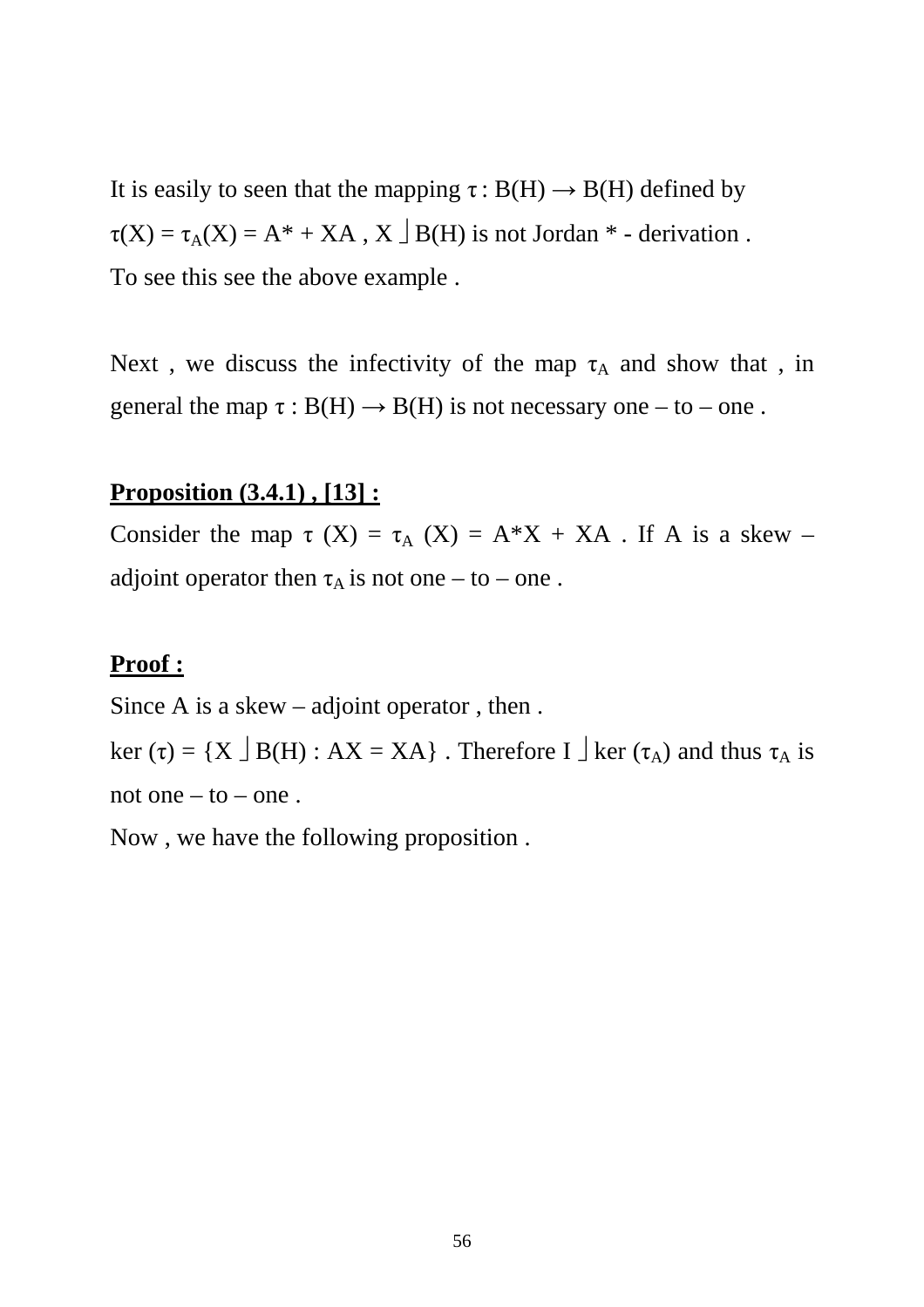It is easily to seen that the mapping $\tau : B(H) \rightarrow B(H)$ defined by $\tau(X) = \tau_A(X) = A^* + XA$ , $X \in B(H)$ is not Jordan * - derivation . To see this see the above example .

Next , we discuss the infectivity of the map $\tau_A$ and show that , in general the map $\tau : B(H) \rightarrow B(H)$ is not necessary one – to – one .

**Proposition (3.4.1) , [13] :**

Consider the map $\tau(X) = \tau_A(X) = A^*X + XA$ . If A is a skew – adjoint operator then $\tau_A$ is not one – to – one .

**Proof :**

Since A is a skew – adjoint operator , then .
$\ker(\tau) = \{X \in B(H) : AX = XA\}$ . Therefore $I \in \ker(\tau_A)$ and thus $\tau_A$ is not one – to – one .

Now , we have the following proposition .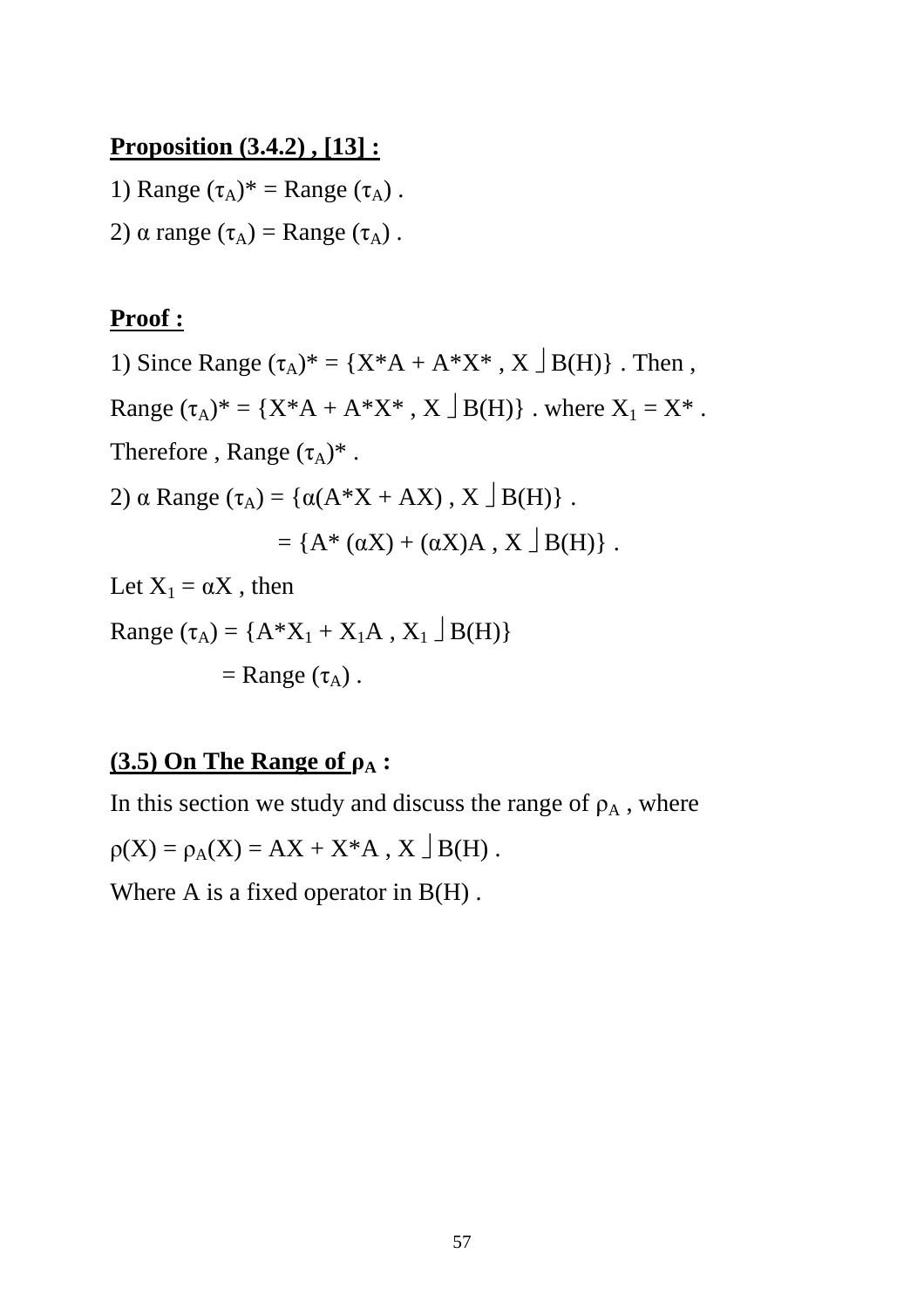**Proposition (3.4.2) , [13] :**

1) Range $(\tau_A)^*$ = Range $(\tau_A)$ .

2) $\alpha$ range $(\tau_A)$ = Range $(\tau_A)$ .

**Proof :**

1) Since Range $(\tau_A)^* = \{X^*A + A^*X^* , X \in B(H)\}$ . Then ,

Range $(\tau_A)^* = \{X^*A + A^*X^* , X \in B(H)\}$ . where $X_1 = X^*$ .

Therefore , Range $(\tau_A)^*$ .

2) $\alpha$ Range $(\tau_A) = \{\alpha(A^*X + AX) , X \in B(H)\}$ .

$$= \{A^* (\alpha X) + (\alpha X)A , X \in B(H)\} .$$

Let $X_1 = \alpha X$ , then

Range $(\tau_A) = \{A^*X_1 + X_1A , X_1 \in B(H)\}$

= Range $(\tau_A)$ .

**(3.5) On The Range of $\rho_A$ :**

In this section we study and discuss the range of $\rho_A$ , where

$\rho(X) = \rho_A(X) = AX + X^*A , X \in B(H)$ .

Where A is a fixed operator in B(H) .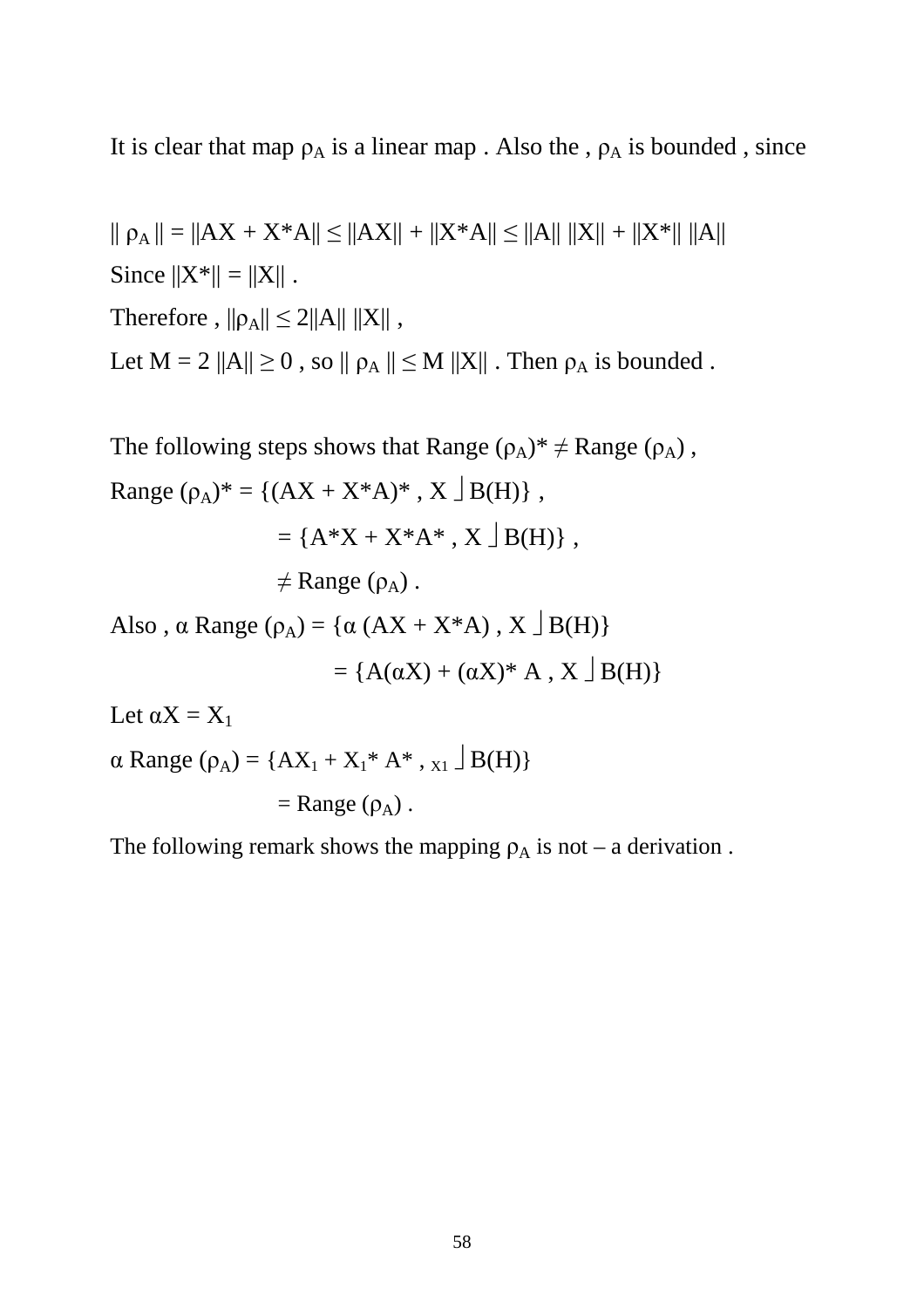It is clear that map $\rho_A$ is a linear map . Also the , $\rho_A$ is bounded , since

$\| \rho_A \| = \|AX + X^*A\| \leq \|AX\| + \|X^*A\| \leq \|A\| \, \|X\| + \|X^*\| \, \|A\|$

Since $\|X^*\| = \|X\|$ .

Therefore , $\|\rho_A\| \leq 2\|A\| \, \|X\|$ ,

Let $M = 2 \, \|A\| \geq 0$ , so $\| \rho_A \| \leq M \, \|X\|$ . Then $\rho_A$ is bounded .

The following steps shows that Range $(\rho_A)^* \neq$ Range $(\rho_A)$ ,

$$
\begin{aligned}
\text{Range } (\rho_A)^* &= \{(AX + X^*A)^* \, , \, X \in B(H)\} \, , \\
&= \{A^*X + X^*A^* \, , \, X \in B(H)\} \, , \\
&\neq \text{Range } (\rho_A) \, .
\end{aligned}
$$

$$
\begin{aligned}
\text{Also , } \alpha \text{ Range } (\rho_A) &= \{\alpha \, (AX + X^*A) \, , \, X \in B(H)\} \\
&= \{A(\alpha X) + (\alpha X)^* \, A \, , \, X \in B(H)\}
\end{aligned}
$$

Let $\alpha X = X_1$

$$
\begin{aligned}
\alpha \text{ Range } (\rho_A) &= \{AX_1 + X_1^* \, A^* \, , \, X_1 \in B(H)\} \\
&= \text{Range } (\rho_A) \, .
\end{aligned}
$$

The following remark shows the mapping $\rho_A$ is not – a derivation .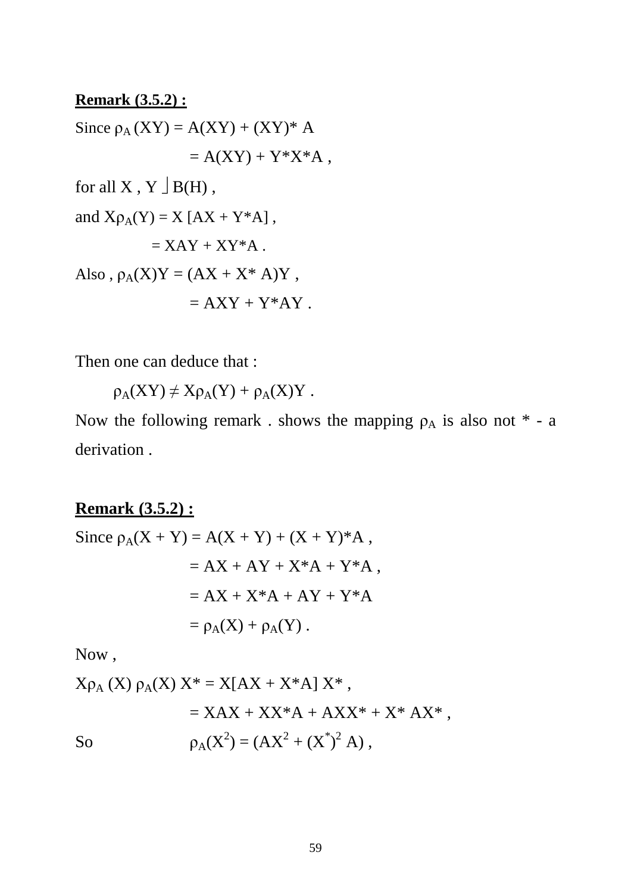**Remark (3.5.2) :**

Since $\rho_A (XY) = A(XY) + (XY)^* A$

$= A(XY) + Y^*X^*A$ ,

for all X , Y $\in$ B(H) ,

and $X\rho_A(Y) = X [AX + Y^*A]$ ,

$= XAY + XY^*A$ .

Also , $\rho_A(X)Y = (AX + X^* A)Y$ ,

$= AXY + Y^*AY$ .

Then one can deduce that :

$$\rho_A(XY) \neq X\rho_A(Y) + \rho_A(X)Y .$$

Now the following remark . shows the mapping $\rho_A$ is also not * - a derivation .

**Remark (3.5.2) :**

Since $\rho_A(X + Y) = A(X + Y) + (X + Y)^*A$ ,

$= AX + AY + X^*A + Y^*A$ ,

$= AX + X^*A + AY + Y^*A$

$= \rho_A(X) + \rho_A(Y)$ .

Now ,

$X\rho_A (X) \rho_A(X) X^* = X[AX + X^*A] X^*$ ,

$= XAX + XX^*A + AXX^* + X^* AX^*$ ,

So $\rho_A(X^2) = (AX^2 + (X^*)^2 A)$ ,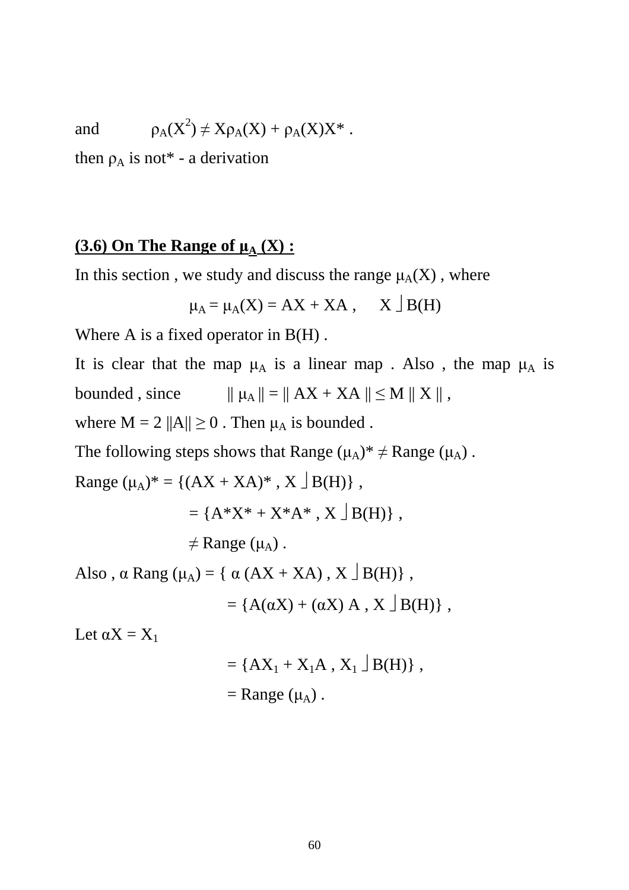and $\rho_A(X^2) \neq X\rho_A(X) + \rho_A(X)X^*$ .

then $\rho_A$ is not* - a derivation

**(3.6) On The Range of $\mu_A$ (X) :**

In this section , we study and discuss the range $\mu_A(X)$ , where

$$\mu_A = \mu_A(X) = AX + XA \ , \quad X \in B(H)$$

Where A is a fixed operator in B(H) .

It is clear that the map $\mu_A$ is a linear map . Also , the map $\mu_A$ is bounded , since $\| \mu_A \| = \| AX + XA \| \leq M \| X \|$ ,

where $M = 2 \|A\| \geq 0$ . Then $\mu_A$ is bounded .

The following steps shows that Range $(\mu_A)^* \neq$ Range $(\mu_A)$ .

$$\begin{aligned}
\text{Range } (\mu_A)^* &= \{(AX + XA)^* \ , X \in B(H)\} \ , \\
&= \{A^*X^* + X^*A^* \ , X \in B(H)\} \ , \\
&\neq \text{Range } (\mu_A) \ .
\end{aligned}$$

$$\begin{aligned}
\text{Also , } \alpha \text{ Rang } (\mu_A) &= \{ \alpha \ (AX + XA) \ , X \in B(H)\} \ , \\
&= \{A(\alpha X) + (\alpha X) \ A \ , X \in B(H)\} \ ,
\end{aligned}$$

Let $\alpha X = X_1$

$$\begin{aligned}
&= \{AX_1 + X_1A \ , X_1 \in B(H)\} \ , \\
&= \text{Range } (\mu_A) \ .
\end{aligned}$$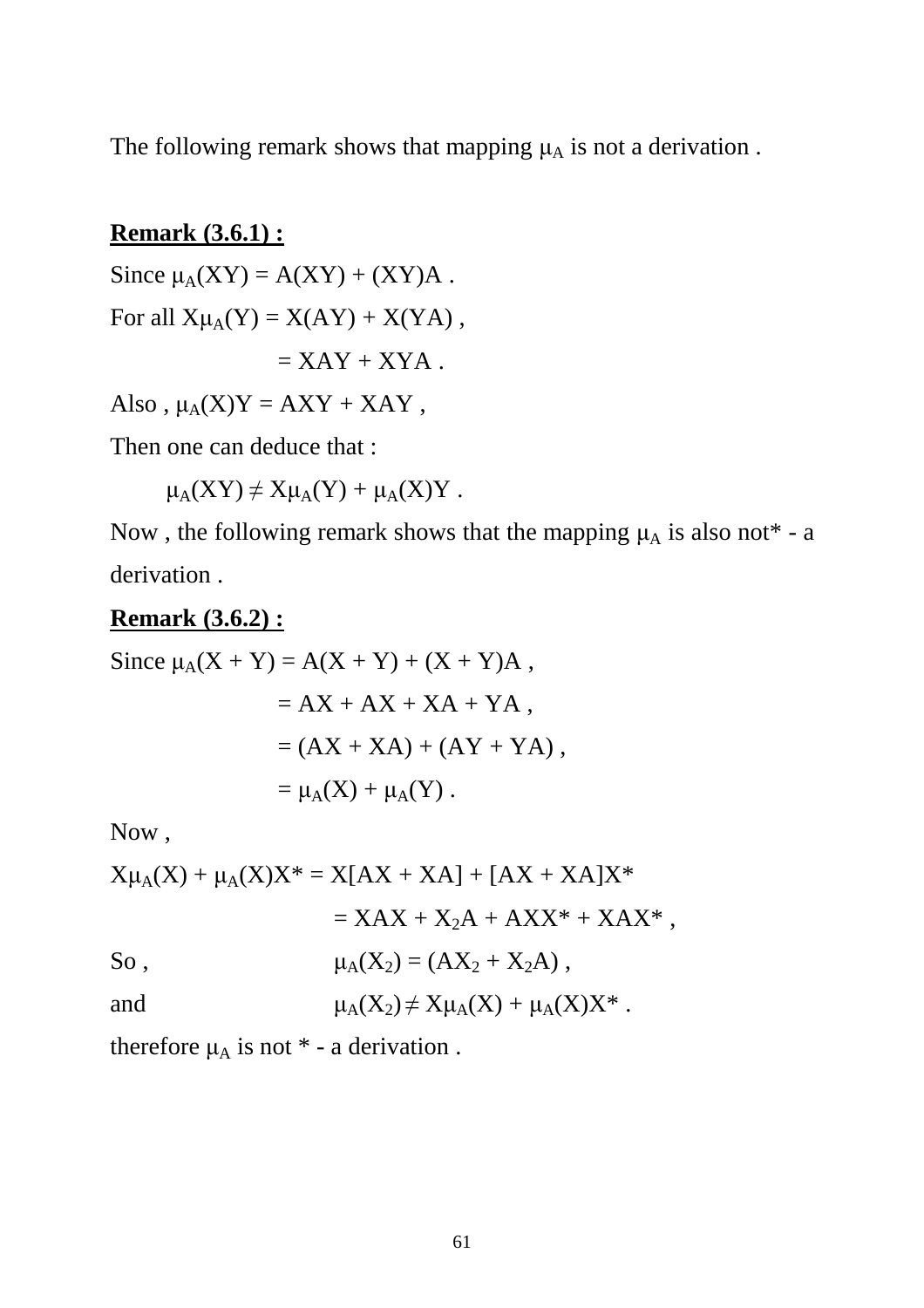The following remark shows that mapping $\mu_A$ is not a derivation .

**Remark (3.6.1) :**

Since $\mu_A(XY) = A(XY) + (XY)A$ .

For all $X\mu_A(Y) = X(AY) + X(YA)$ ,

$= XAY + XYA$ .

Also , $\mu_A(X)Y = AXY + XAY$ ,

Then one can deduce that :

$$\mu_A(XY) \neq X\mu_A(Y) + \mu_A(X)Y .$$

Now , the following remark shows that the mapping $\mu_A$ is also not* - a derivation .

**Remark (3.6.2) :**

Since $\mu_A(X + Y) = A(X + Y) + (X + Y)A$ ,

$= AX + AX + XA + YA$ ,

$= (AX + XA) + (AY + YA)$ ,

$= \mu_A(X) + \mu_A(Y)$ .

Now ,

$X\mu_A(X) + \mu_A(X)X^* = X[AX + XA] + [AX + XA]X^*$

$= XAX + X_2A + AXX^* + XAX^*$ ,

So , $\mu_A(X_2) = (AX_2 + X_2A)$ ,

and $\mu_A(X_2) \neq X\mu_A(X) + \mu_A(X)X^*$ .

therefore $\mu_A$ is not * - a derivation .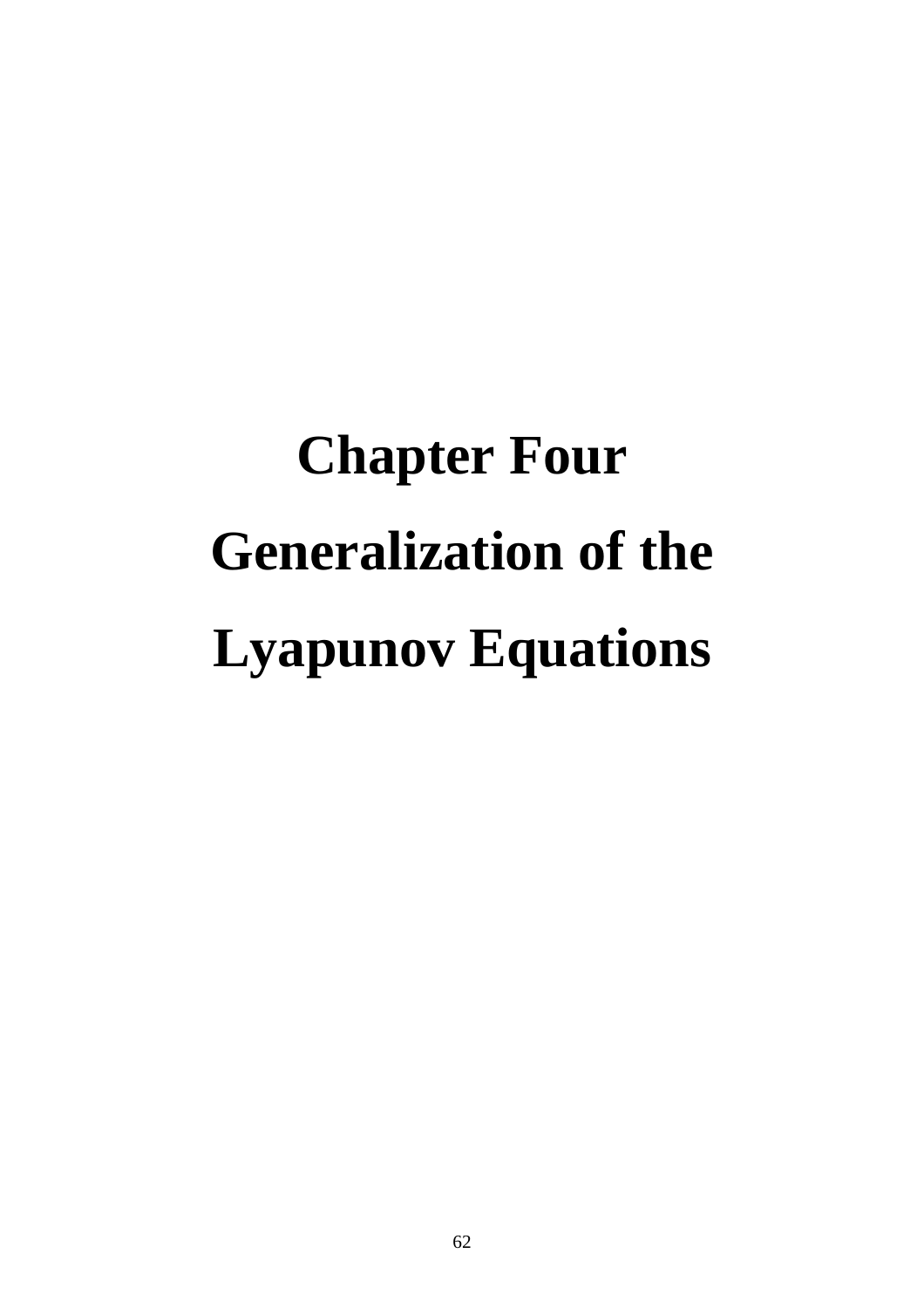# Chapter Four

# Generalization of the Lyapunov Equations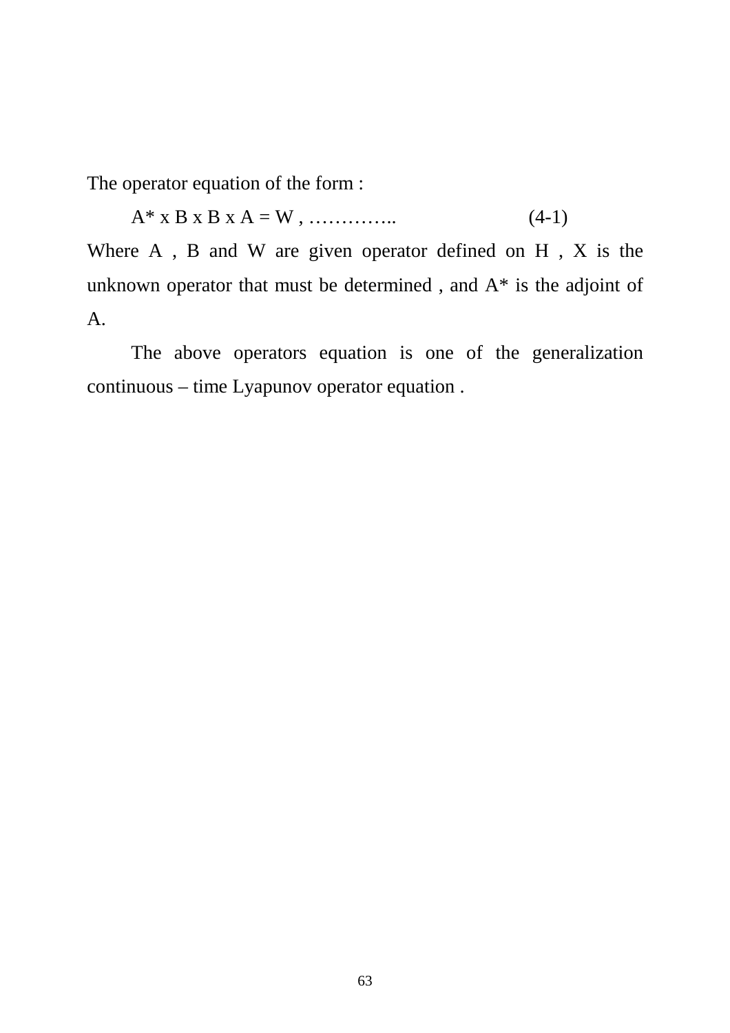The operator equation of the form :

$$A^* \times B \times B \times A = W , \ldots\ldots\ldots\ldots.. \qquad (4\text{-}1)$$

Where A , B and W are given operator defined on H , X is the unknown operator that must be determined , and $A^*$ is the adjoint of A.

The above operators equation is one of the generalization continuous – time Lyapunov operator equation .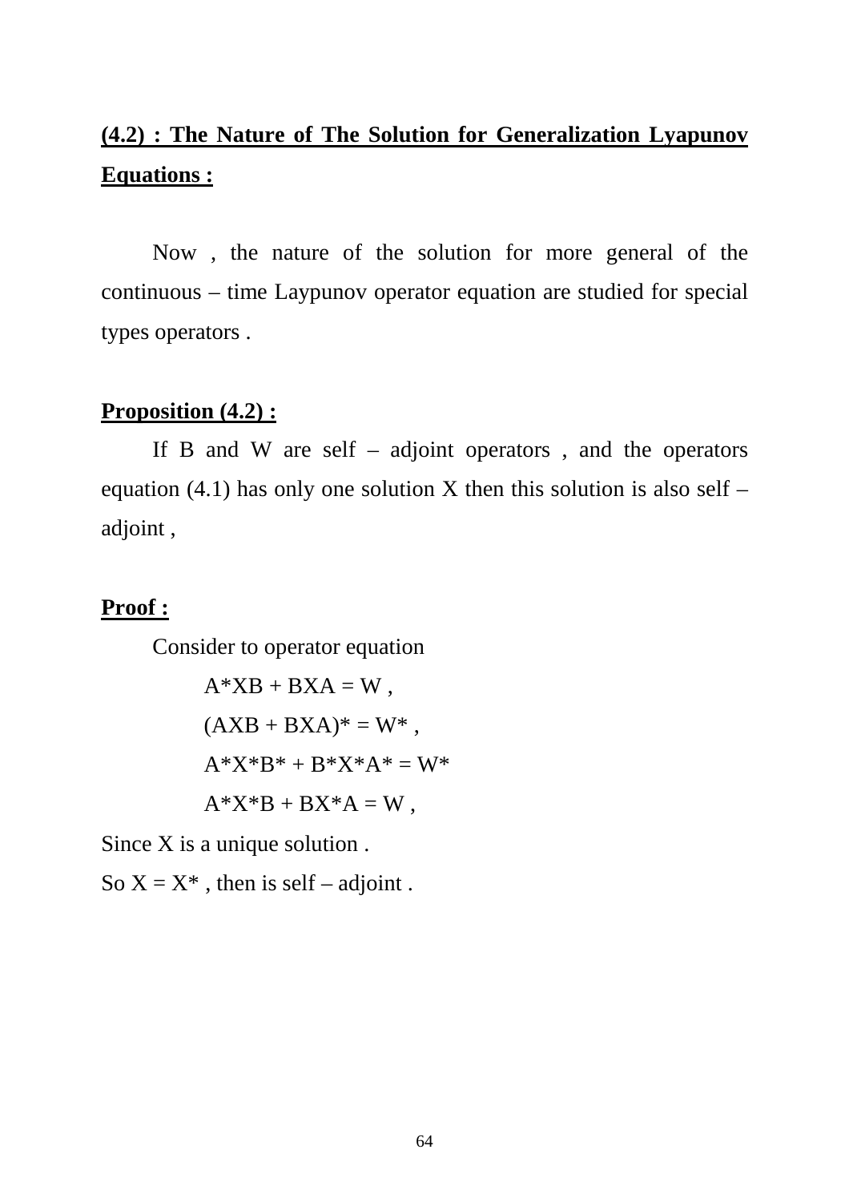## (4.2) : The Nature of The Solution for Generalization Lyapunov Equations :

Now , the nature of the solution for more general of the continuous – time Laypunov operator equation are studied for special types operators .

**Proposition (4.2) :**

If B and W are self – adjoint operators , and the operators equation (4.1) has only one solution X then this solution is also self – adjoint ,

**Proof :**

Consider to operator equation

$$A^*XB + BXA = W ,$$

$$(AXB + BXA)^* = W^* ,$$

$$A^*X^*B^* + B^*X^*A^* = W^*$$

$$A^*X^*B + BX^*A = W ,$$

Since X is a unique solution .

So $X = X^*$ , then is self – adjoint .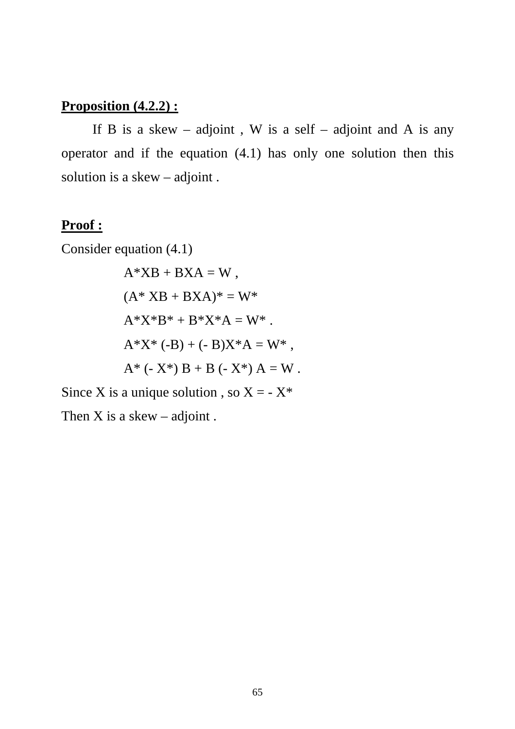**Proposition (4.2.2) :**

If B is a skew – adjoint , W is a self – adjoint and A is any operator and if the equation (4.1) has only one solution then this solution is a skew – adjoint .

**Proof :**

Consider equation (4.1)

$$A^*XB + BXA = W ,$$

$$(A^* XB + BXA)^* = W^*$$

$$A^*X^*B^* + B^*X^*A = W^* .$$

$$A^*X^* (-B) + (- B)X^*A = W^* ,$$

$$A^* (- X^*) B + B (- X^*) A = W .$$

Since X is a unique solution , so $X = - X^*$

Then X is a skew – adjoint .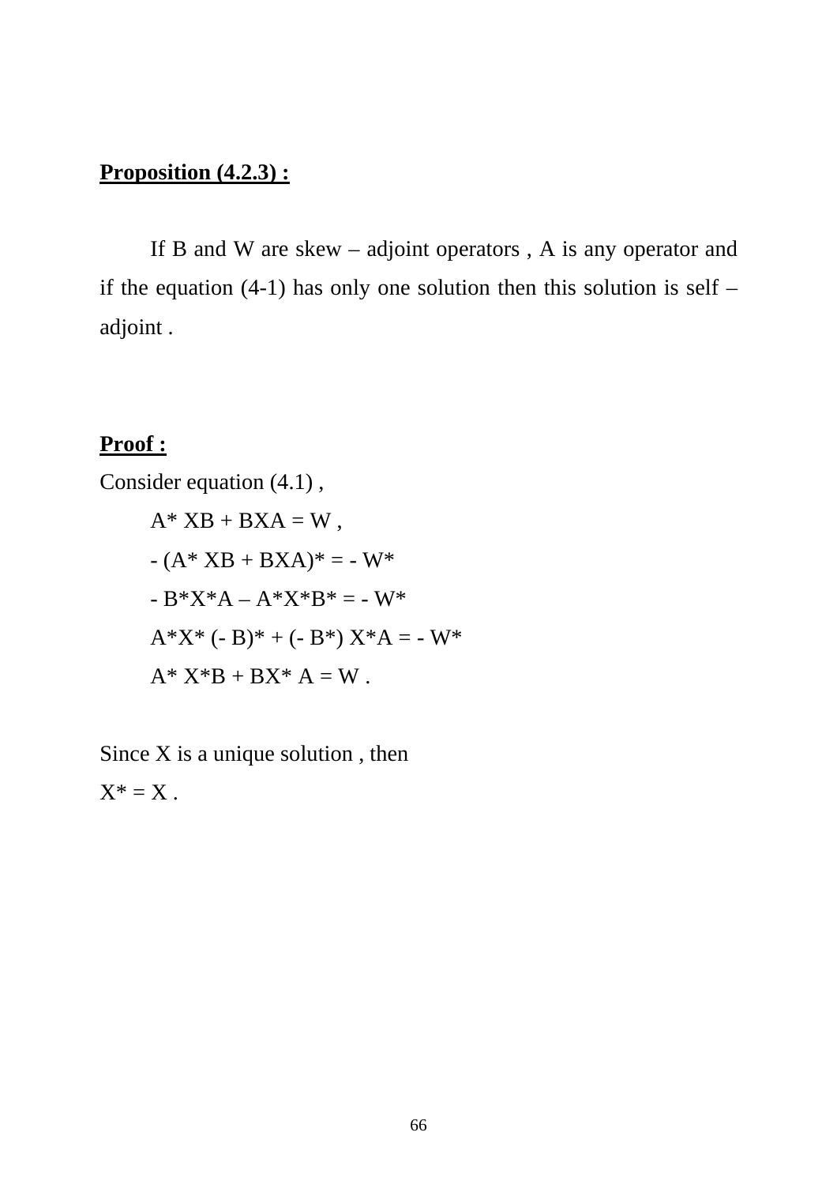**Proposition (4.2.3) :**

If B and W are skew – adjoint operators , A is any operator and if the equation (4-1) has only one solution then this solution is self – adjoint .

**Proof :**

Consider equation (4.1) ,

$$A^* XB + BXA = W ,$$

$$- (A^* XB + BXA)^* = - W^*$$

$$- B^*X^*A – A^*X^*B^* = - W^*$$

$$A^*X^* (- B)^* + (- B^*) X^*A = - W^*$$

$$A^* X^*B + BX^* A = W .$$

Since X is a unique solution , then

$X^* = X$ .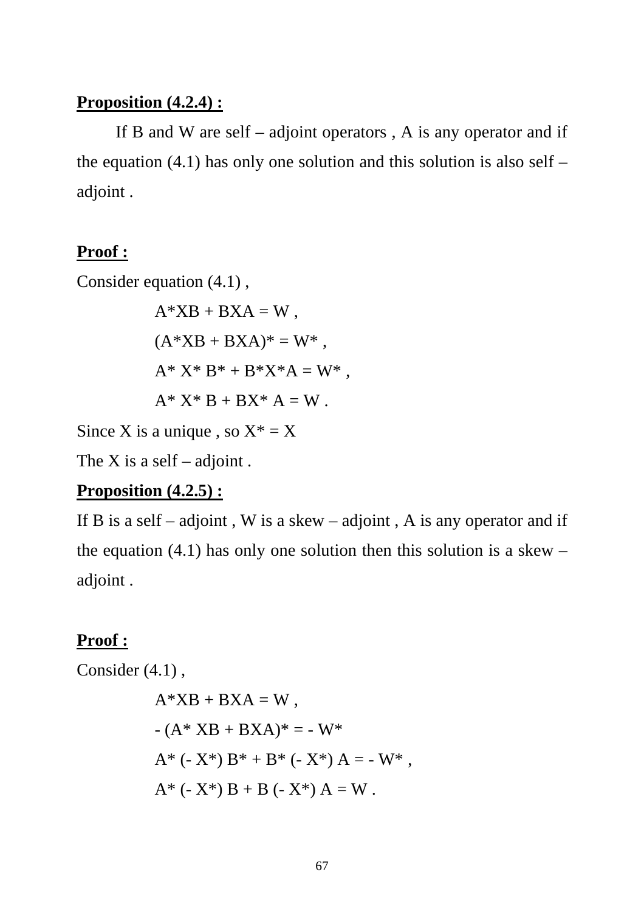**Proposition (4.2.4) :**

If B and W are self – adjoint operators , A is any operator and if the equation (4.1) has only one solution and this solution is also self – adjoint .

**Proof :**

Consider equation (4.1) ,

$$A^*XB + BXA = W ,$$

$$(A^*XB + BXA)^* = W^* ,$$

$$A^* X^* B^* + B^*X^*A = W^* ,$$

$$A^* X^* B + BX^* A = W .$$

Since X is a unique , so $X^* = X$

The X is a self – adjoint .

**Proposition (4.2.5) :**

If B is a self – adjoint , W is a skew – adjoint , A is any operator and if the equation (4.1) has only one solution then this solution is a skew – adjoint .

**Proof :**

Consider (4.1) ,

$$A^*XB + BXA = W ,$$

$$- (A^* XB + BXA)^* = - W^*$$

$$A^* (- X^*) B^* + B^* (- X^*) A = - W^* ,$$

$$A^* (- X^*) B + B (- X^*) A = W .$$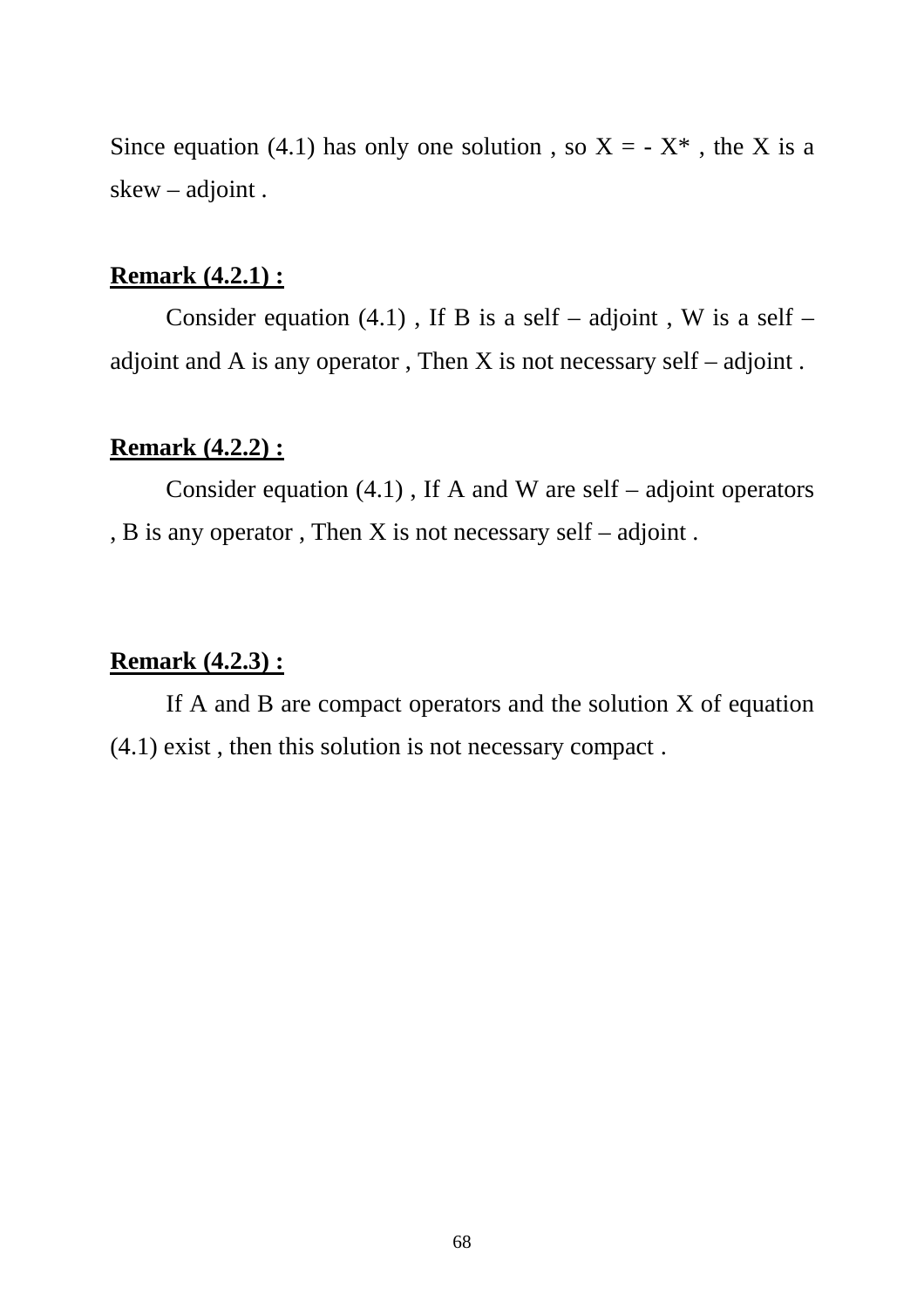Since equation (4.1) has only one solution , so $X = - X^*$ , the X is a skew – adjoint .

**Remark (4.2.1) :**

Consider equation (4.1) , If B is a self – adjoint , W is a self – adjoint and A is any operator , Then X is not necessary self – adjoint .

**Remark (4.2.2) :**

Consider equation (4.1) , If A and W are self – adjoint operators , B is any operator , Then X is not necessary self – adjoint .

**Remark (4.2.3) :**

If A and B are compact operators and the solution X of equation (4.1) exist , then this solution is not necessary compact .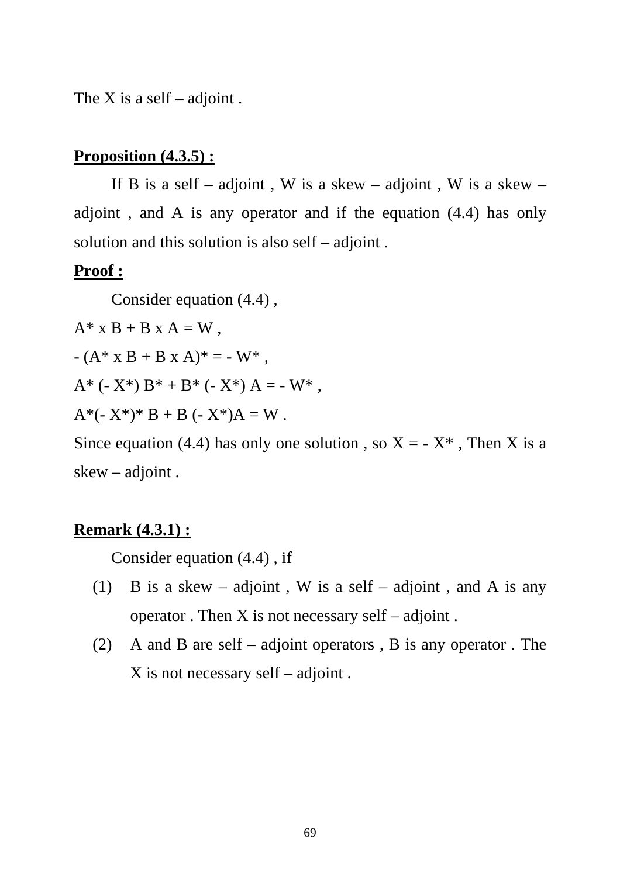The X is a self – adjoint .

**Proposition (4.3.5) :**

If B is a self – adjoint , W is a skew – adjoint , W is a skew – adjoint , and A is any operator and if the equation (4.4) has only solution and this solution is also self – adjoint .

**Proof :**

Consider equation (4.4) ,

$A^* \times B + B \times A = W$ ,

$-(A^* \times B + B \times A)^* = -W^*$ ,

$A^* (-X^*) B^* + B^* (-X^*) A = -W^*$ ,

$A^*(-X^*)^* B + B (-X^*)A = W$ .

Since equation (4.4) has only one solution , so $X = -X^*$ , Then X is a skew – adjoint .

**Remark (4.3.1) :**

Consider equation (4.4) , if

(1) B is a skew – adjoint , W is a self – adjoint , and A is any operator . Then X is not necessary self – adjoint .

(2) A and B are self – adjoint operators , B is any operator . The X is not necessary self – adjoint .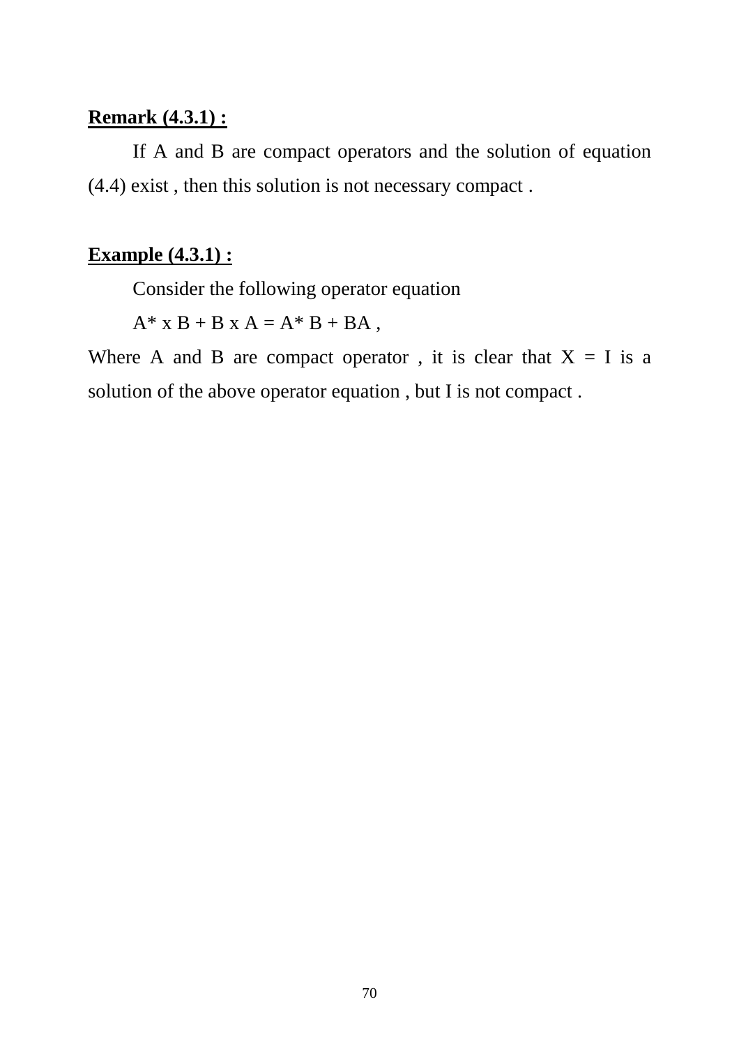**Remark (4.3.1) :**

If A and B are compact operators and the solution of equation (4.4) exist , then this solution is not necessary compact .

**Example (4.3.1) :**

Consider the following operator equation

$$A^* x B + B x A = A^* B + BA ,$$

Where A and B are compact operator , it is clear that $X = I$ is a solution of the above operator equation , but I is not compact .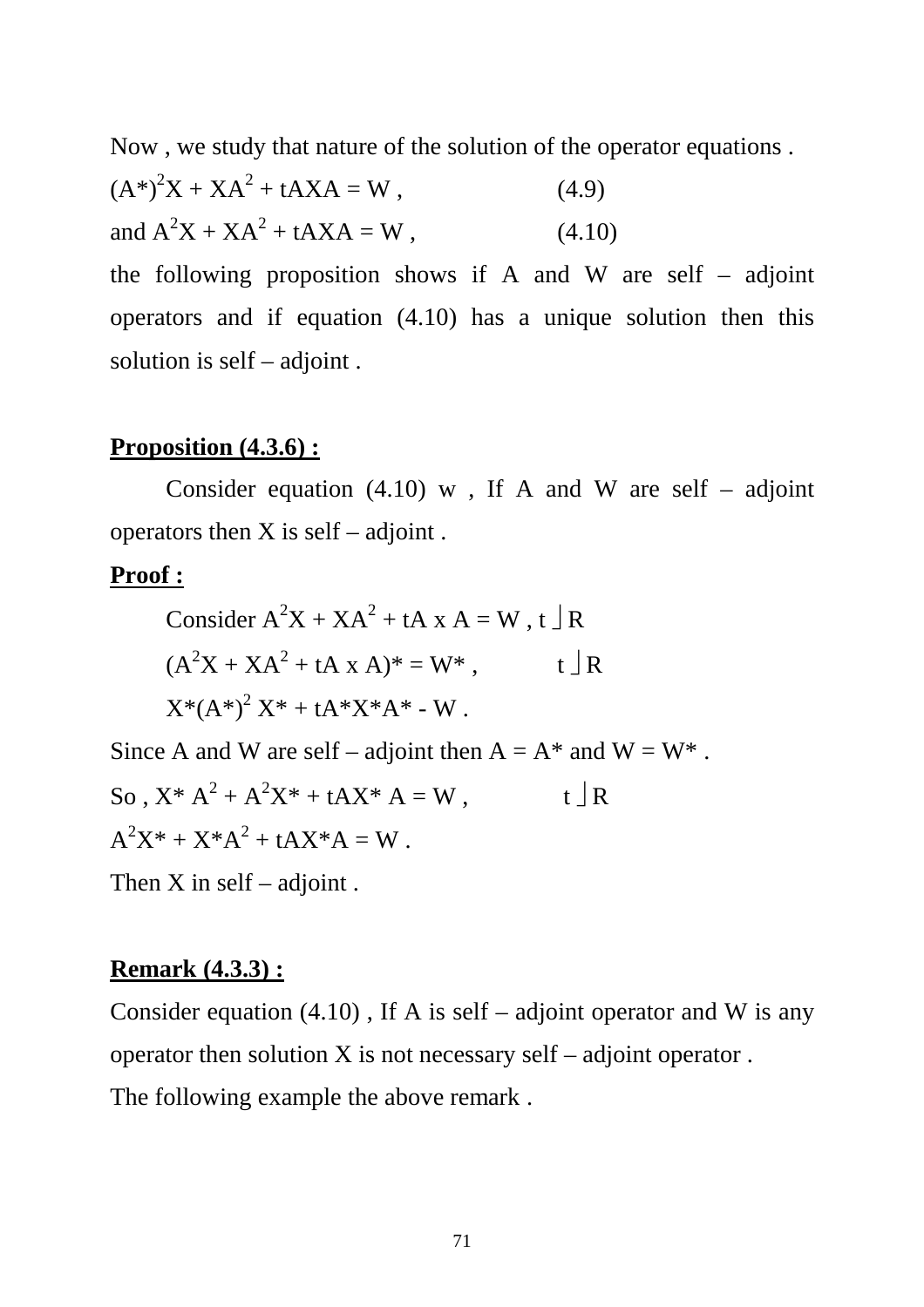Now , we study that nature of the solution of the operator equations .

$(A^*)^2X + XA^2 + tAXA = W$ , (4.9)

and $A^2X + XA^2 + tAXA = W$ , (4.10)

the following proposition shows if A and W are self – adjoint operators and if equation (4.10) has a unique solution then this solution is self – adjoint .

**Proposition (4.3.6) :**

Consider equation (4.10) w , If A and W are self – adjoint operators then X is self – adjoint .

**Proof :**

Consider $A^2X + XA^2 + tA\ x\ A = W$ , $t \in R$

$(A^2X + XA^2 + tA\ x\ A)^* = W^*$ , $t \in R$

$X^*(A^*)^2\ X^* + tA^*X^*A^* - W$ .

Since A and W are self – adjoint then $A = A^*$ and $W = W^*$ .

So , $X^*\ A^2 + A^2X^* + tAX^*\ A = W$ , $t \in R$

$A^2X^* + X^*A^2 + tAX^*A = W$ .

Then X in self – adjoint .

**Remark (4.3.3) :**

Consider equation (4.10) , If A is self – adjoint operator and W is any operator then solution X is not necessary self – adjoint operator .

The following example the above remark .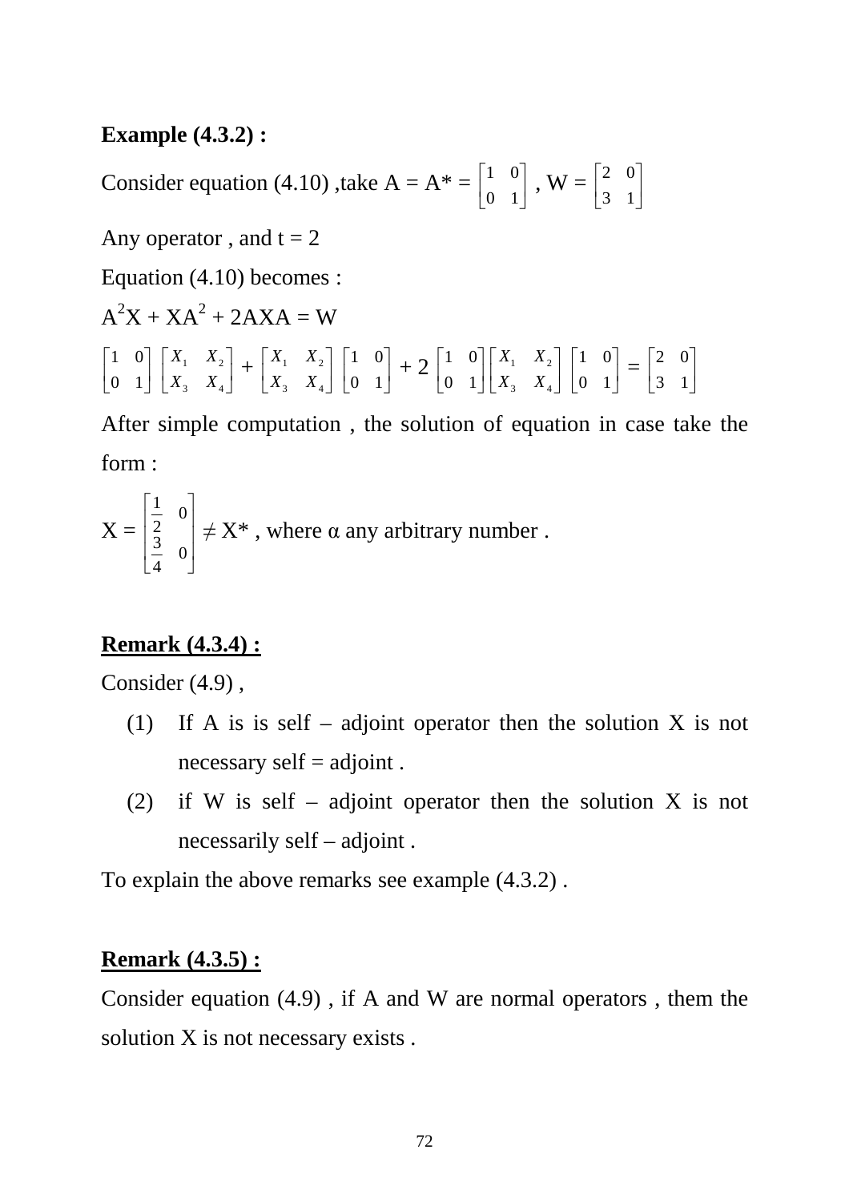**Example (4.3.2) :**

Consider equation (4.10) ,take A = A* = $\begin{bmatrix} 1 & 0 \\ 0 & 1 \end{bmatrix}$ , W = $\begin{bmatrix} 2 & 0 \\ 3 & 1 \end{bmatrix}$

Any operator , and t = 2

Equation (4.10) becomes :

$A^2X + XA^2 + 2AXA = W$

$$\begin{bmatrix} 1 & 0 \\ 0 & 1 \end{bmatrix} \begin{bmatrix} X_1 & X_2 \\ X_3 & X_4 \end{bmatrix} + \begin{bmatrix} X_1 & X_2 \\ X_3 & X_4 \end{bmatrix} \begin{bmatrix} 1 & 0 \\ 0 & 1 \end{bmatrix} + 2 \begin{bmatrix} 1 & 0 \\ 0 & 1 \end{bmatrix} \begin{bmatrix} X_1 & X_2 \\ X_3 & X_4 \end{bmatrix} \begin{bmatrix} 1 & 0 \\ 0 & 1 \end{bmatrix} = \begin{bmatrix} 2 & 0 \\ 3 & 1 \end{bmatrix}$$

After simple computation , the solution of equation in case take the form :

X = $\begin{bmatrix} \frac{1}{2} & 0 \\ \frac{3}{4} & 0 \end{bmatrix}$ ≠ X* , where α any arbitrary number .

**<u>Remark (4.3.4) :</u>**

Consider (4.9) ,

(1) If A is is self – adjoint operator then the solution X is not necessary self = adjoint .

(2) if W is self – adjoint operator then the solution X is not necessarily self – adjoint .

To explain the above remarks see example (4.3.2) .

**<u>Remark (4.3.5) :</u>**

Consider equation (4.9) , if A and W are normal operators , them the solution X is not necessary exists .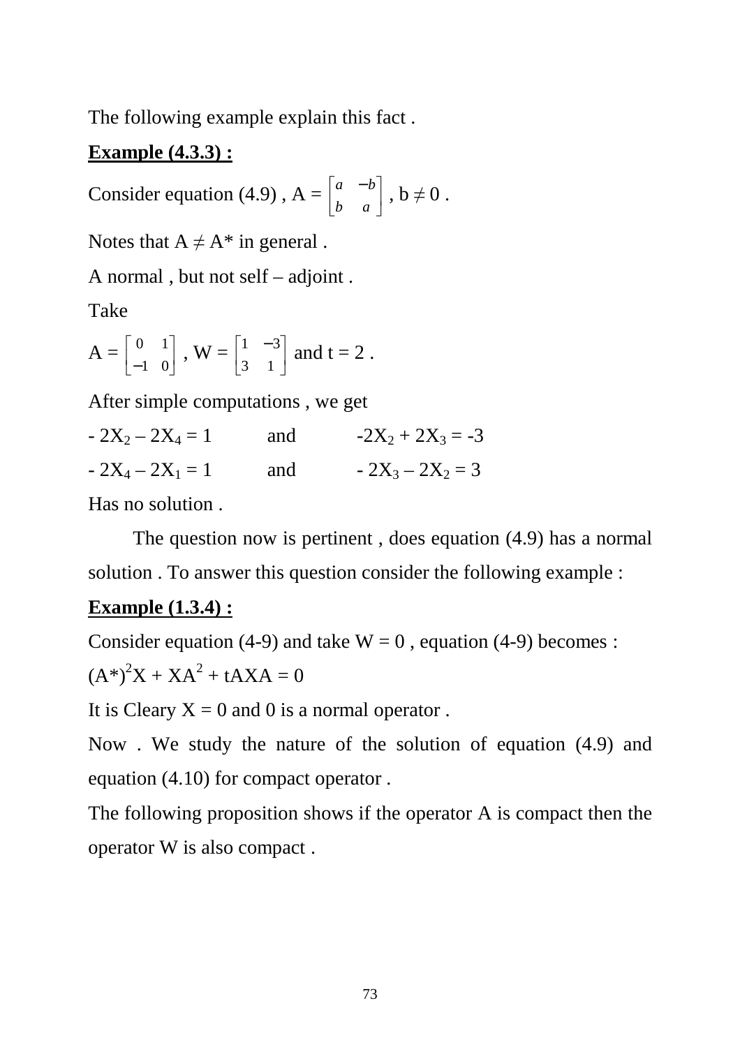The following example explain this fact .

**Example (4.3.3) :**

Consider equation (4.9) , A = $\begin{bmatrix} a & -b \\ b & a \end{bmatrix}$ , b ≠ 0 .

Notes that A ≠ A* in general .

A normal , but not self – adjoint .

Take

A = $\begin{bmatrix} 0 & 1 \\ -1 & 0 \end{bmatrix}$ , W = $\begin{bmatrix} 1 & -3 \\ 3 & 1 \end{bmatrix}$ and t = 2 .

After simple computations , we get

$-2X_2 - 2X_4 = 1$ and $-2X_2 + 2X_3 = -3$

$-2X_4 - 2X_1 = 1$ and $-2X_3 - 2X_2 = 3$

Has no solution .

The question now is pertinent , does equation (4.9) has a normal solution . To answer this question consider the following example :

**Example (1.3.4) :**

Consider equation (4-9) and take W = 0 , equation (4-9) becomes :

$(A^*)^2X + XA^2 + tAXA = 0$

It is Cleary X = 0 and 0 is a normal operator .

Now . We study the nature of the solution of equation (4.9) and equation (4.10) for compact operator .

The following proposition shows if the operator A is compact then the operator W is also compact .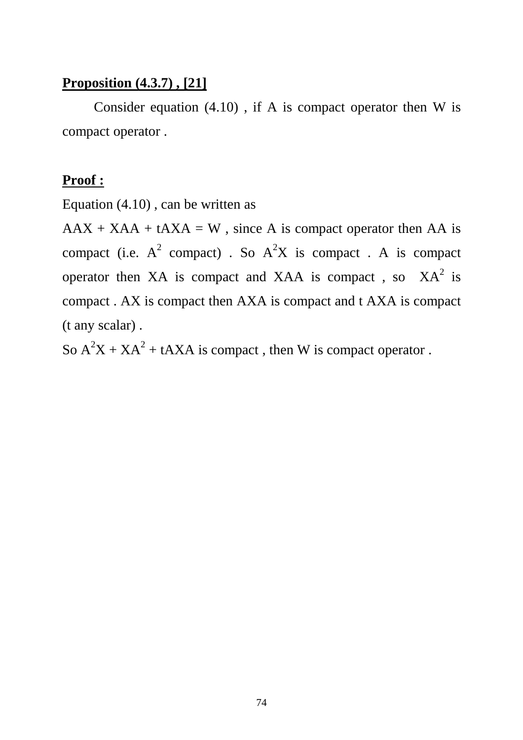**Proposition (4.3.7) , [21]**

Consider equation (4.10) , if A is compact operator then W is compact operator .

**Proof :**

Equation (4.10) , can be written as

$AAX + XAA + tAXA = W$ , since A is compact operator then AA is compact (i.e. $A^2$ compact) . So $A^2X$ is compact . A is compact operator then XA is compact and XAA is compact , so $XA^2$ is compact . AX is compact then AXA is compact and t AXA is compact (t any scalar) .

So $A^2X + XA^2 + tAXA$ is compact , then W is compact operator .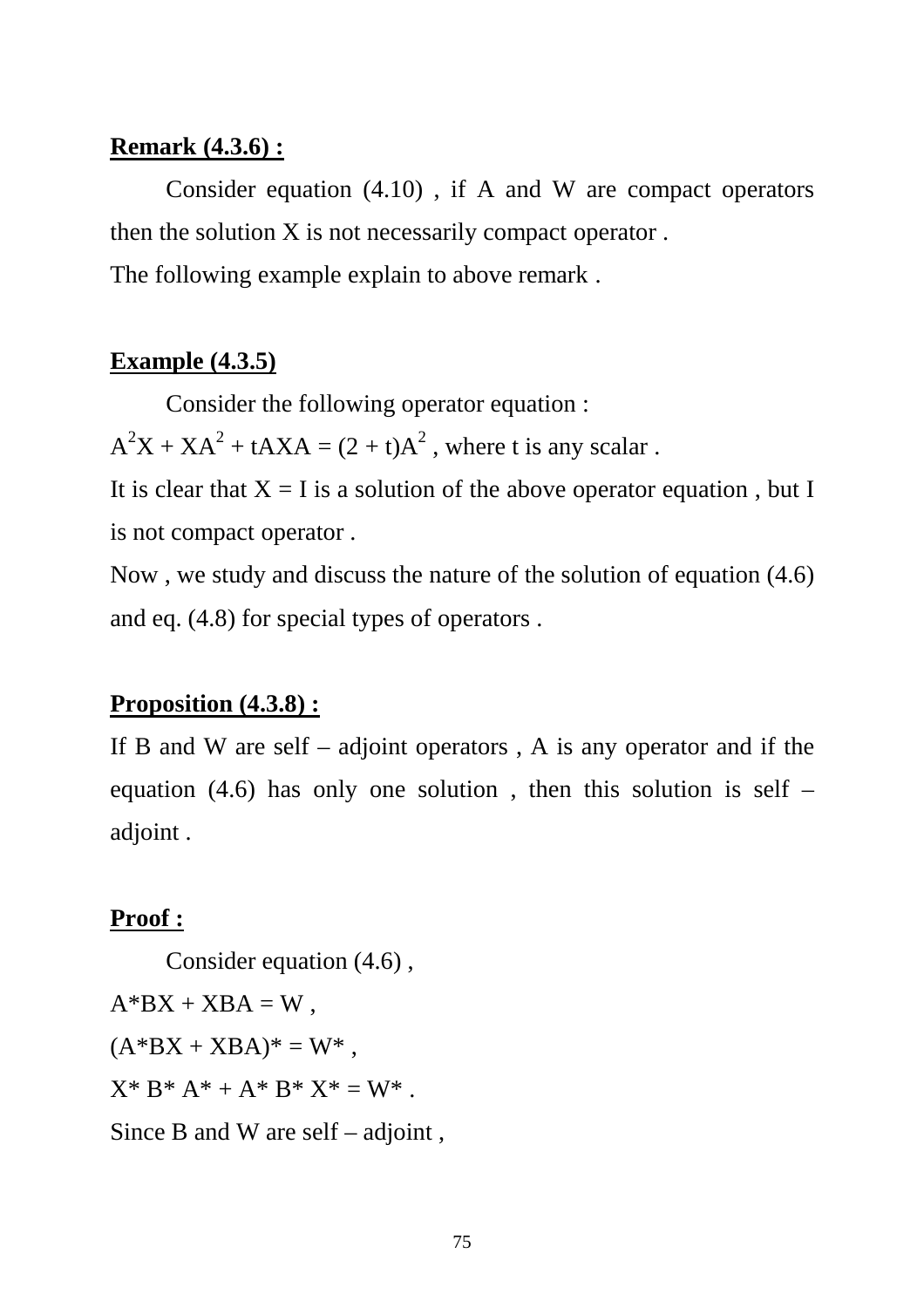**Remark (4.3.6) :**

Consider equation (4.10) , if A and W are compact operators then the solution X is not necessarily compact operator .

The following example explain to above remark .

**Example (4.3.5)**

Consider the following operator equation :

$A^2X + XA^2 + tAXA = (2 + t)A^2$ , where t is any scalar .

It is clear that $X = I$ is a solution of the above operator equation , but I is not compact operator .

Now , we study and discuss the nature of the solution of equation (4.6) and eq. (4.8) for special types of operators .

**Proposition (4.3.8) :**

If B and W are self – adjoint operators , A is any operator and if the equation (4.6) has only one solution , then this solution is self – adjoint .

**Proof :**

Consider equation (4.6) ,

$A^*BX + XBA = W$ ,

$(A^*BX + XBA)^* = W^*$ ,

$X^* B^* A^* + A^* B^* X^* = W^*$ .

Since B and W are self – adjoint ,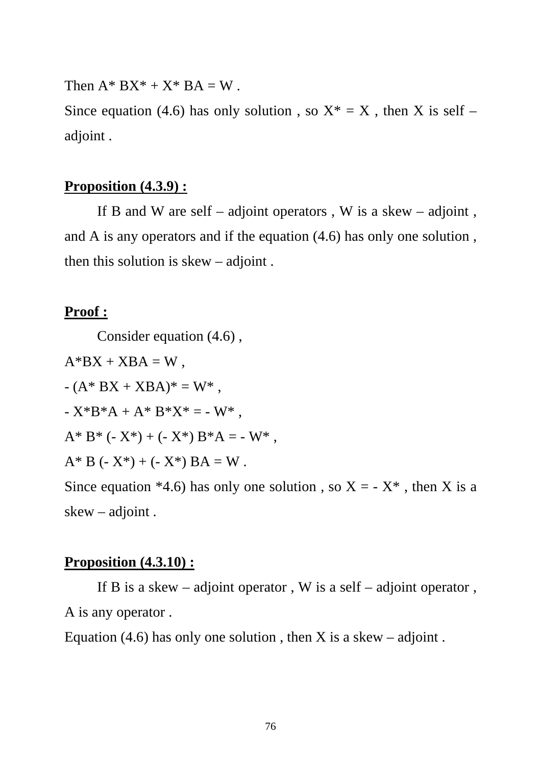Then $A^* BX^* + X^* BA = W$ .

Since equation (4.6) has only solution , so $X^* = X$ , then X is self – adjoint .

**<u>Proposition (4.3.9) :</u>**

If B and W are self – adjoint operators , W is a skew – adjoint , and A is any operators and if the equation (4.6) has only one solution , then this solution is skew – adjoint .

**<u>Proof :</u>**

Consider equation (4.6) ,

$A^*BX + XBA = W$ ,

$- (A^* BX + XBA)^* = W^*$ ,

$- X^*B^*A + A^* B^*X^* = - W^*$ ,

$A^* B^* (- X^*) + (- X^*) B^*A = - W^*$ ,

$A^* B (- X^*) + (- X^*) BA = W$ .

Since equation *4.6) has only one solution , so $X = - X^*$ , then X is a skew – adjoint .

**<u>Proposition (4.3.10) :</u>**

If B is a skew – adjoint operator , W is a self – adjoint operator , A is any operator .

Equation (4.6) has only one solution , then X is a skew – adjoint .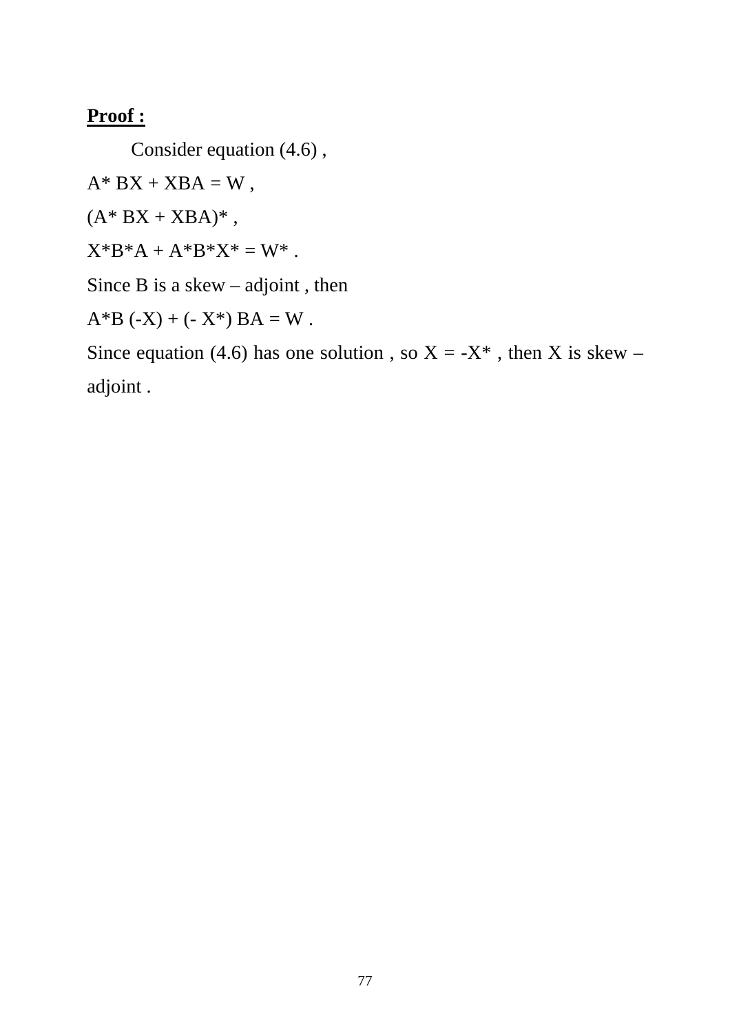**Proof :**

Consider equation (4.6) ,

$A^* BX + XBA = W$ ,

$(A^* BX + XBA)^*$ ,

$X^*B^*A + A^*B^*X^* = W^*$ .

Since B is a skew – adjoint , then

$A^*B (-X) + (- X^*) BA = W$ .

Since equation (4.6) has one solution , so $X = -X^*$ , then X is skew – adjoint .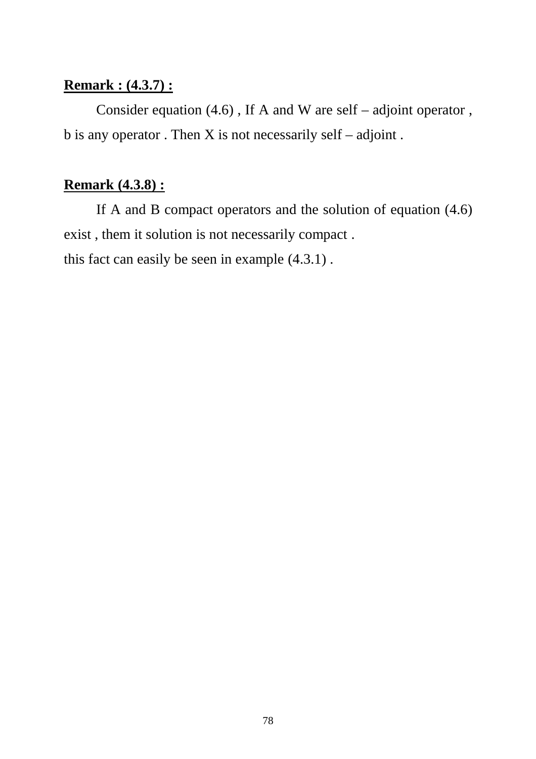**Remark : (4.3.7) :**

Consider equation (4.6) , If $A$ and $W$ are self – adjoint operator , $b$ is any operator . Then $X$ is not necessarily self – adjoint .

**Remark (4.3.8) :**

If $A$ and $B$ compact operators and the solution of equation (4.6) exist , them it solution is not necessarily compact .
this fact can easily be seen in example (4.3.1) .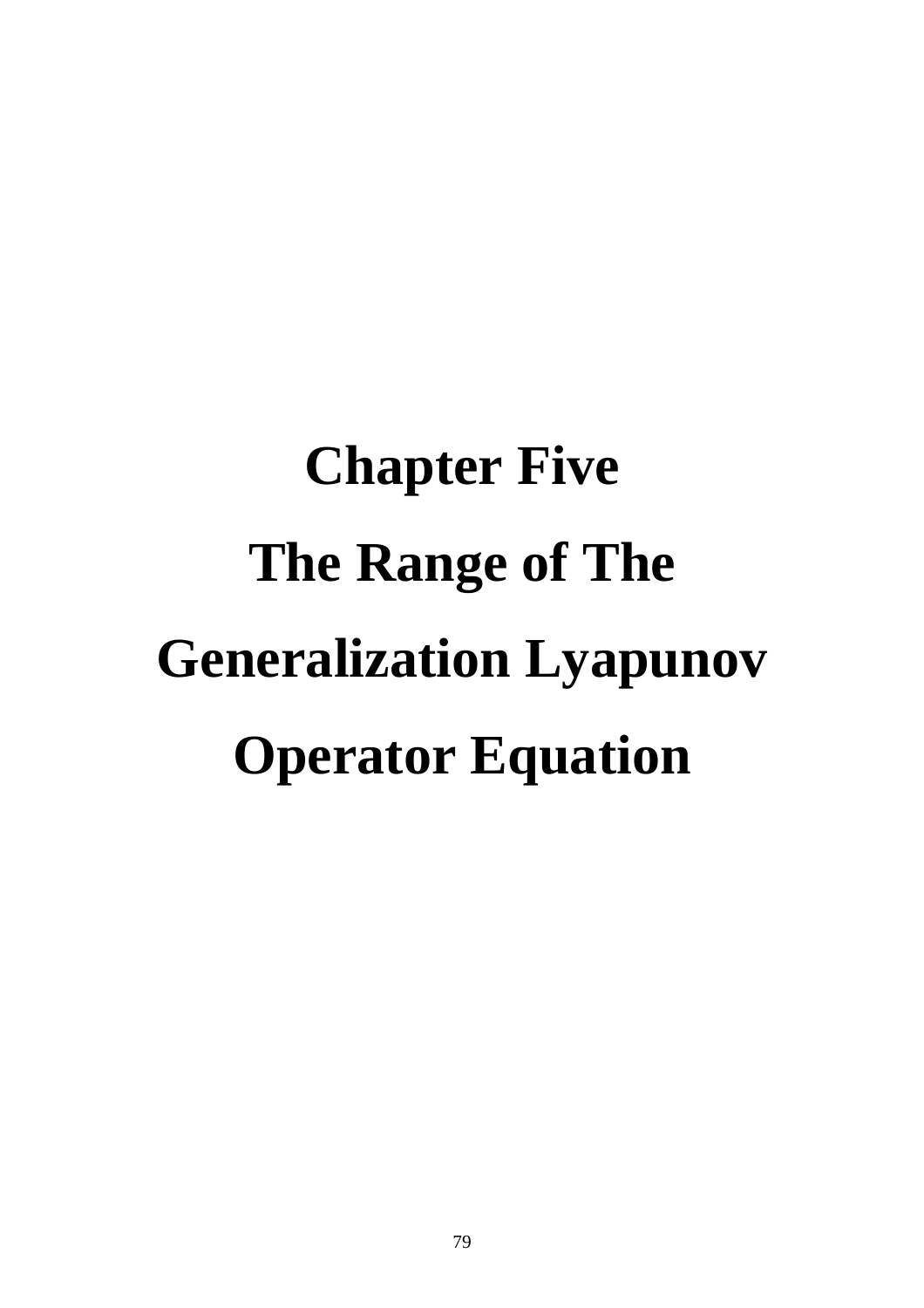# Chapter Five

# The Range of The Generalization Lyapunov Operator Equation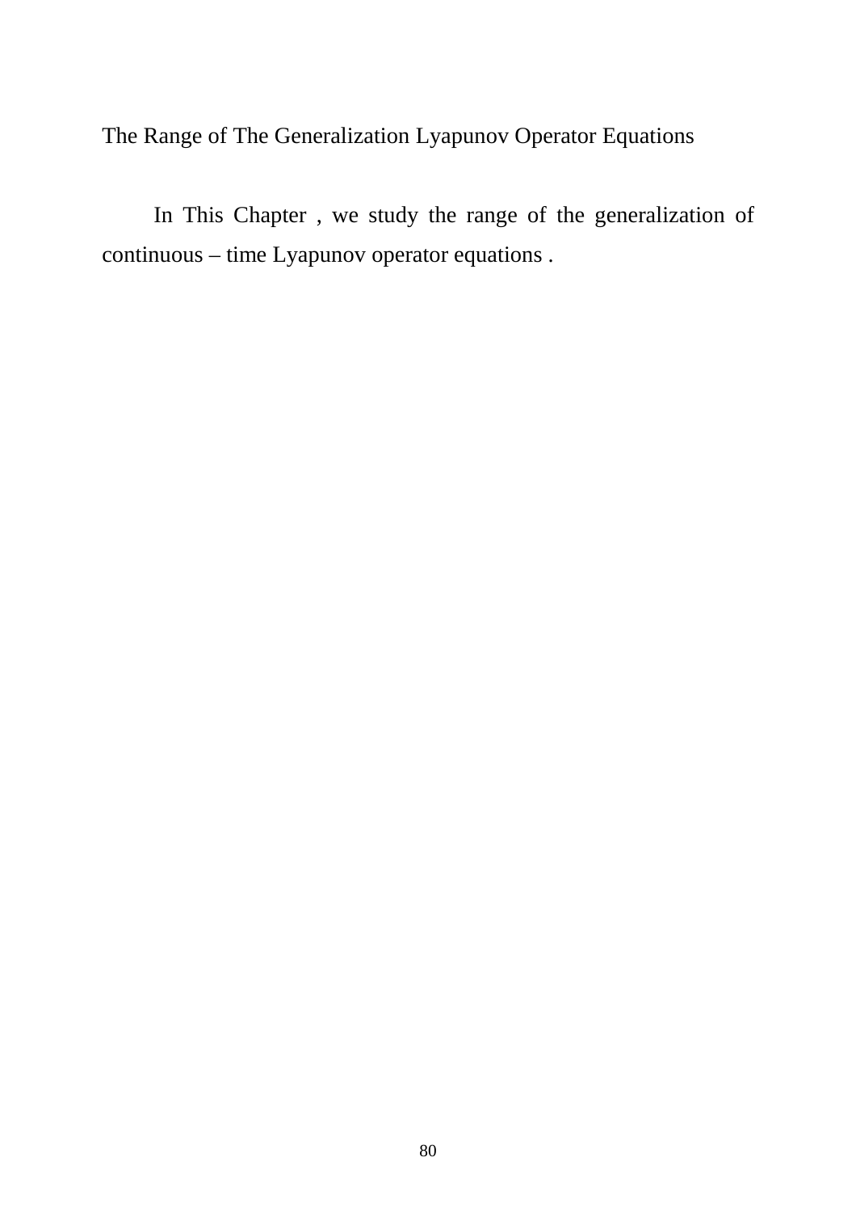# The Range of The Generalization Lyapunov Operator Equations

In This Chapter , we study the range of the generalization of continuous – time Lyapunov operator equations .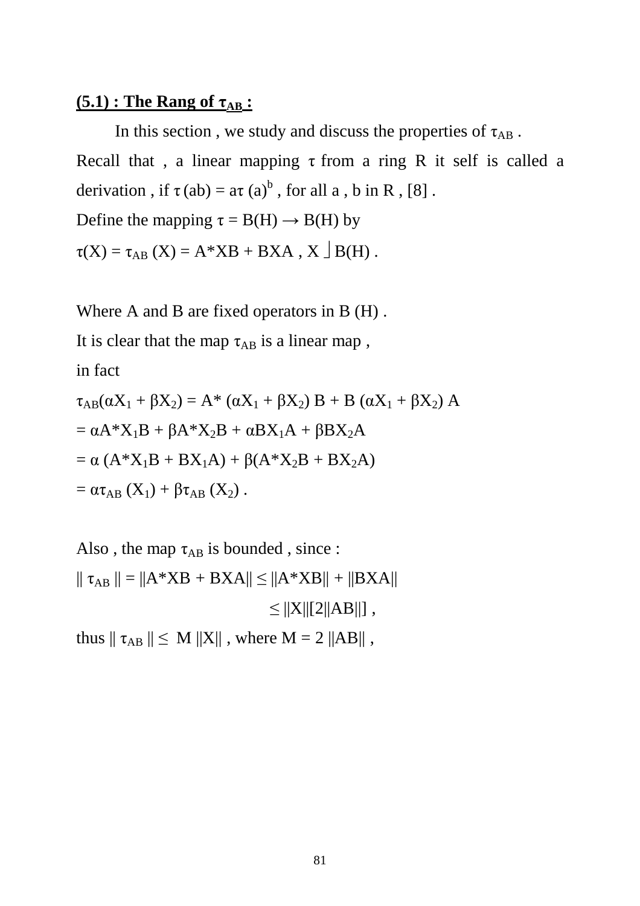## (5.1) : The Rang of $\tau_{AB}$ :

In this section , we study and discuss the properties of $\tau_{AB}$ .

Recall that , a linear mapping $\tau$ from a ring R it self is called a derivation , if $\tau(ab) = a\tau(a)^b$ , for all a , b in R , [8] .

Define the mapping $\tau = B(H) \rightarrow B(H)$ by

$\tau(X) = \tau_{AB}(X) = A^*XB + BXA$ , $X \rfloor B(H)$ .

Where A and B are fixed operators in B (H) .

It is clear that the map $\tau_{AB}$ is a linear map ,

in fact

$\tau_{AB}(\alpha X_1 + \beta X_2) = A^*(\alpha X_1 + \beta X_2)B + B(\alpha X_1 + \beta X_2)A$

$= \alpha A^*X_1B + \beta A^*X_2B + \alpha BX_1A + \beta BX_2A$

$= \alpha(A^*X_1B + BX_1A) + \beta(A^*X_2B + BX_2A)$

$= \alpha\tau_{AB}(X_1) + \beta\tau_{AB}(X_2)$ .

Also , the map $\tau_{AB}$ is bounded , since :

$\|\tau_{AB}\| = \|A^*XB + BXA\| \leq \|A^*XB\| + \|BXA\|$

$\leq \|X\|[2\|AB\|]$ ,

thus $\|\tau_{AB}\| \leq M\|X\|$ , where $M = 2\|AB\|$ ,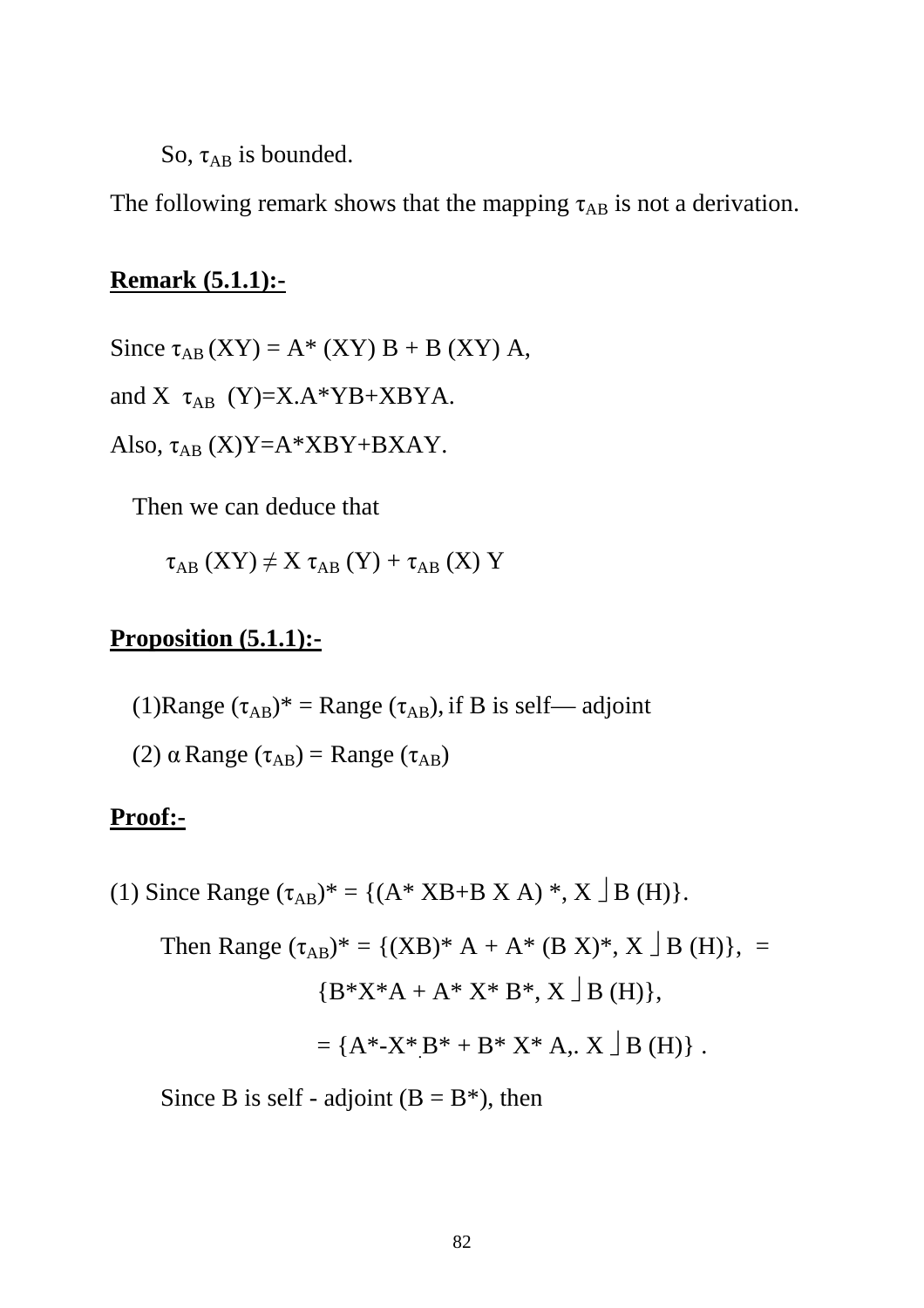So, $\tau_{AB}$ is bounded.

The following remark shows that the mapping $\tau_{AB}$ is not a derivation.

**Remark (5.1.1):-**

Since $\tau_{AB}(XY) = A^*(XY)B + B(XY)A$,

and $X\ \tau_{AB}\ (Y) = X.A^*YB + XBYA$.

Also, $\tau_{AB}(X)Y = A^*XBY + BXAY$.

Then we can deduce that

$$\tau_{AB}(XY) \neq X\,\tau_{AB}(Y) + \tau_{AB}(X)\,Y$$

**Proposition (5.1.1):-**

(1) Range $(\tau_{AB})^*$ = Range $(\tau_{AB})$, if B is self— adjoint

(2) $\alpha$ Range $(\tau_{AB})$ = Range $(\tau_{AB})$

**Proof:-**

(1) Since Range $(\tau_{AB})^* = \{(A^*XB + BXA)^*,\ X \in B(H)\}$.

Then Range $(\tau_{AB})^* = \{(XB)^*A + A^*(BX)^*,\ X \in B(H)\}$, $=$

$\{B^*X^*A + A^*X^*B^*,\ X \in B(H)\}$,

$= \{A^*\text{-}X^*.B^* + B^*X^*A,.\ X \in B(H)\}$.

Since B is self - adjoint $(B = B^*)$, then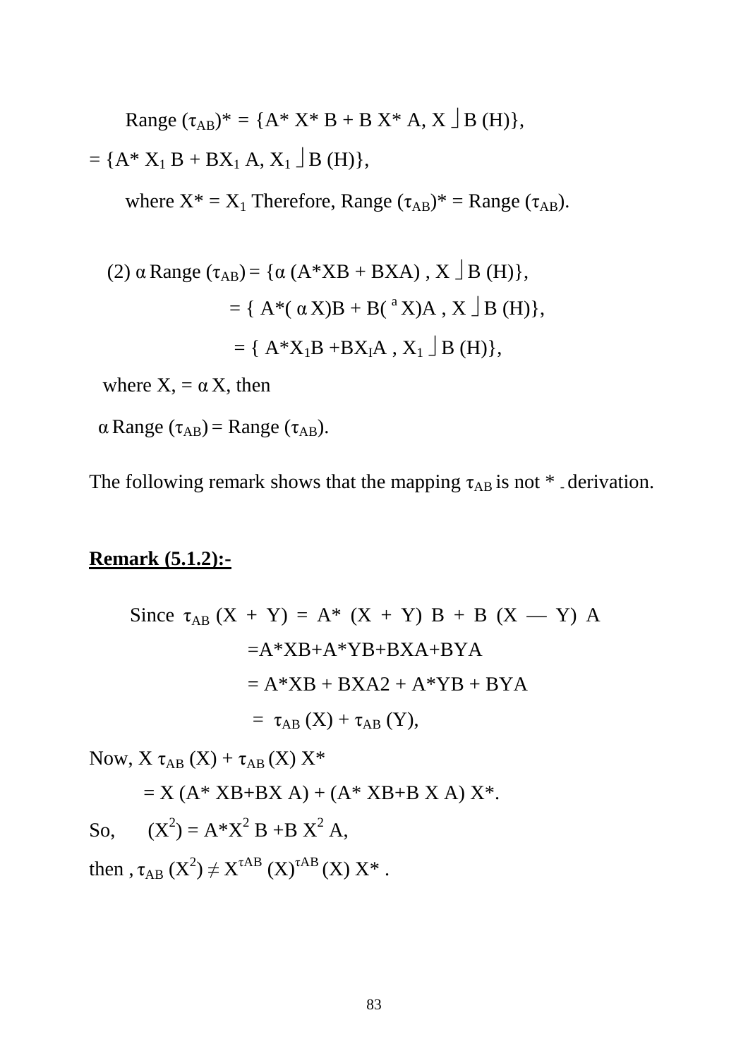$$\text{Range}(\tau_{AB})^* = \{A^* X^* B + B X^* A, X \rfloor B(H)\},$$

$$= \{A^* X_1 B + B X_1 A, X_1 \rfloor B(H)\},$$

where $X^* = X_1$ Therefore, $\text{Range}(\tau_{AB})^* = \text{Range}(\tau_{AB})$.

(2) $\alpha\,\text{Range}(\tau_{AB}) = \{\alpha(A^*XB + BXA), X \rfloor B(H)\},$

$$= \{A^*(\alpha X)B + B(^{a}X)A, X \rfloor B(H)\},$$

$$= \{A^*X_1B + BX_lA, X_1 \rfloor B(H)\},$$

where $X, = \alpha X$, then

$\alpha\,\text{Range}(\tau_{AB}) = \text{Range}(\tau_{AB})$.

The following remark shows that the mapping $\tau_{AB}$ is not * - derivation.

**Remark (5.1.2):-**

Since $\tau_{AB}(X + Y) = A^*(X + Y)B + B(X - Y)A$

$$= A^*XB + A^*YB + BXA + BYA$$

$$= A^*XB + BXA2 + A^*YB + BYA$$

$$= \tau_{AB}(X) + \tau_{AB}(Y),$$

Now, $X\tau_{AB}(X) + \tau_{AB}(X)X^*$

$$= X(A^*XB + BXA) + (A^*XB + BXA)X^*.$$

So, $(X^2) = A^*X^2B + BX^2A,$

then , $\tau_{AB}(X^2) \neq X^{\tau AB}(X)^{\tau AB}(X)X^*$.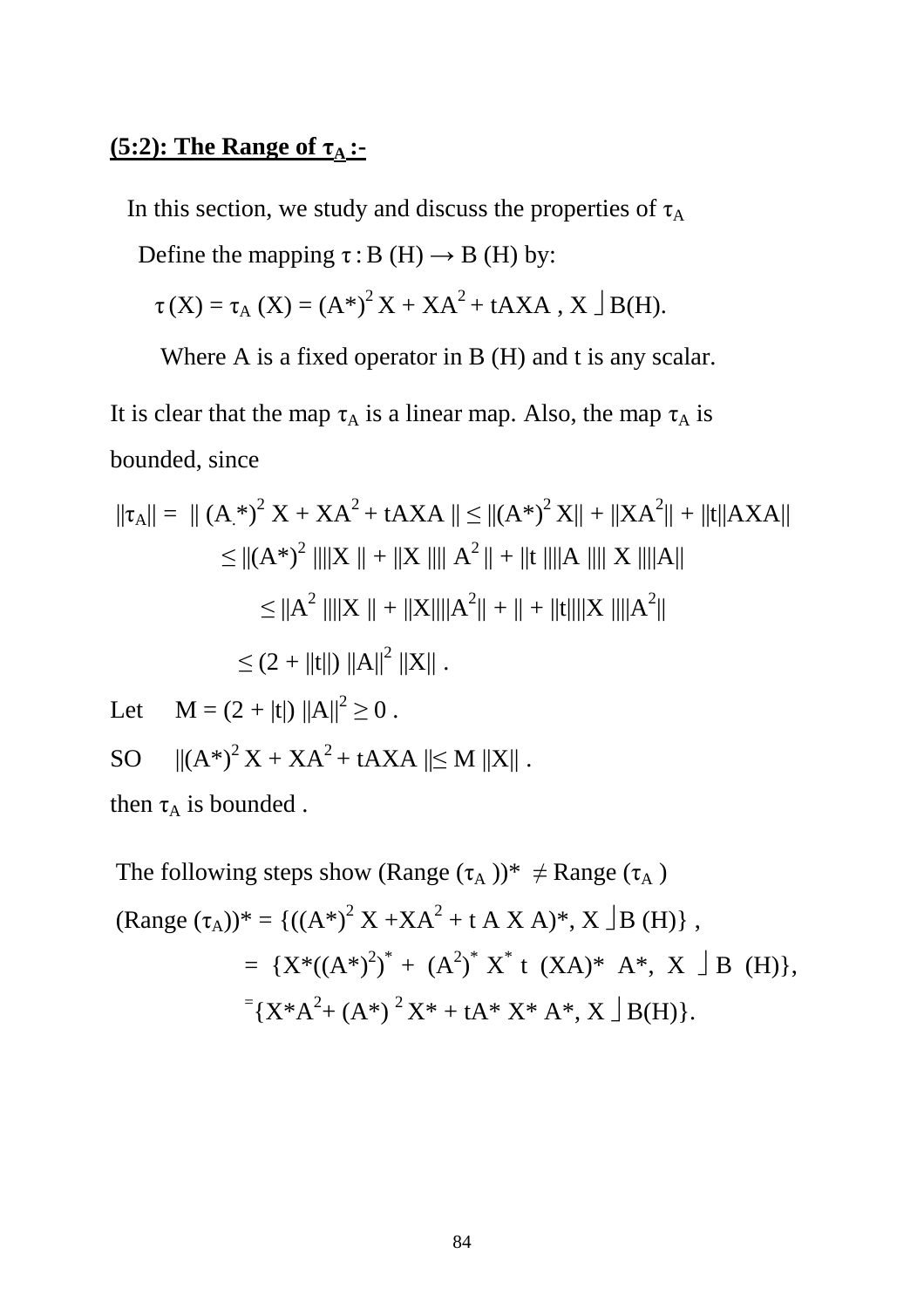## (5:2): The Range of $\tau_A$ :-

In this section, we study and discuss the properties of $\tau_A$

Define the mapping $\tau : B(H) \rightarrow B(H)$ by:

$$\tau(X) = \tau_A(X) = (A^*)^2 X + XA^2 + tAXA \ , \ X \in B(H).$$

Where A is a fixed operator in B (H) and t is any scalar.

It is clear that the map $\tau_A$ is a linear map. Also, the map $\tau_A$ is bounded, since

$$\|\tau_A\| = \|(A^*)^2 X + XA^2 + tAXA\| \leq \|(A^*)^2 X\| + \|XA^2\| + \|t\|AXA\|$$

$$\leq \|(A^*)^2\| \|X\| + \|X\| \|A^2\| + \|t\| \|A\| \|X\| \|A\|$$

$$\leq \|A^2\| \|X\| + \|X\| \|A^2\| + \| + \|t\| \|X\| \|A^2\|$$

$$\leq (2 + \|t\|) \|A\|^2 \|X\| .$$

Let $\quad M = (2 + |t|) \|A\|^2 \geq 0$ .

SO $\quad \|(A^*)^2 X + XA^2 + tAXA\| \leq M \|X\|$ .

then $\tau_A$ is bounded .

The following steps show $(\text{Range}(\tau_A))^* \neq \text{Range}(\tau_A)$

$$(\text{Range}(\tau_A))^* = \{((A^*)^2 X + XA^2 + t\,A\,X\,A)^*, X \in B(H)\} ,$$

$$= \{X^*((A^*)^2)^* + (A^2)^* X^* t\,(XA)^*\,A^*, X \in B(H)\},$$

$$= \{X^*A^2 + (A^*)^2 X^* + tA^* X^* A^*, X \in B(H)\}.$$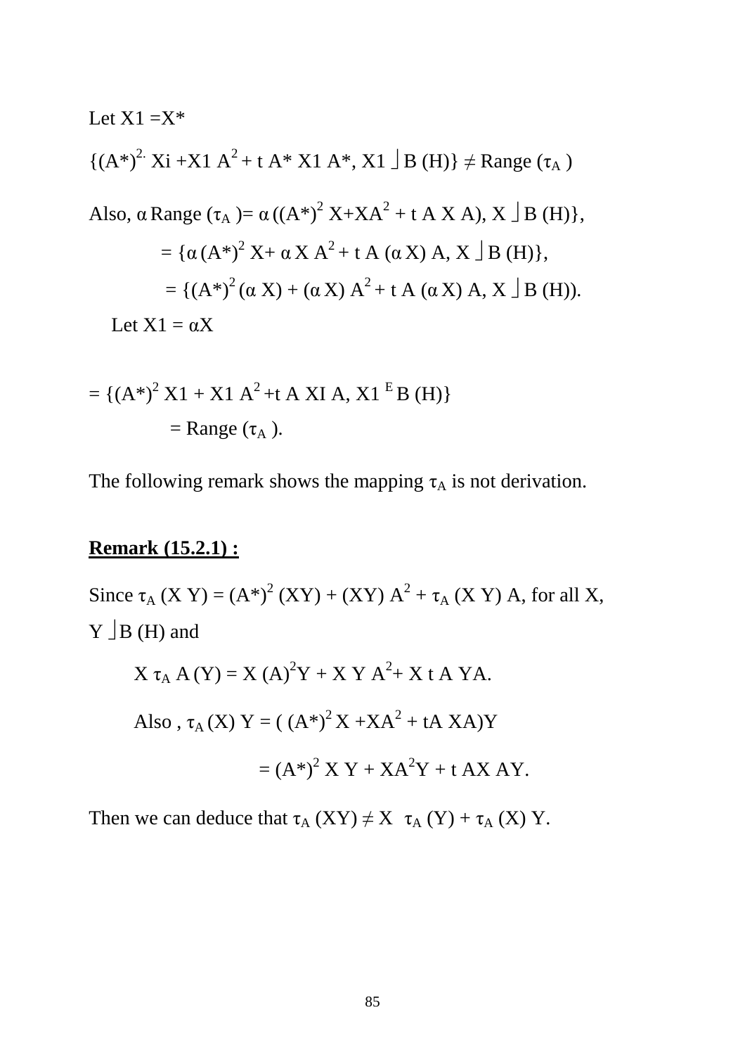Let $X1 = X^*$

$\{(A^*)^{2.} Xi + X1 A^2 + t A^* X1 A^*, X1 \in B(H)\} \neq \text{Range}(\tau_A)$

Also, $\alpha \text{ Range}(\tau_A) = \alpha ((A^*)^2 X + XA^2 + t A X A), X \in B(H)\}$,

$= \{\alpha (A^*)^2 X + \alpha X A^2 + t A (\alpha X) A, X \in B(H)\}$,

$= \{(A^*)^2 (\alpha X) + (\alpha X) A^2 + t A (\alpha X) A, X \in B(H))$.

Let $X1 = \alpha X$

$= \{(A^*)^2 X1 + X1 A^2 + t A XI A, X1 \in B(H)\}$

$= \text{Range}(\tau_A)$.

The following remark shows the mapping $\tau_A$ is not derivation.

**Remark (15.2.1) :**

Since $\tau_A (X Y) = (A^*)^2 (XY) + (XY) A^2 + \tau_A (X Y) A$, for all X, $Y \in B(H)$ and

$X \tau_A A (Y) = X (A)^2 Y + X Y A^2 + X t A YA$.

Also , $\tau_A (X) Y = ( (A^*)^2 X + XA^2 + tA XA)Y$

$= (A^*)^2 X Y + XA^2 Y + t AX AY$.

Then we can deduce that $\tau_A (XY) \neq X \tau_A (Y) + \tau_A (X) Y$.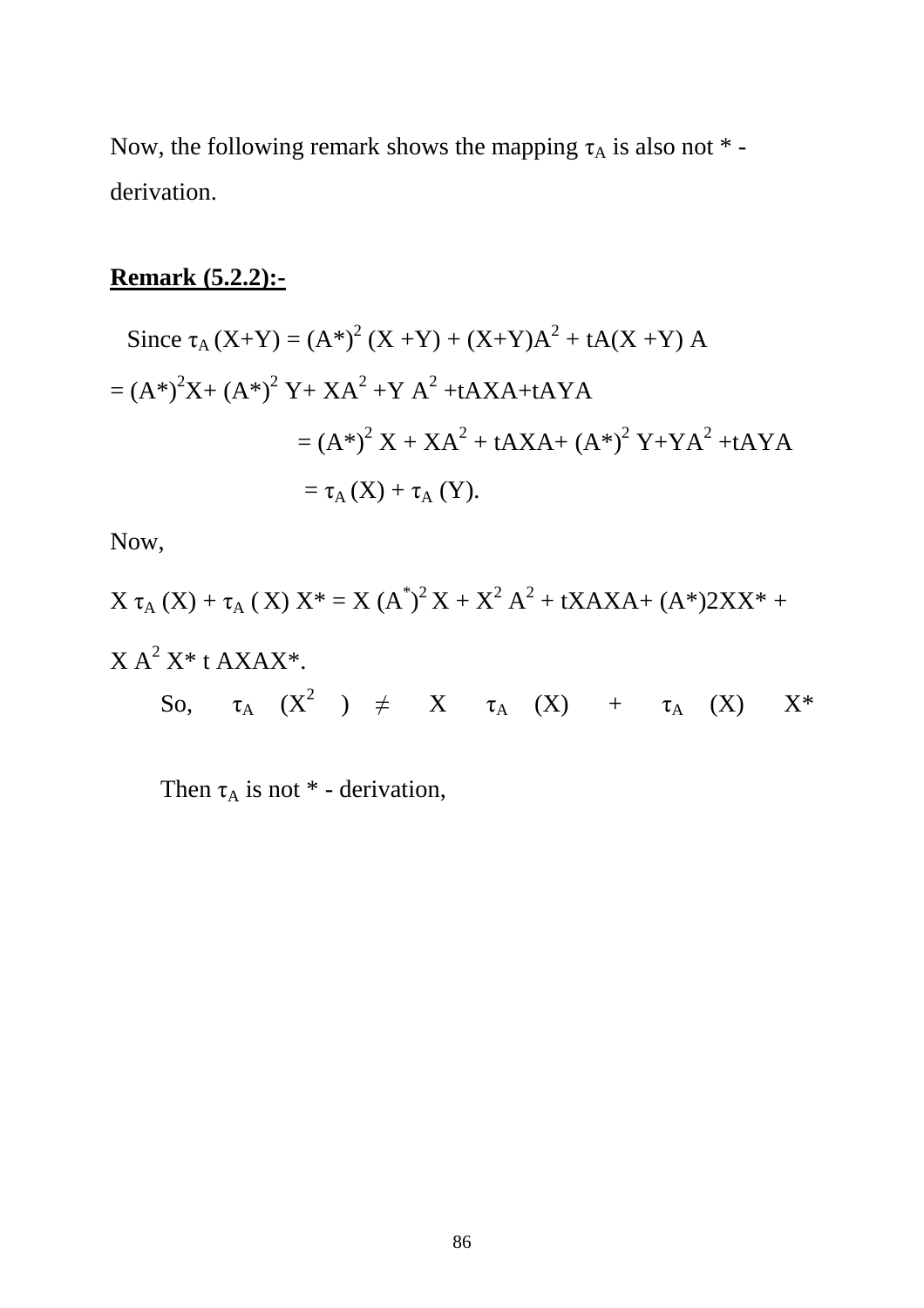Now, the following remark shows the mapping $\tau_A$ is also not * - derivation.

**Remark (5.2.2):-**

Since $\tau_A (X+Y) = (A^*)^2 (X+Y) + (X+Y)A^2 + tA(X+Y)A$

$= (A^*)^2X + (A^*)^2 Y + XA^2 + YA^2 + tAXA + tAYA$

$= (A^*)^2 X + XA^2 + tAXA + (A^*)^2 Y + YA^2 + tAYA$

$= \tau_A (X) + \tau_A (Y).$

Now,

$X \tau_A (X) + \tau_A (X) X^* = X (A^*)^2 X + X^2 A^2 + tXAXA + (A^*)2XX^* +$

$X A^2 X^* t AXAX^*.$

So, $\tau_A (X^2) \neq X \tau_A (X) + \tau_A (X) X^*$

Then $\tau_A$ is not * - derivation,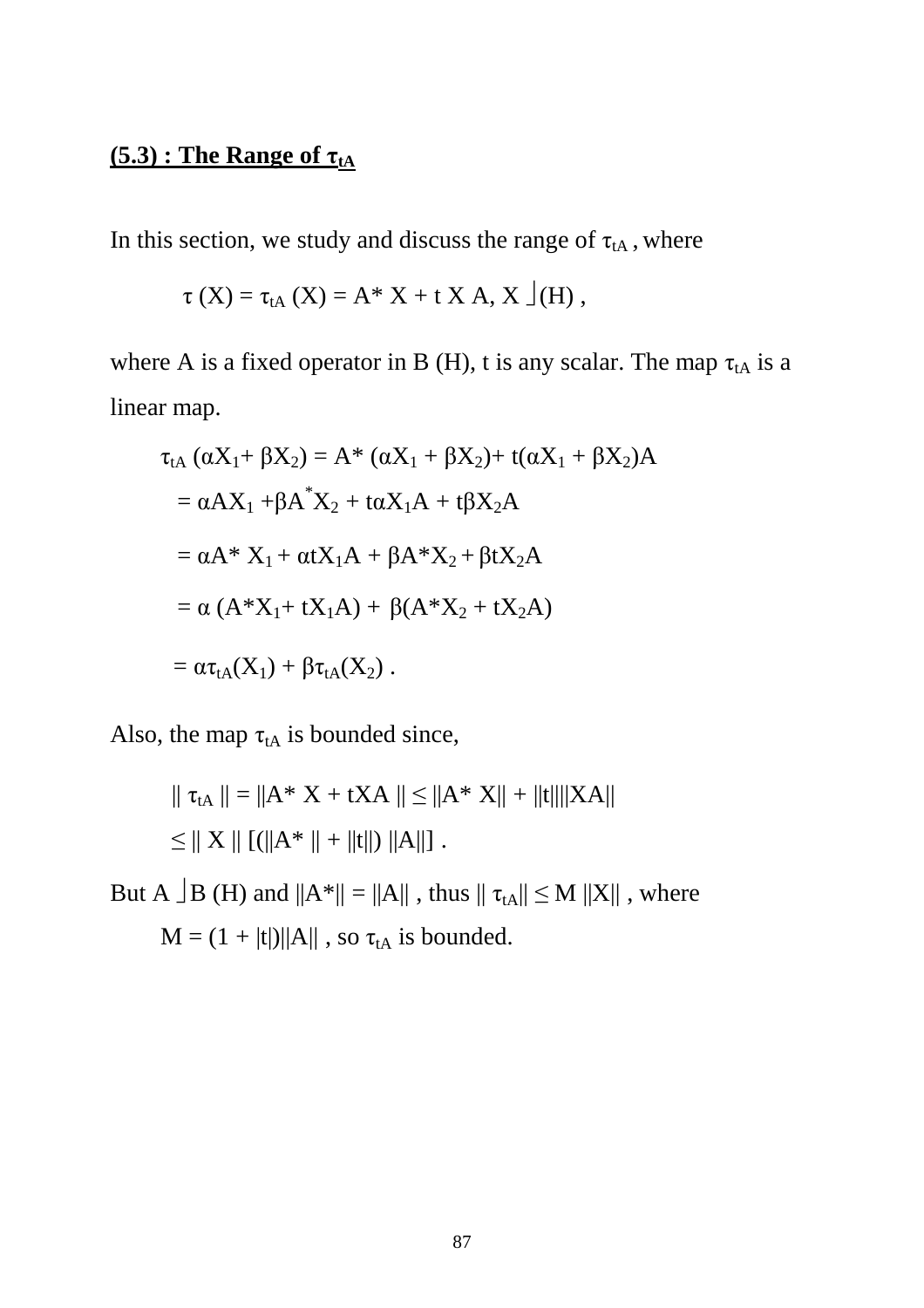## (5.3) : The Range of $\tau_{tA}$

In this section, we study and discuss the range of $\tau_{tA}$ , where

$$\tau(X) = \tau_{tA}(X) = A^* X + t X A, X \in (H) ,$$

where A is a fixed operator in B (H), t is any scalar. The map $\tau_{tA}$ is a linear map.

$$\tau_{tA}(\alpha X_1 + \beta X_2) = A^*(\alpha X_1 + \beta X_2) + t(\alpha X_1 + \beta X_2)A$$

$$= \alpha A X_1 + \beta A^* X_2 + t\alpha X_1 A + t\beta X_2 A$$

$$= \alpha A^* X_1 + \alpha t X_1 A + \beta A^* X_2 + \beta t X_2 A$$

$$= \alpha (A^* X_1 + t X_1 A) + \beta (A^* X_2 + t X_2 A)$$

$$= \alpha \tau_{tA}(X_1) + \beta \tau_{tA}(X_2) .$$

Also, the map $\tau_{tA}$ is bounded since,

$$\| \tau_{tA} \| = \|A^* X + tXA\| \leq \|A^* X\| + \|t\|\|XA\|$$

$$\leq \| X \| [(\|A^*\| + \|t\|) \|A\|] .$$

But $A \in B(H)$ and $\|A^*\| = \|A\|$ , thus $\| \tau_{tA}\| \leq M \|X\|$ , where $M = (1 + |t|)\|A\|$ , so $\tau_{tA}$ is bounded.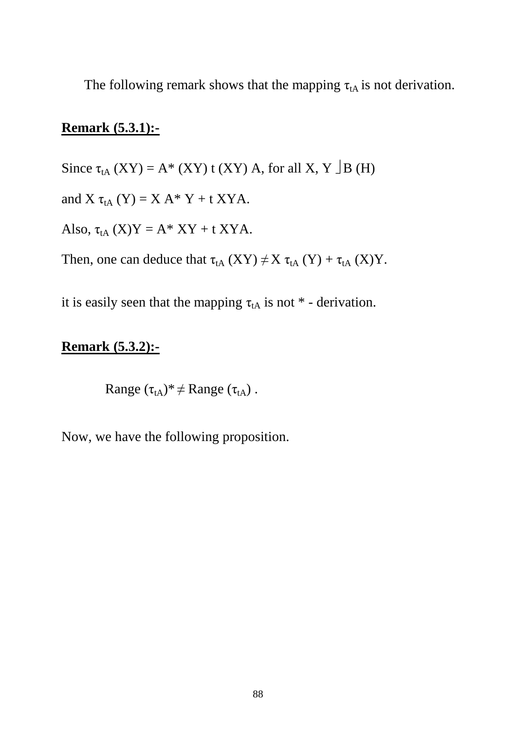The following remark shows that the mapping $\tau_{tA}$ is not derivation.

**Remark (5.3.1):-**

Since $\tau_{tA}$ (XY) = A* (XY) t (XY) A, for all X, Y $\in$ B (H)

and X $\tau_{tA}$ (Y) = X A* Y + t XYA.

Also, $\tau_{tA}$ (X)Y = A* XY + t XYA.

Then, one can deduce that $\tau_{tA}$ (XY) $\neq$ X $\tau_{tA}$ (Y) + $\tau_{tA}$ (X)Y.

it is easily seen that the mapping $\tau_{tA}$ is not * - derivation.

**Remark (5.3.2):-**

$$\text{Range } (\tau_{tA})^* \neq \text{Range } (\tau_{tA}) .$$

Now, we have the following proposition.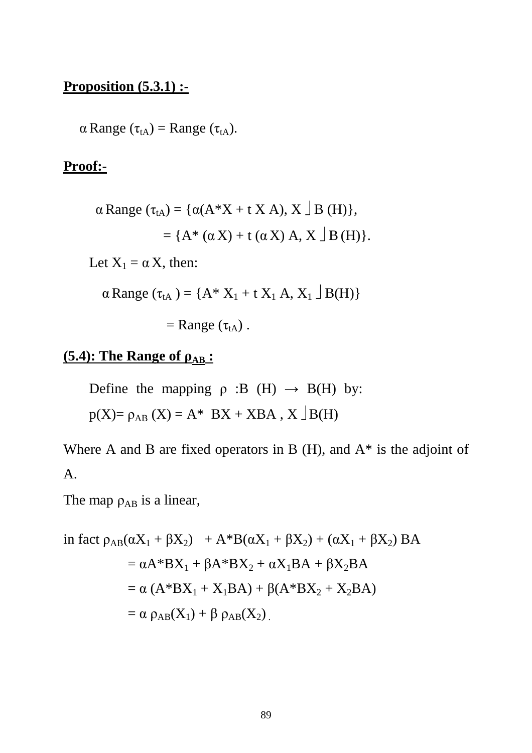**Proposition (5.3.1) :-**

$\alpha$ Range ($\tau_{tA}$) = Range ($\tau_{tA}$).

**Proof:-**

$$\alpha \text{ Range } (\tau_{tA}) = \{\alpha(A^*X + t\,X\,A),\ X \in B(H)\},$$

$$= \{A^* (\alpha X) + t\,(\alpha X)\,A,\ X \in B(H)\}.$$

Let $X_1 = \alpha X$, then:

$$\alpha \text{ Range } (\tau_{tA}) = \{A^* X_1 + t\,X_1\,A,\ X_1 \in B(H)\}$$

$$= \text{Range } (\tau_{tA}) .$$

**(5.4): The Range of $\rho_{AB}$ :**

Define the mapping $\rho$ :B (H) $\rightarrow$ B(H) by:
$p(X) = \rho_{AB}(X) = A^*\ BX + XBA$ , $X \in B(H)$

Where A and B are fixed operators in B (H), and A* is the adjoint of A.

The map $\rho_{AB}$ is a linear,

in fact $\rho_{AB}(\alpha X_1 + \beta X_2)\ \ + A^*B(\alpha X_1 + \beta X_2) + (\alpha X_1 + \beta X_2)\,BA$

$$= \alpha A^*BX_1 + \beta A^*BX_2 + \alpha X_1BA + \beta X_2BA$$

$$= \alpha\,(A^*BX_1 + X_1BA) + \beta(A^*BX_2 + X_2BA)$$

$$= \alpha\,\rho_{AB}(X_1) + \beta\,\rho_{AB}(X_2)\,.$$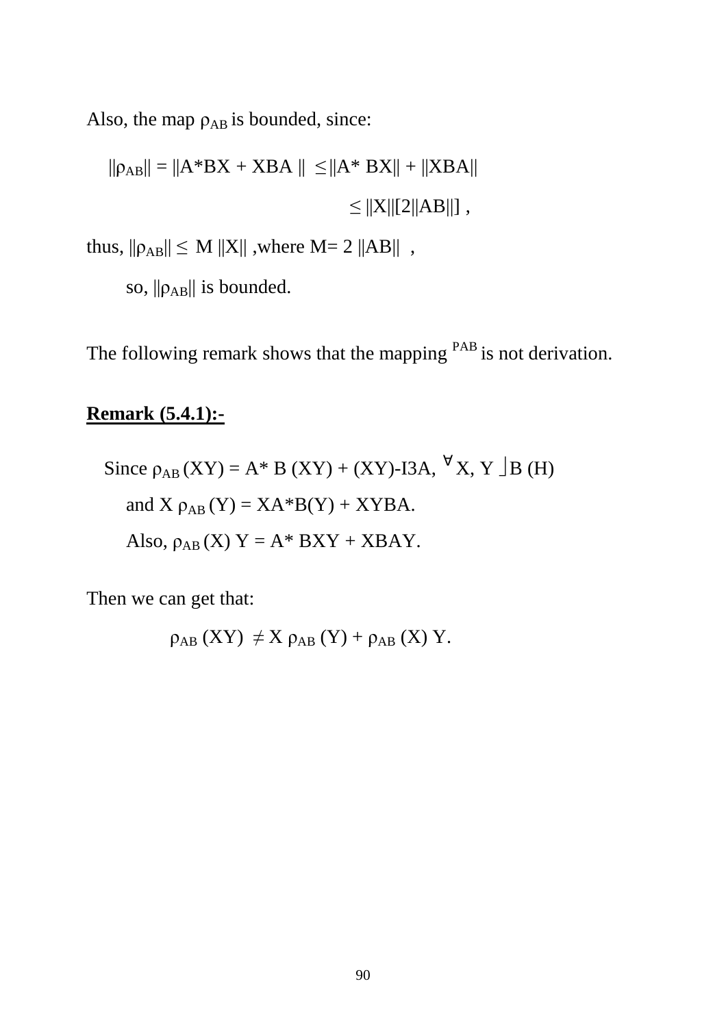Also, the map $\rho_{AB}$ is bounded, since:

$$\|\rho_{AB}\| = \|A^*BX + XBA\| \leq \|A^*BX\| + \|XBA\|$$

$$\leq \|X\|[2\|AB\|] ,$$

thus, $\|\rho_{AB}\| \leq M \|X\|$ ,where $M= 2 \|AB\|$ ,

so, $\|\rho_{AB}\|$ is bounded.

The following remark shows that the mapping $\rho_{AB}$ is not derivation.

**Remark (5.4.1):-**

Since $\rho_{AB} (XY) = A^* B (XY) + (XY)\text{-I3A}$, $\forall X, Y \in B(H)$

and $X \rho_{AB} (Y) = XA^*B(Y) + XYBA$.

Also, $\rho_{AB} (X) Y = A^* BXY + XBAY$.

Then we can get that:

$$\rho_{AB} (XY) \neq X \rho_{AB} (Y) + \rho_{AB} (X) Y.$$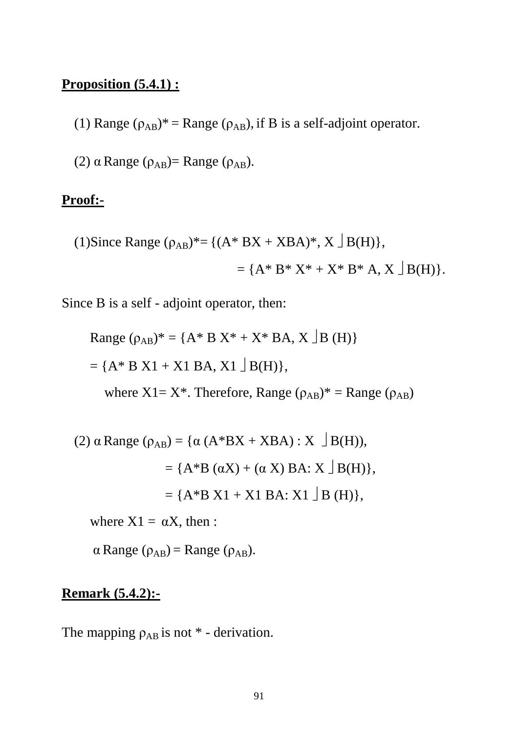**Proposition (5.4.1) :**

(1) Range $(\rho_{AB})^*$ = Range $(\rho_{AB})$, if B is a self-adjoint operator.

(2) $\alpha$ Range $(\rho_{AB})$= Range $(\rho_{AB})$.

**Proof:-**

(1)Since Range $(\rho_{AB})^* = \{(A^* BX + XBA)^*, X \in B(H)\}$,

$$= \{A^* B^* X^* + X^* B^* A, X \in B(H)\}.$$

Since B is a self - adjoint operator, then:

Range $(\rho_{AB})^* = \{A^* B X^* + X^* BA, X \in B(H)\}$

$= \{A^* B X1 + X1 BA, X1 \in B(H)\}$,

where $X1 = X^*$. Therefore, Range $(\rho_{AB})^*$ = Range $(\rho_{AB})$

(2) $\alpha$ Range $(\rho_{AB}) = \{\alpha (A^*BX + XBA) : X \in B(H)),$

$= \{A^*B (\alpha X) + (\alpha X) BA: X \in B(H)\}$,

$= \{A^*B X1 + X1 BA: X1 \in B(H)\}$,

where $X1 = \alpha X$, then :

$\alpha$ Range $(\rho_{AB})$ = Range $(\rho_{AB})$.

**Remark (5.4.2):-**

The mapping $\rho_{AB}$ is not * - derivation.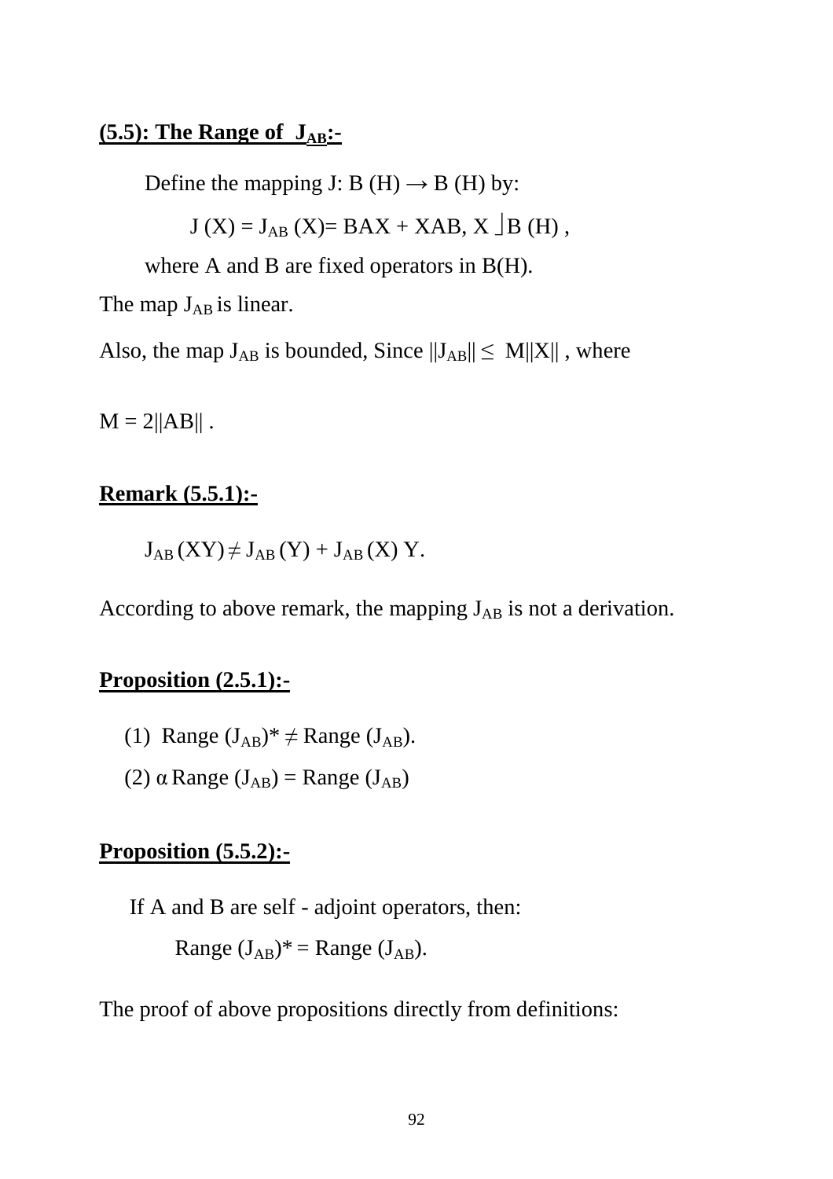**(5.5): The Range of $J_{AB}$:-**

Define the mapping $J: B(H) \rightarrow B(H)$ by:

$$J(X) = J_{AB}(X) = BAX + XAB, \; X \in B(H),$$

where A and B are fixed operators in B(H).

The map $J_{AB}$ is linear.

Also, the map $J_{AB}$ is bounded, Since $\|J_{AB}\| \leq M\|X\|$, where

$M = 2\|AB\|$.

**Remark (5.5.1):-**

$$J_{AB}(XY) \neq J_{AB}(Y) + J_{AB}(X)\,Y.$$

According to above remark, the mapping $J_{AB}$ is not a derivation.

**Proposition (2.5.1):-**

(1) $\text{Range}(J_{AB})^* \neq \text{Range}(J_{AB})$.

(2) $\alpha \, \text{Range}(J_{AB}) = \text{Range}(J_{AB})$

**Proposition (5.5.2):-**

If A and B are self - adjoint operators, then:

$$\text{Range}(J_{AB})^* = \text{Range}(J_{AB}).$$

The proof of above propositions directly from definitions: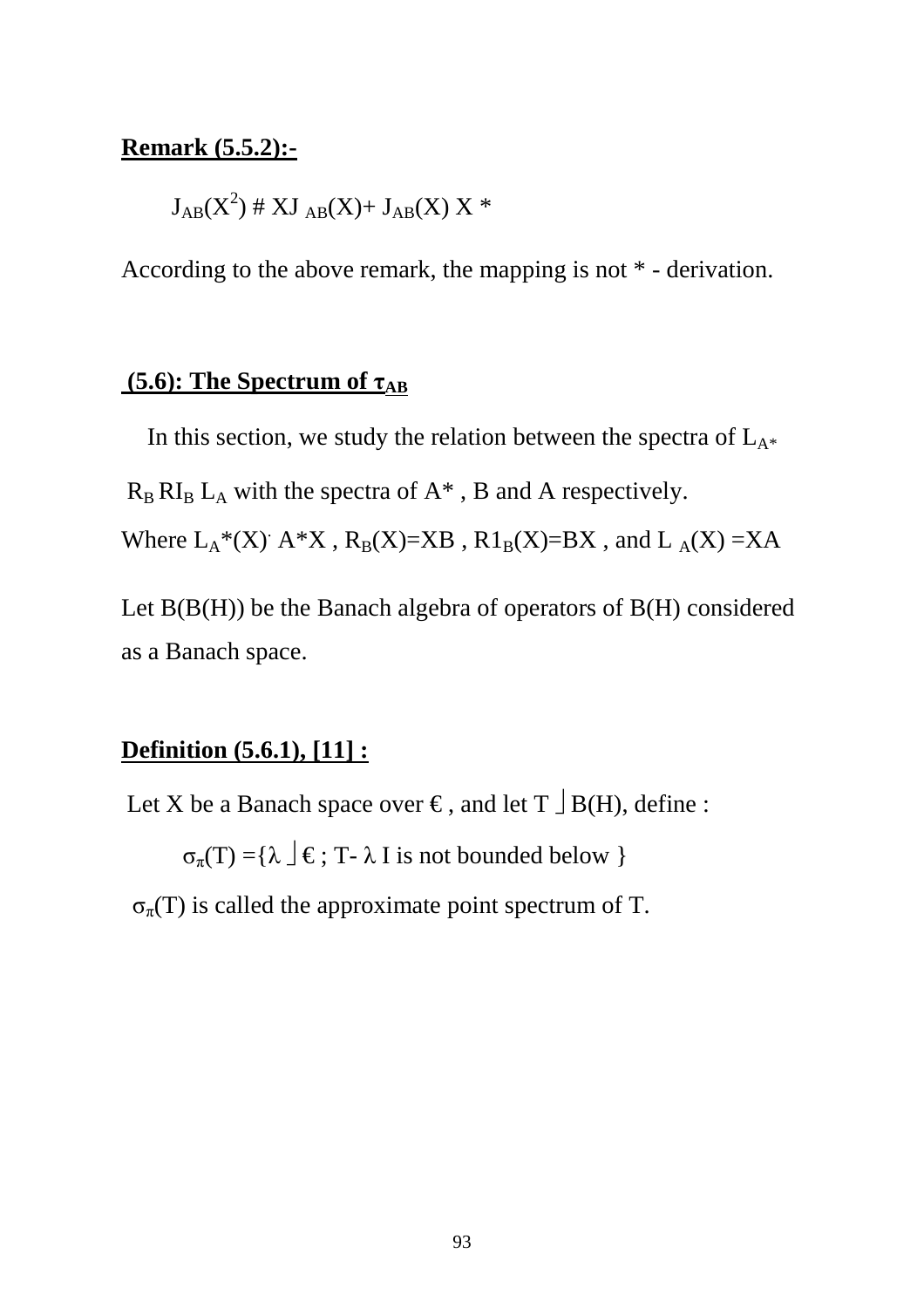**Remark (5.5.2):-**

$$J_{AB}(X^2) \neq XJ_{AB}(X) + J_{AB}(X)X^*$$

According to the above remark, the mapping is not * - derivation.

## (5.6): The Spectrum of $\tau_{AB}$

In this section, we study the relation between the spectra of $L_{A^*}$ $R_B$ $RI_B$ $L_A$ with the spectra of A* , B and A respectively.

Where $L_A*(X) = A^*X$ , $R_B(X)=XB$ , $R1_B(X)=BX$ , and $L_A(X) =XA$

Let B(B(H)) be the Banach algebra of operators of B(H) considered as a Banach space.

**Definition (5.6.1), [11] :**

Let X be a Banach space over ℂ, and let T ∈ B(H), define :

$$\sigma_\pi(T) = \{\lambda \in ℂ \text{ ; } T - \lambda I \text{ is not bounded below } \}$$

$\sigma_\pi(T)$ is called the approximate point spectrum of T.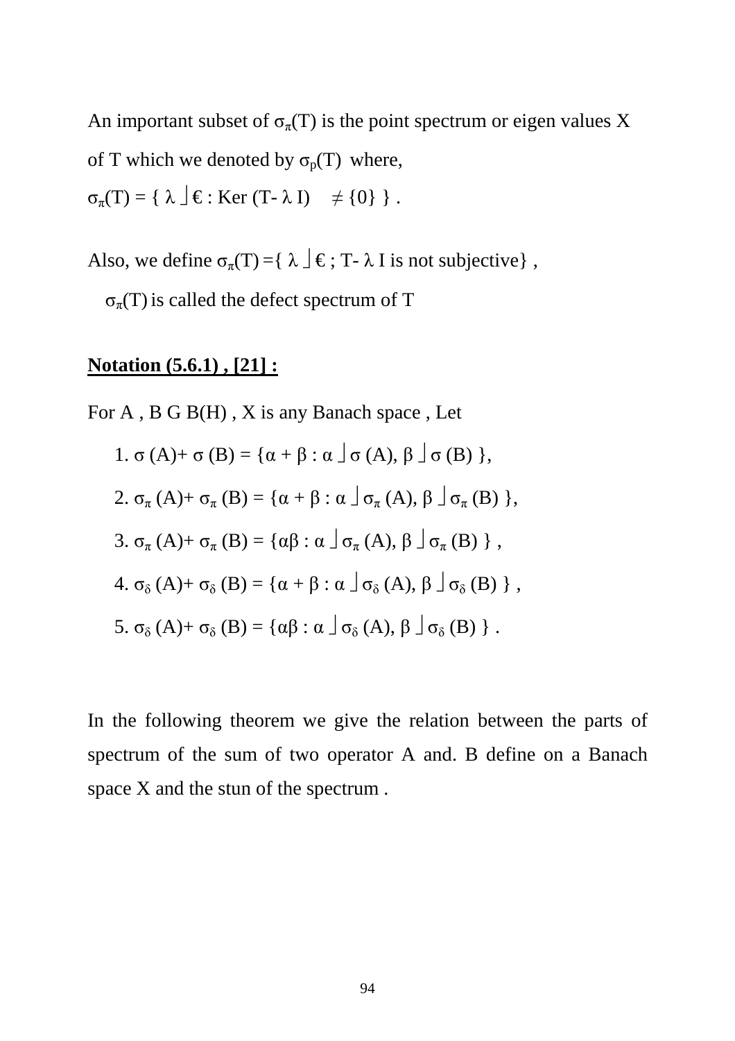An important subset of $\sigma_\pi(T)$ is the point spectrum or eigen values X of T which we denoted by $\sigma_p(T)$ where,

$\sigma_\pi(T) = \{ \lambda \rfloor € : \text{Ker } (T- \lambda I) \quad \neq \{0\} \}$ .

Also, we define $\sigma_\pi(T) = \{ \lambda \rfloor € ; T- \lambda I$ is not subjective$\}$ ,

$\sigma_\pi(T)$ is called the defect spectrum of T

**Notation (5.6.1) , [21] :**

For A , B G B(H) , X is any Banach space , Let

1. $\sigma (A)+ \sigma (B) = \{\alpha + \beta : \alpha \rfloor \sigma (A), \beta \rfloor \sigma (B) \}$,
2. $\sigma_\pi (A)+ \sigma_\pi (B) = \{\alpha + \beta : \alpha \rfloor \sigma_\pi (A), \beta \rfloor \sigma_\pi (B) \}$,
3. $\sigma_\pi (A)+ \sigma_\pi (B) = \{\alpha\beta : \alpha \rfloor \sigma_\pi (A), \beta \rfloor \sigma_\pi (B) \}$ ,
4. $\sigma_\delta (A)+ \sigma_\delta (B) = \{\alpha + \beta : \alpha \rfloor \sigma_\delta (A), \beta \rfloor \sigma_\delta (B) \}$ ,
5. $\sigma_\delta (A)+ \sigma_\delta (B) = \{\alpha\beta : \alpha \rfloor \sigma_\delta (A), \beta \rfloor \sigma_\delta (B) \}$ .

In the following theorem we give the relation between the parts of spectrum of the sum of two operator A and. B define on a Banach space X and the stun of the spectrum .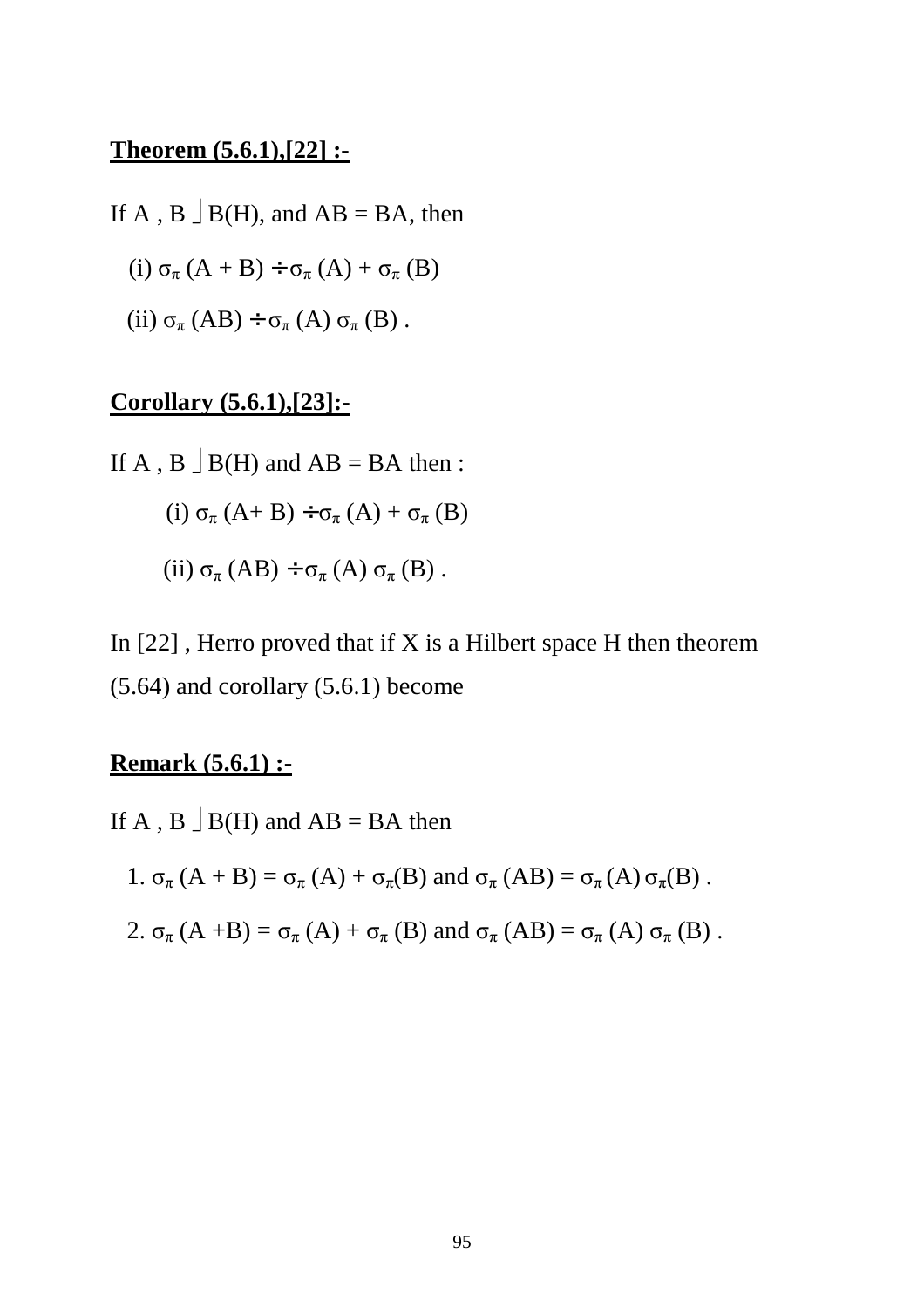**Theorem (5.6.1),[22] :-**

If A , B $\in$ B(H), and AB = BA, then

(i) $\sigma_\pi (A + B) \subseteq \sigma_\pi (A) + \sigma_\pi (B)$

(ii) $\sigma_\pi (AB) \subseteq \sigma_\pi (A)\, \sigma_\pi (B)$ .

**Corollary (5.6.1),[23]:-**

If A , B $\in$ B(H) and AB = BA then :

(i) $\sigma_\pi (A+ B) \subseteq \sigma_\pi (A) + \sigma_\pi (B)$

(ii) $\sigma_\pi (AB) \subseteq \sigma_\pi (A)\, \sigma_\pi (B)$ .

In [22] , Herro proved that if X is a Hilbert space H then theorem (5.64) and corollary (5.6.1) become

**Remark (5.6.1) :-**

If A , B $\in$ B(H) and AB = BA then

1. $\sigma_\pi (A + B) = \sigma_\pi (A) + \sigma_\pi(B)$ and $\sigma_\pi (AB) = \sigma_\pi (A)\, \sigma_\pi(B)$ .
2. $\sigma_\pi (A +B) = \sigma_\pi (A) + \sigma_\pi (B)$ and $\sigma_\pi (AB) = \sigma_\pi (A)\, \sigma_\pi (B)$ .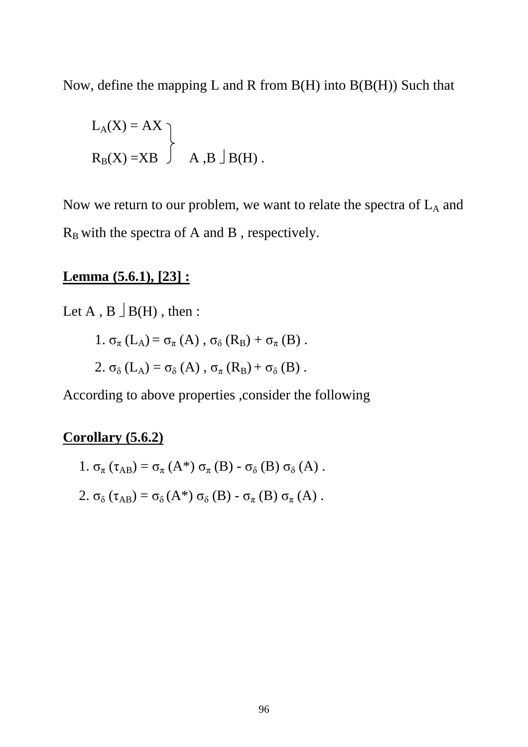Now, define the mapping L and R from B(H) into B(B(H)) Such that

$$\left.\begin{array}{l} L_A(X) = AX \\ R_B(X) = XB \end{array}\right\} \quad A, B \in B(H).$$

Now we return to our problem, we want to relate the spectra of $L_A$ and $R_B$ with the spectra of A and B , respectively.

**Lemma (5.6.1), [23] :**

Let A , B $\in$ B(H) , then :

1. $\sigma_\pi (L_A) = \sigma_\pi (A)$ , $\sigma_\delta (R_B) + \sigma_\pi (B)$ .
2. $\sigma_\delta (L_A) = \sigma_\delta (A)$ , $\sigma_\pi (R_B) + \sigma_\delta (B)$ .

According to above properties ,consider the following

**Corollary (5.6.2)**

1. $\sigma_\pi (\tau_{AB}) = \sigma_\pi (A^*)\, \sigma_\pi (B) - \sigma_\delta (B)\, \sigma_\delta (A)$ .
2. $\sigma_\delta (\tau_{AB}) = \sigma_\delta (A^*)\, \sigma_\delta (B) - \sigma_\pi (B)\, \sigma_\pi (A)$ .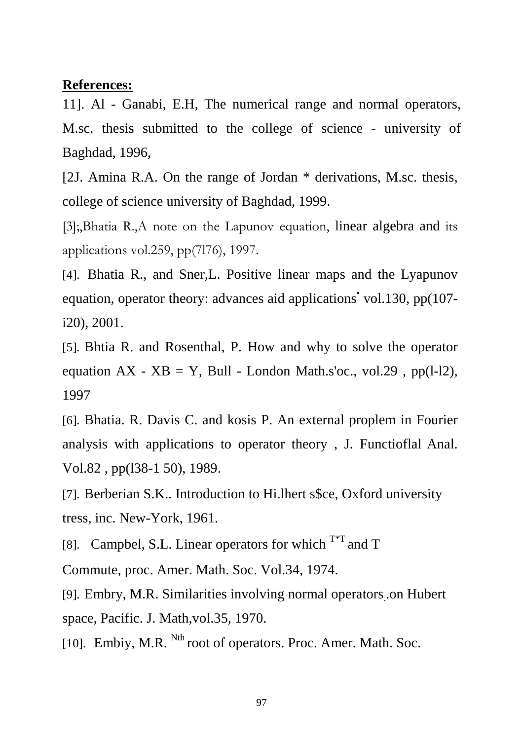**References:**

11]. Al - Ganabi, E.H, The numerical range and normal operators, M.sc. thesis submitted to the college of science - university of Baghdad, 1996,

[2J. Amina R.A. On the range of Jordan * derivations, M.sc. thesis, college of science university of Baghdad, 1999.

[3];,Bhatia R.,A note on the Lapunov equation, linear algebra and its applications vol.259, pp(7l76), 1997.

[4]. Bhatia R., and Sner,L. Positive linear maps and the Lyapunov equation, operator theory: advances aid applications• vol.130, pp(107-i20), 2001.

[5]. Bhtia R. and Rosenthal, P. How and why to solve the operator equation AX - XB = Y, Bull - London Math.s'oc., vol.29 , pp(l-l2), 1997

[6]. Bhatia. R. Davis C. and kosis P. An external proplem in Fourier analysis with applications to operator theory , J. Functioflal Anal. Vol.82 , pp(l38-1 50), 1989.

[7]. Berberian S.K.. Introduction to Hi.lhert s$ce, Oxford university tress, inc. New-York, 1961.

[8]. Campbel, S.L. Linear operators for which $T^*T$ and T Commute, proc. Amer. Math. Soc. Vol.34, 1974.

[9]. Embry, M.R. Similarities involving normal operators.on Hubert space, Pacific. J. Math,vol.35, 1970.

[10]. Embiy, M.R. Nth root of operators. Proc. Amer. Math. Soc.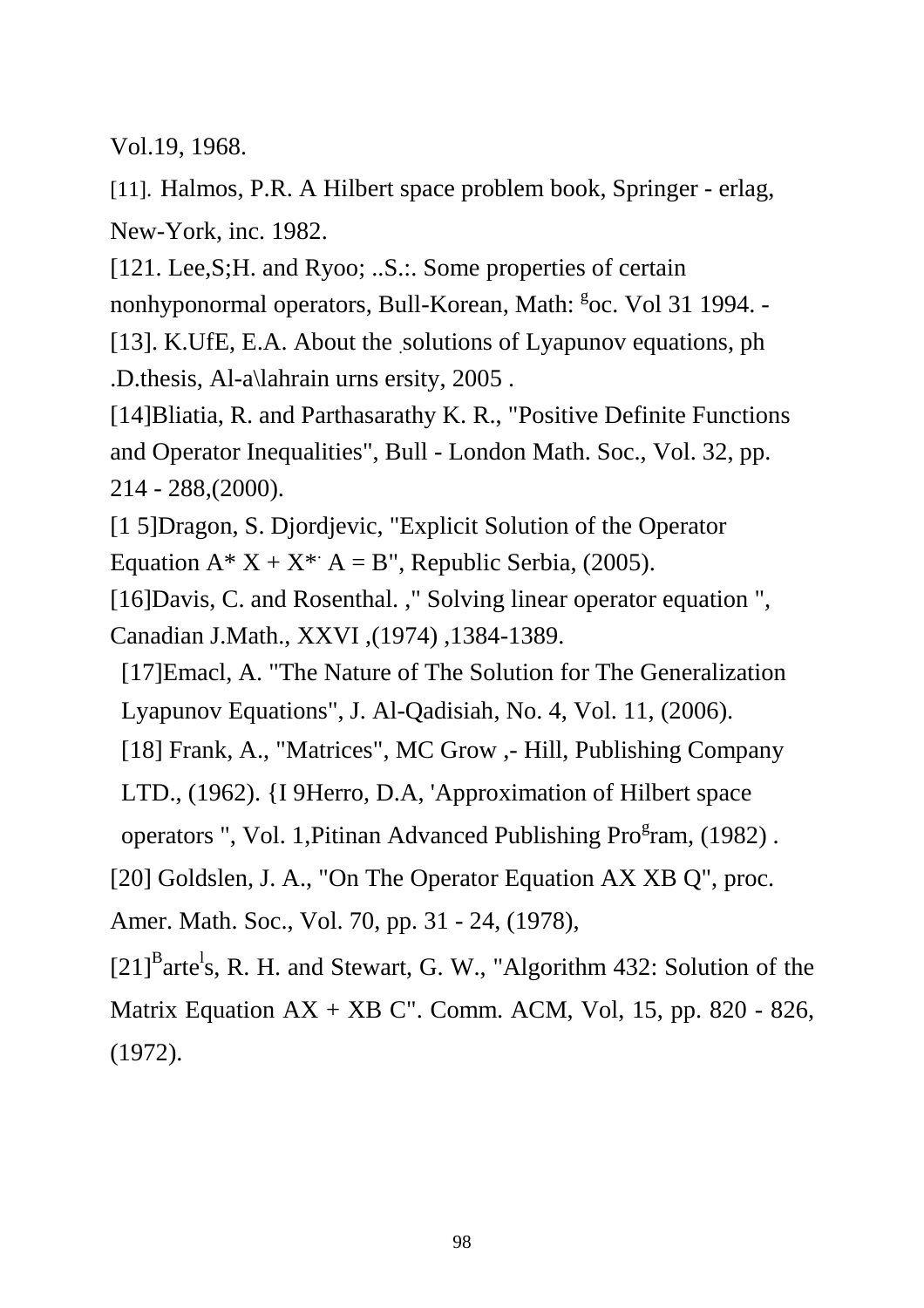Vol.19, 1968.

[11]. Halmos, P.R. A Hilbert space problem book, Springer - erlag, New-York, inc. 1982.

[121. Lee,S;H. and Ryoo; ..S.:. Some properties of certain nonhyponormal operators, Bull-Korean, Math: [g]oc. Vol 31 1994. -

[13]. K.UfE, E.A. About the solutions of Lyapunov equations, ph .D.thesis, Al-a\lahrain urns ersity, 2005 .

[14]Bliatia, R. and Parthasarathy K. R., "Positive Definite Functions and Operator Inequalities", Bull - London Math. Soc., Vol. 32, pp. 214 - 288,(2000).

[1 5]Dragon, S. Djordjevic, "Explicit Solution of the Operator Equation $A^* X + X^* A = B$", Republic Serbia, (2005).

[16]Davis, C. and Rosenthal. ," Solving linear operator equation ", Canadian J.Math., XXVI ,(1974) ,1384-1389.

[17]Emacl, A. "The Nature of The Solution for The Generalization Lyapunov Equations", J. Al-Qadisiah, No. 4, Vol. 11, (2006).

[18] Frank, A., "Matrices", MC Grow ,- Hill, Publishing Company LTD., (1962). {I 9Herro, D.A, 'Approximation of Hilbert space operators ", Vol. 1,Pitinan Advanced Publishing Pro[g]ram, (1982) .

[20] Goldslen, J. A., "On The Operator Equation AX XB Q", proc. Amer. Math. Soc., Vol. 70, pp. 31 - 24, (1978),

[21][B]arte[l]s, R. H. and Stewart, G. W., "Algorithm 432: Solution of the Matrix Equation AX + XB C". Comm. ACM, Vol, 15, pp. 820 - 826, (1972).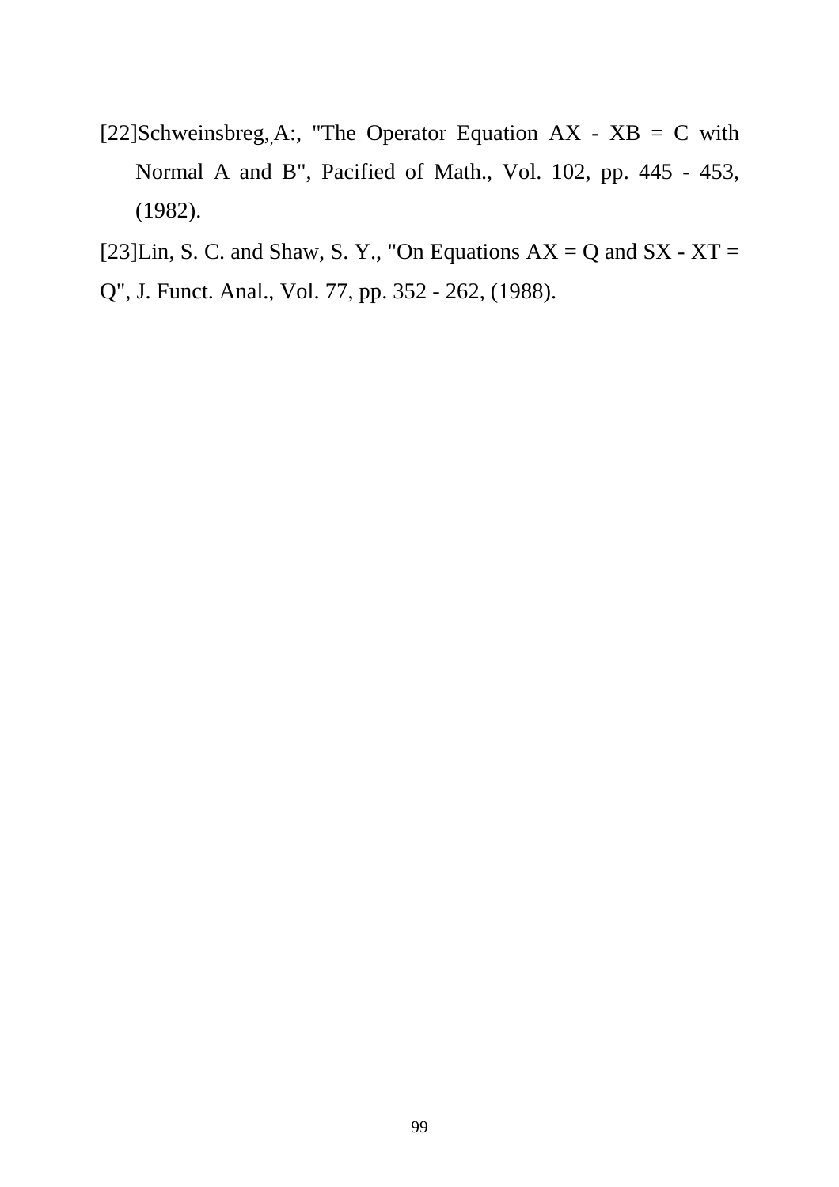[22]Schweinsbreg, A:, "The Operator Equation $AX - XB = C$ with Normal A and B", Pacified of Math., Vol. 102, pp. 445 - 453, (1982).

[23]Lin, S. C. and Shaw, S. Y., "On Equations $AX = Q$ and $SX - XT = Q$", J. Funct. Anal., Vol. 77, pp. 352 - 262, (1988).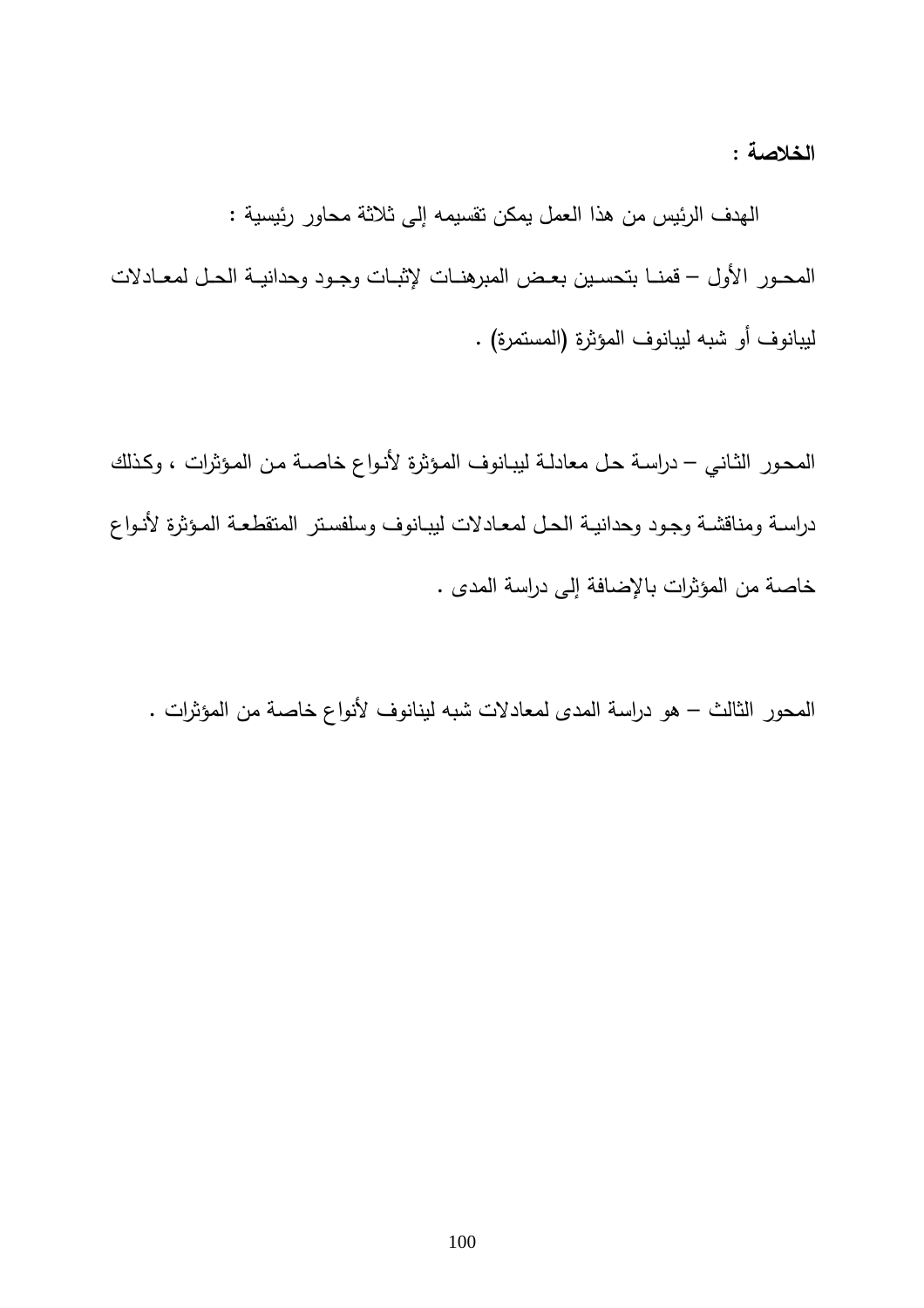**الخلاصة :**

الهدف الرئيس من هذا العمل يمكن تقسيمه إلى ثلاثة محاور رئيسية :

المحور الأول – قمنا بتحسين بعض المبرهنات لإثبات وجود وحدانية الحل لمعادلات ليبانوف أو شبه ليبانوف المؤثرة (المستمرة) .

المحور الثاني – دراسة حل معادلة ليبانوف المؤثرة لأنواع خاصة من المؤثرات ، وكذلك دراسة ومناقشة وجود وحدانية الحل لمعادلات ليبانوف وسلفستر المتقطعة المؤثرة لأنواع خاصة من المؤثرات بالإضافة إلى دراسة المدى .

المحور الثالث – هو دراسة المدى لمعادلات شبه لينانوف لأنواع خاصة من المؤثرات .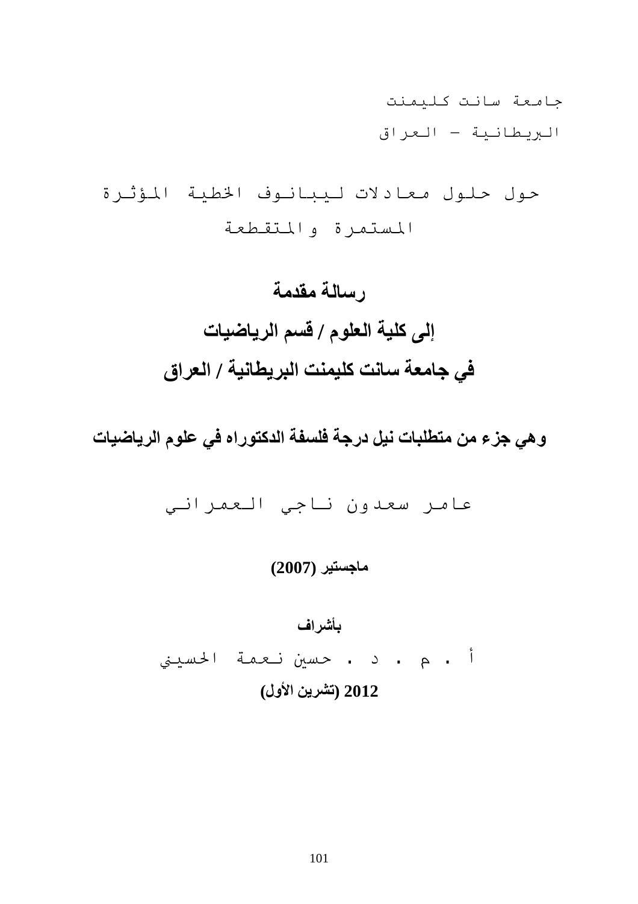جامعة سانت كليمنت

البريطانية – العراق

حول حلول معادلات ليبانوف الخطية المؤثرة

المستمرة والمتقطعة

**رسالة مقدمة**

**إلى كلية العلوم / قسم الرياضيات**

**في جامعة سانت كليمنت البريطانية / العراق**

**وهي جزء من متطلبات نيل درجة فلسفة الدكتوراه في علوم الرياضيات**

عامر سعدون ناجي العمراني

**ماجستير (2007)**

**بأشراف**

أ . م . د . حسين نعمة الحسيني

**2012 (تشرين الأول)**